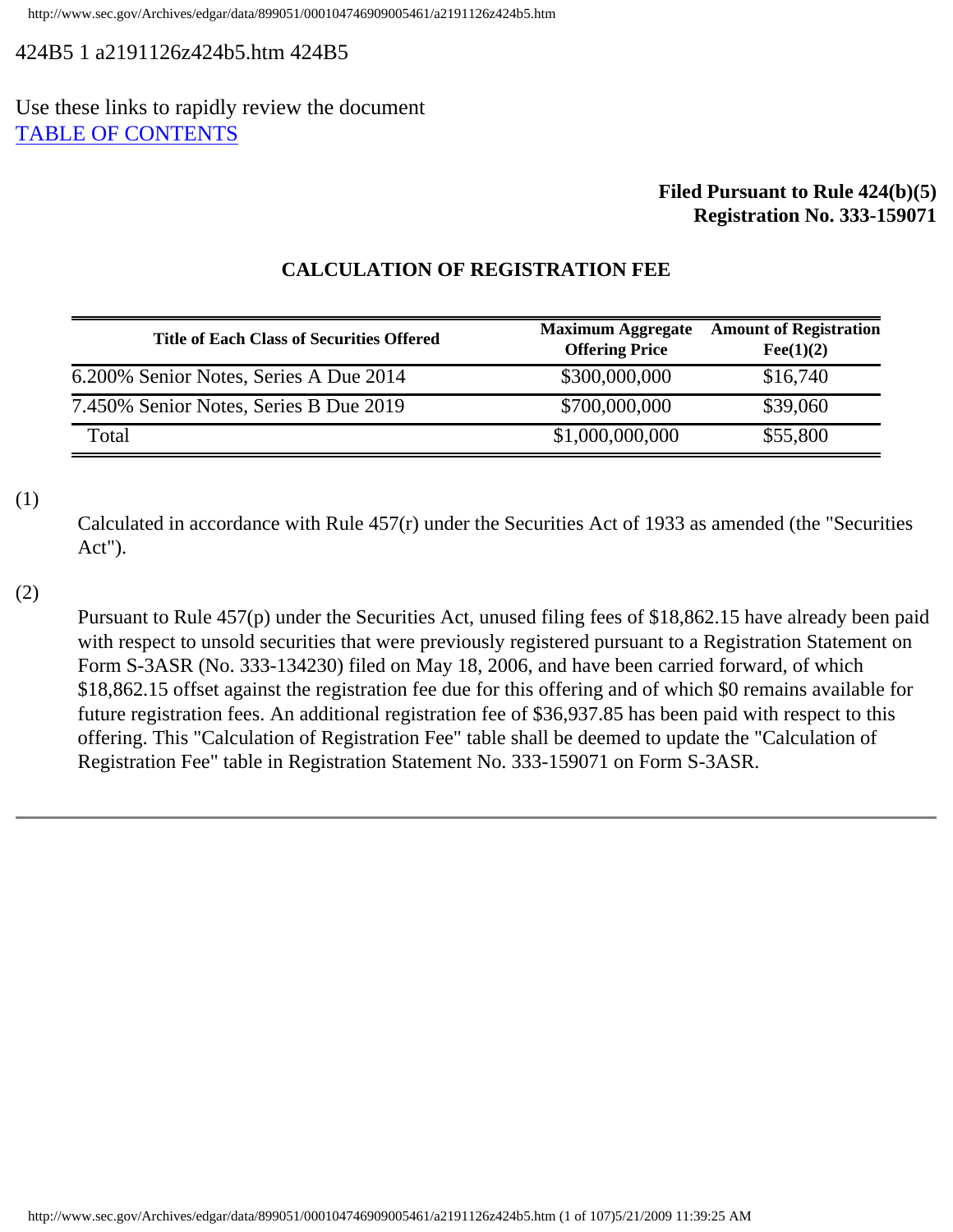424B5 1 a2191126z424b5.htm 424B5

Use these links to rapidly review the document
TABLE OF CONTENTS

**Filed Pursuant to Rule 424(b)(5)**
**Registration No. 333-159071**

## CALCULATION OF REGISTRATION FEE

| Title of Each Class of Securities Offered | Maximum Aggregate Offering Price | Amount of Registration Fee(1)(2) |
| --- | --- | --- |
| 6.200% Senior Notes, Series A Due 2014 | $300,000,000 | $16,740 |
| 7.450% Senior Notes, Series B Due 2019 | $700,000,000 | $39,060 |
| Total | $1,000,000,000 | $55,800 |

(1) Calculated in accordance with Rule 457(r) under the Securities Act of 1933 as amended (the "Securities Act").

(2) Pursuant to Rule 457(p) under the Securities Act, unused filing fees of $18,862.15 have already been paid with respect to unsold securities that were previously registered pursuant to a Registration Statement on Form S-3ASR (No. 333-134230) filed on May 18, 2006, and have been carried forward, of which $18,862.15 offset against the registration fee due for this offering and of which $0 remains available for future registration fees. An additional registration fee of $36,937.85 has been paid with respect to this offering. This "Calculation of Registration Fee" table shall be deemed to update the "Calculation of Registration Fee" table in Registration Statement No. 333-159071 on Form S-3ASR.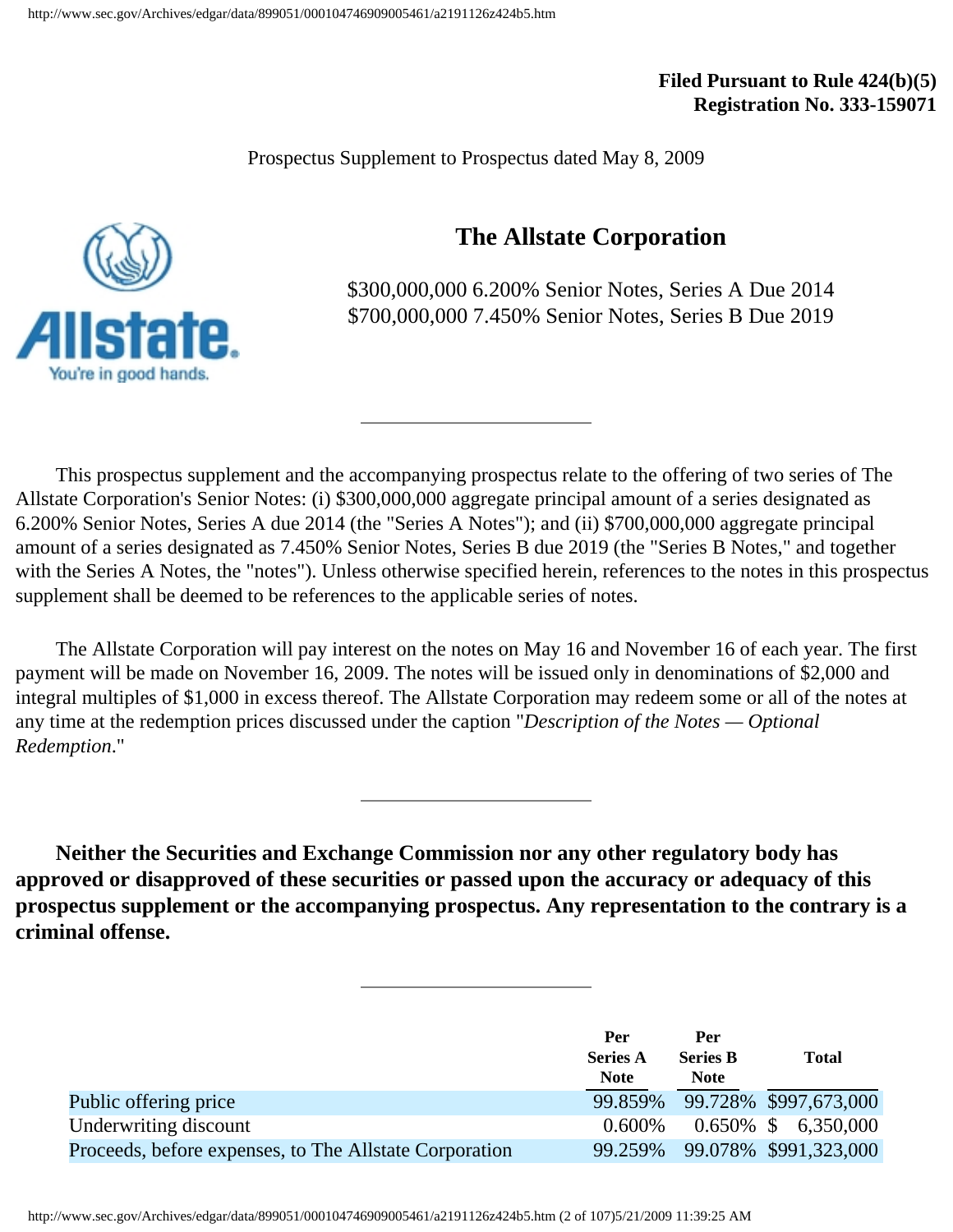**Filed Pursuant to Rule 424(b)(5)**
**Registration No. 333-159071**

Prospectus Supplement to Prospectus dated May 8, 2009

# The Allstate Corporation

$300,000,000 6.200% Senior Notes, Series A Due 2014
$700,000,000 7.450% Senior Notes, Series B Due 2019

---

This prospectus supplement and the accompanying prospectus relate to the offering of two series of The Allstate Corporation's Senior Notes: (i) $300,000,000 aggregate principal amount of a series designated as 6.200% Senior Notes, Series A due 2014 (the "Series A Notes"); and (ii) $700,000,000 aggregate principal amount of a series designated as 7.450% Senior Notes, Series B due 2019 (the "Series B Notes," and together with the Series A Notes, the "notes"). Unless otherwise specified herein, references to the notes in this prospectus supplement shall be deemed to be references to the applicable series of notes.

The Allstate Corporation will pay interest on the notes on May 16 and November 16 of each year. The first payment will be made on November 16, 2009. The notes will be issued only in denominations of $2,000 and integral multiples of $1,000 in excess thereof. The Allstate Corporation may redeem some or all of the notes at any time at the redemption prices discussed under the caption "*Description of the Notes — Optional Redemption*."

---

**Neither the Securities and Exchange Commission nor any other regulatory body has approved or disapproved of these securities or passed upon the accuracy or adequacy of this prospectus supplement or the accompanying prospectus. Any representation to the contrary is a criminal offense.**

---

| | Per Series A Note | Per Series B Note | Total |
|---|---|---|---|
| Public offering price | 99.859% | 99.728% | $997,673,000 |
| Underwriting discount | 0.600% | 0.650% | $ 6,350,000 |
| Proceeds, before expenses, to The Allstate Corporation | 99.259% | 99.078% | $991,323,000 |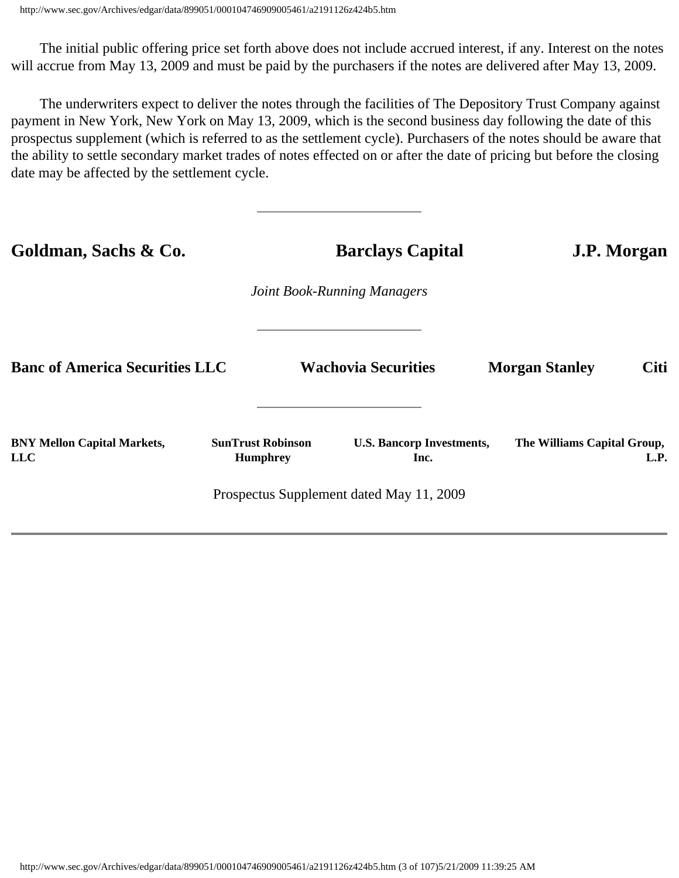The initial public offering price set forth above does not include accrued interest, if any. Interest on the notes will accrue from May 13, 2009 and must be paid by the purchasers if the notes are delivered after May 13, 2009.

The underwriters expect to deliver the notes through the facilities of The Depository Trust Company against payment in New York, New York on May 13, 2009, which is the second business day following the date of this prospectus supplement (which is referred to as the settlement cycle). Purchasers of the notes should be aware that the ability to settle secondary market trades of notes effected on or after the date of pricing but before the closing date may be affected by the settlement cycle.

---

**Goldman, Sachs & Co.** **Barclays Capital** **J.P. Morgan**

*Joint Book-Running Managers*

---

**Banc of America Securities LLC** **Wachovia Securities** **Morgan Stanley** **Citi**

---

**BNY Mellon Capital Markets, LLC** **SunTrust Robinson Humphrey** **U.S. Bancorp Investments, Inc.** **The Williams Capital Group, L.P.**

Prospectus Supplement dated May 11, 2009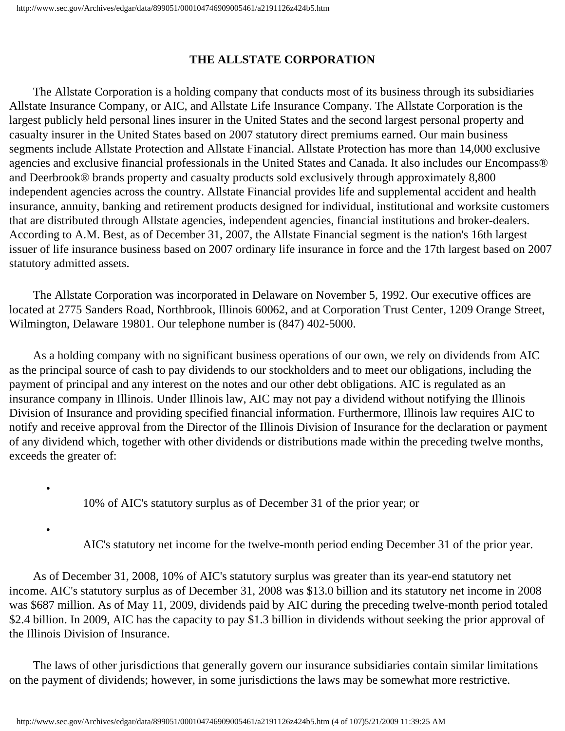## THE ALLSTATE CORPORATION

The Allstate Corporation is a holding company that conducts most of its business through its subsidiaries Allstate Insurance Company, or AIC, and Allstate Life Insurance Company. The Allstate Corporation is the largest publicly held personal lines insurer in the United States and the second largest personal property and casualty insurer in the United States based on 2007 statutory direct premiums earned. Our main business segments include Allstate Protection and Allstate Financial. Allstate Protection has more than 14,000 exclusive agencies and exclusive financial professionals in the United States and Canada. It also includes our Encompass® and Deerbrook® brands property and casualty products sold exclusively through approximately 8,800 independent agencies across the country. Allstate Financial provides life and supplemental accident and health insurance, annuity, banking and retirement products designed for individual, institutional and worksite customers that are distributed through Allstate agencies, independent agencies, financial institutions and broker-dealers. According to A.M. Best, as of December 31, 2007, the Allstate Financial segment is the nation's 16th largest issuer of life insurance business based on 2007 ordinary life insurance in force and the 17th largest based on 2007 statutory admitted assets.

The Allstate Corporation was incorporated in Delaware on November 5, 1992. Our executive offices are located at 2775 Sanders Road, Northbrook, Illinois 60062, and at Corporation Trust Center, 1209 Orange Street, Wilmington, Delaware 19801. Our telephone number is (847) 402-5000.

As a holding company with no significant business operations of our own, we rely on dividends from AIC as the principal source of cash to pay dividends to our stockholders and to meet our obligations, including the payment of principal and any interest on the notes and our other debt obligations. AIC is regulated as an insurance company in Illinois. Under Illinois law, AIC may not pay a dividend without notifying the Illinois Division of Insurance and providing specified financial information. Furthermore, Illinois law requires AIC to notify and receive approval from the Director of the Illinois Division of Insurance for the declaration or payment of any dividend which, together with other dividends or distributions made within the preceding twelve months, exceeds the greater of:

- 10% of AIC's statutory surplus as of December 31 of the prior year; or
- AIC's statutory net income for the twelve-month period ending December 31 of the prior year.

As of December 31, 2008, 10% of AIC's statutory surplus was greater than its year-end statutory net income. AIC's statutory surplus as of December 31, 2008 was $13.0 billion and its statutory net income in 2008 was $687 million. As of May 11, 2009, dividends paid by AIC during the preceding twelve-month period totaled $2.4 billion. In 2009, AIC has the capacity to pay $1.3 billion in dividends without seeking the prior approval of the Illinois Division of Insurance.

The laws of other jurisdictions that generally govern our insurance subsidiaries contain similar limitations on the payment of dividends; however, in some jurisdictions the laws may be somewhat more restrictive.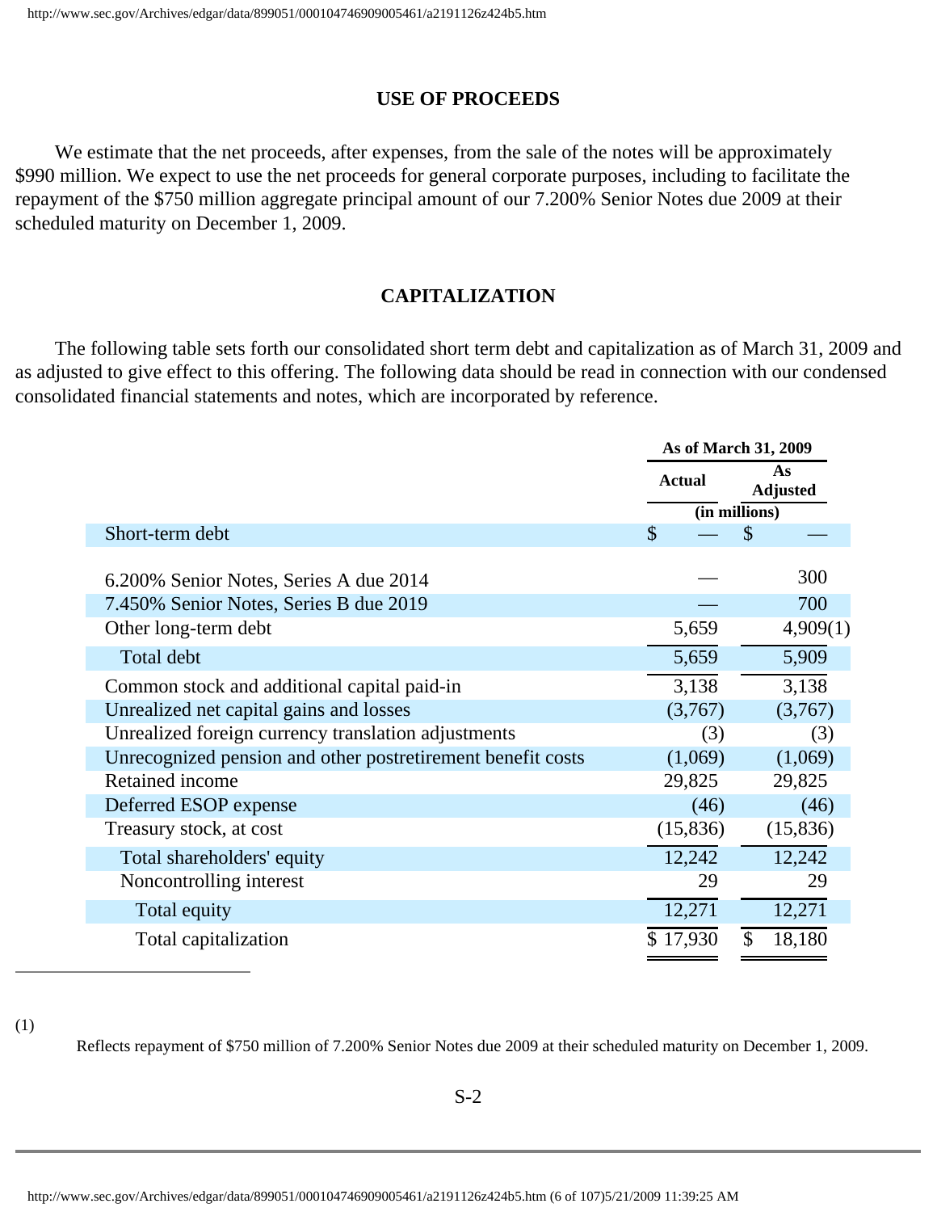## USE OF PROCEEDS

We estimate that the net proceeds, after expenses, from the sale of the notes will be approximately $990 million. We expect to use the net proceeds for general corporate purposes, including to facilitate the repayment of the $750 million aggregate principal amount of our 7.200% Senior Notes due 2009 at their scheduled maturity on December 1, 2009.

## CAPITALIZATION

The following table sets forth our consolidated short term debt and capitalization as of March 31, 2009 and as adjusted to give effect to this offering. The following data should be read in connection with our condensed consolidated financial statements and notes, which are incorporated by reference.

| | As of March 31, 2009 | |
|---|---|---|
| | Actual | As Adjusted |
| | (in millions) | |
| Short-term debt | $ — | $ — |
| 6.200% Senior Notes, Series A due 2014 | — | 300 |
| 7.450% Senior Notes, Series B due 2019 | — | 700 |
| Other long-term debt | 5,659 | 4,909(1) |
| Total debt | 5,659 | 5,909 |
| Common stock and additional capital paid-in | 3,138 | 3,138 |
| Unrealized net capital gains and losses | (3,767) | (3,767) |
| Unrealized foreign currency translation adjustments | (3) | (3) |
| Unrecognized pension and other postretirement benefit costs | (1,069) | (1,069) |
| Retained income | 29,825 | 29,825 |
| Deferred ESOP expense | (46) | (46) |
| Treasury stock, at cost | (15,836) | (15,836) |
| Total shareholders' equity | 12,242 | 12,242 |
| Noncontrolling interest | 29 | 29 |
| Total equity | 12,271 | 12,271 |
| Total capitalization | $ 17,930 | $ 18,180 |

(1) Reflects repayment of $750 million of 7.200% Senior Notes due 2009 at their scheduled maturity on December 1, 2009.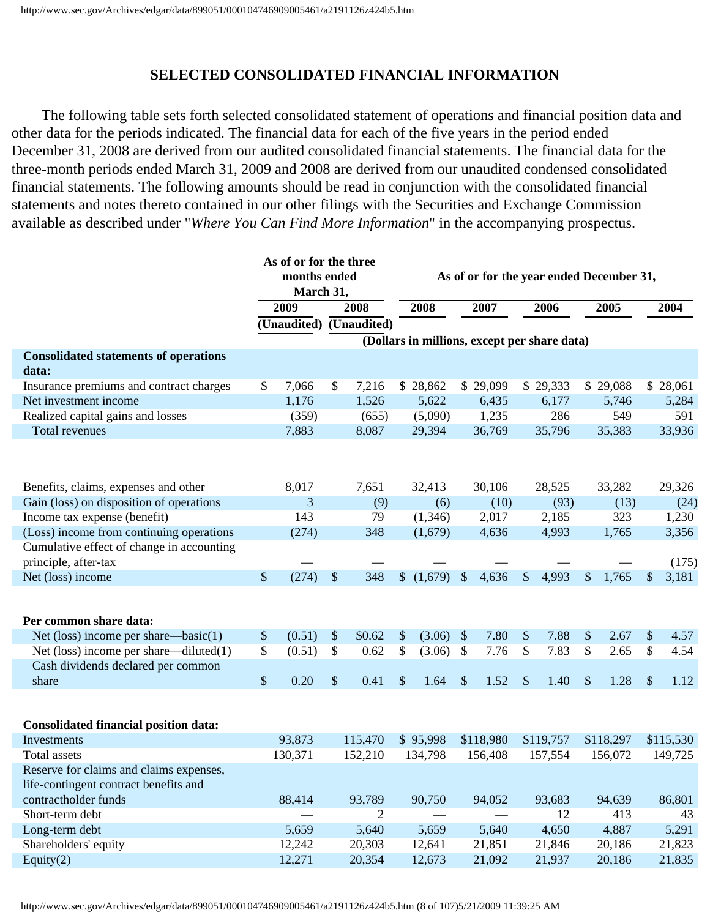## SELECTED CONSOLIDATED FINANCIAL INFORMATION

The following table sets forth selected consolidated statement of operations and financial position data and other data for the periods indicated. The financial data for each of the five years in the period ended December 31, 2008 are derived from our audited consolidated financial statements. The financial data for the three-month periods ended March 31, 2009 and 2008 are derived from our unaudited condensed consolidated financial statements. The following amounts should be read in conjunction with the consolidated financial statements and notes thereto contained in our other filings with the Securities and Exchange Commission available as described under "*Where You Can Find More Information*" in the accompanying prospectus.

| | As of or for the three months ended March 31, | | As of or for the year ended December 31, | | | | |
|---|---|---|---|---|---|---|---|
| | 2009 (Unaudited) | 2008 (Unaudited) | 2008 | 2007 | 2006 | 2005 | 2004 |
| | (Dollars in millions, except per share data) | | | | | | |
| **Consolidated statements of operations data:** | | | | | | | |
| Insurance premiums and contract charges | $ 7,066 | $ 7,216 | $ 28,862 | $ 29,099 | $ 29,333 | $ 29,088 | $ 28,061 |
| Net investment income | 1,176 | 1,526 | 5,622 | 6,435 | 6,177 | 5,746 | 5,284 |
| Realized capital gains and losses | (359) | (655) | (5,090) | 1,235 | 286 | 549 | 591 |
| Total revenues | 7,883 | 8,087 | 29,394 | 36,769 | 35,796 | 35,383 | 33,936 |
| Benefits, claims, expenses and other | 8,017 | 7,651 | 32,413 | 30,106 | 28,525 | 33,282 | 29,326 |
| Gain (loss) on disposition of operations | 3 | (9) | (6) | (10) | (93) | (13) | (24) |
| Income tax expense (benefit) | 143 | 79 | (1,346) | 2,017 | 2,185 | 323 | 1,230 |
| (Loss) income from continuing operations | (274) | 348 | (1,679) | 4,636 | 4,993 | 1,765 | 3,356 |
| Cumulative effect of change in accounting principle, after-tax | — | — | — | — | — | — | (175) |
| Net (loss) income | $ (274) | $ 348 | $ (1,679) | $ 4,636 | $ 4,993 | $ 1,765 | $ 3,181 |
| **Per common share data:** | | | | | | | |
| Net (loss) income per share—basic(1) | $ (0.51) | $ $0.62 | $ (3.06) | $ 7.80 | $ 7.88 | $ 2.67 | $ 4.57 |
| Net (loss) income per share—diluted(1) | $ (0.51) | $ 0.62 | $ (3.06) | $ 7.76 | $ 7.83 | $ 2.65 | $ 4.54 |
| Cash dividends declared per common share | $ 0.20 | $ 0.41 | $ 1.64 | $ 1.52 | $ 1.40 | $ 1.28 | $ 1.12 |
| **Consolidated financial position data:** | | | | | | | |
| Investments | 93,873 | 115,470 | $ 95,998 | $118,980 | $119,757 | $118,297 | $115,530 |
| Total assets | 130,371 | 152,210 | 134,798 | 156,408 | 157,554 | 156,072 | 149,725 |
| Reserve for claims and claims expenses, life-contingent contract benefits and contractholder funds | 88,414 | 93,789 | 90,750 | 94,052 | 93,683 | 94,639 | 86,801 |
| Short-term debt | — | 2 | — | — | 12 | 413 | 43 |
| Long-term debt | 5,659 | 5,640 | 5,659 | 5,640 | 4,650 | 4,887 | 5,291 |
| Shareholders' equity | 12,242 | 20,303 | 12,641 | 21,851 | 21,846 | 20,186 | 21,823 |
| Equity(2) | 12,271 | 20,354 | 12,673 | 21,092 | 21,937 | 20,186 | 21,835 |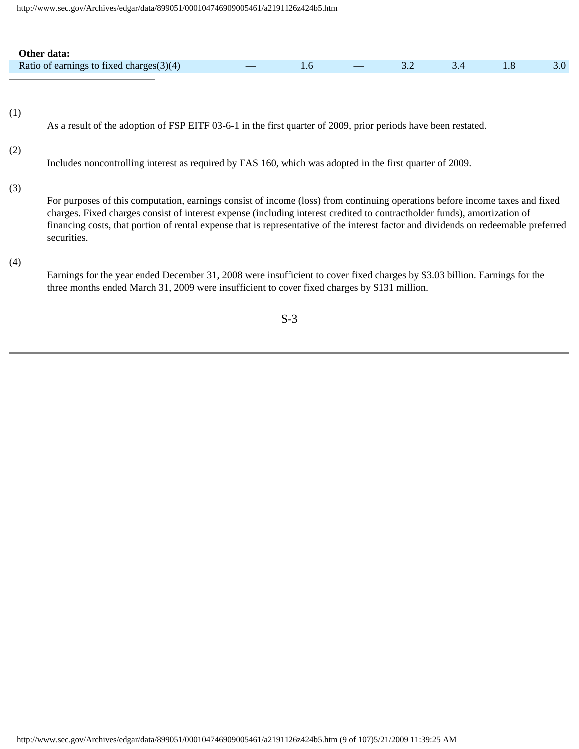| | | | | | | | |
|---|---|---|---|---|---|---|---|
| **Other data:** | | | | | | | |
| Ratio of earnings to fixed charges(3)(4) | — | 1.6 | — | 3.2 | 3.4 | 1.8 | 3.0 |

---

(1) As a result of the adoption of FSP EITF 03-6-1 in the first quarter of 2009, prior periods have been restated.

(2) Includes noncontrolling interest as required by FAS 160, which was adopted in the first quarter of 2009.

(3) For purposes of this computation, earnings consist of income (loss) from continuing operations before income taxes and fixed charges. Fixed charges consist of interest expense (including interest credited to contractholder funds), amortization of financing costs, that portion of rental expense that is representative of the interest factor and dividends on redeemable preferred securities.

(4) Earnings for the year ended December 31, 2008 were insufficient to cover fixed charges by $3.03 billion. Earnings for the three months ended March 31, 2009 were insufficient to cover fixed charges by $131 million.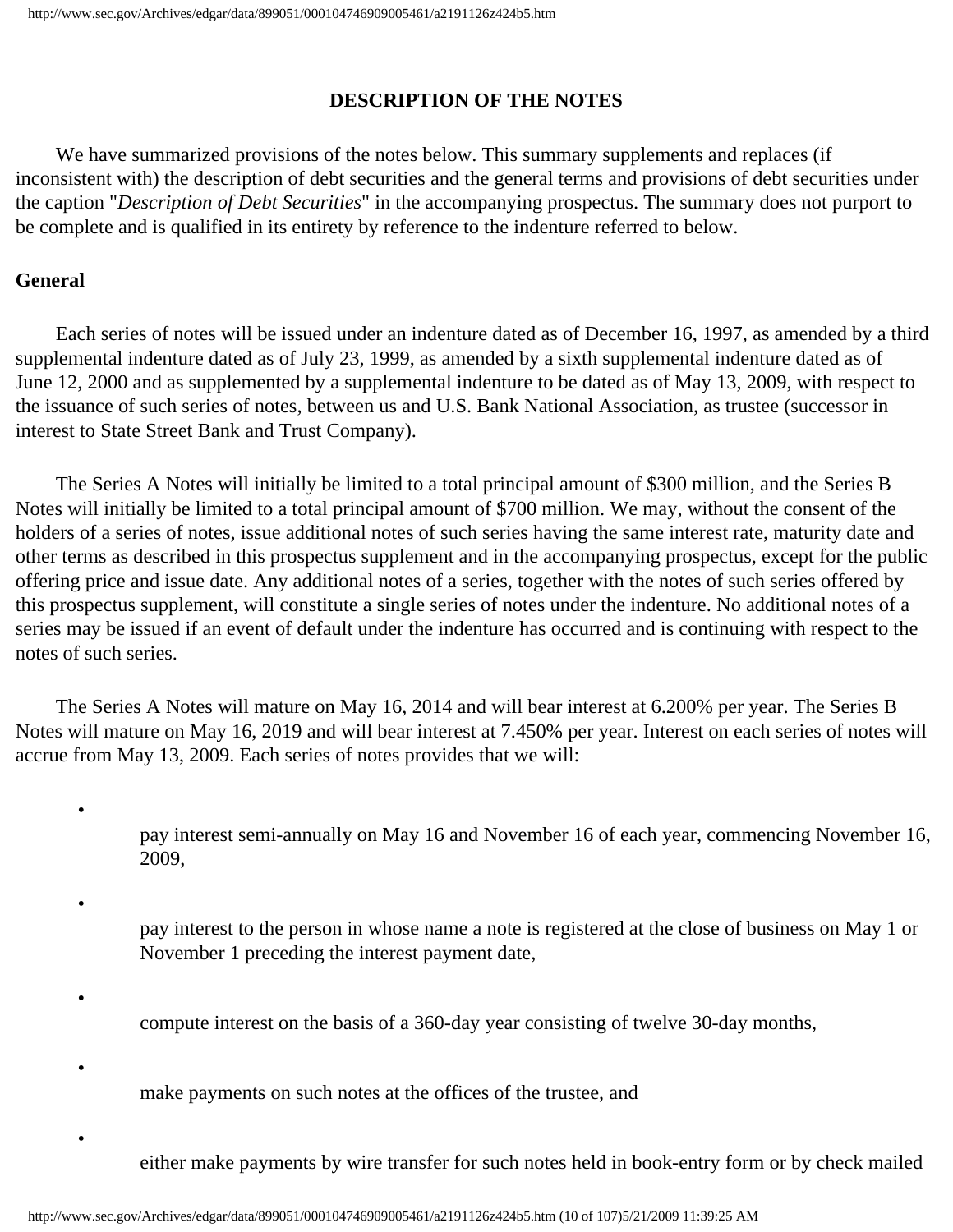## DESCRIPTION OF THE NOTES

We have summarized provisions of the notes below. This summary supplements and replaces (if inconsistent with) the description of debt securities and the general terms and provisions of debt securities under the caption "*Description of Debt Securities*" in the accompanying prospectus. The summary does not purport to be complete and is qualified in its entirety by reference to the indenture referred to below.

### General

Each series of notes will be issued under an indenture dated as of December 16, 1997, as amended by a third supplemental indenture dated as of July 23, 1999, as amended by a sixth supplemental indenture dated as of June 12, 2000 and as supplemented by a supplemental indenture to be dated as of May 13, 2009, with respect to the issuance of such series of notes, between us and U.S. Bank National Association, as trustee (successor in interest to State Street Bank and Trust Company).

The Series A Notes will initially be limited to a total principal amount of $300 million, and the Series B Notes will initially be limited to a total principal amount of $700 million. We may, without the consent of the holders of a series of notes, issue additional notes of such series having the same interest rate, maturity date and other terms as described in this prospectus supplement and in the accompanying prospectus, except for the public offering price and issue date. Any additional notes of a series, together with the notes of such series offered by this prospectus supplement, will constitute a single series of notes under the indenture. No additional notes of a series may be issued if an event of default under the indenture has occurred and is continuing with respect to the notes of such series.

The Series A Notes will mature on May 16, 2014 and will bear interest at 6.200% per year. The Series B Notes will mature on May 16, 2019 and will bear interest at 7.450% per year. Interest on each series of notes will accrue from May 13, 2009. Each series of notes provides that we will:

- pay interest semi-annually on May 16 and November 16 of each year, commencing November 16, 2009,
- pay interest to the person in whose name a note is registered at the close of business on May 1 or November 1 preceding the interest payment date,
- compute interest on the basis of a 360-day year consisting of twelve 30-day months,
- make payments on such notes at the offices of the trustee, and
- either make payments by wire transfer for such notes held in book-entry form or by check mailed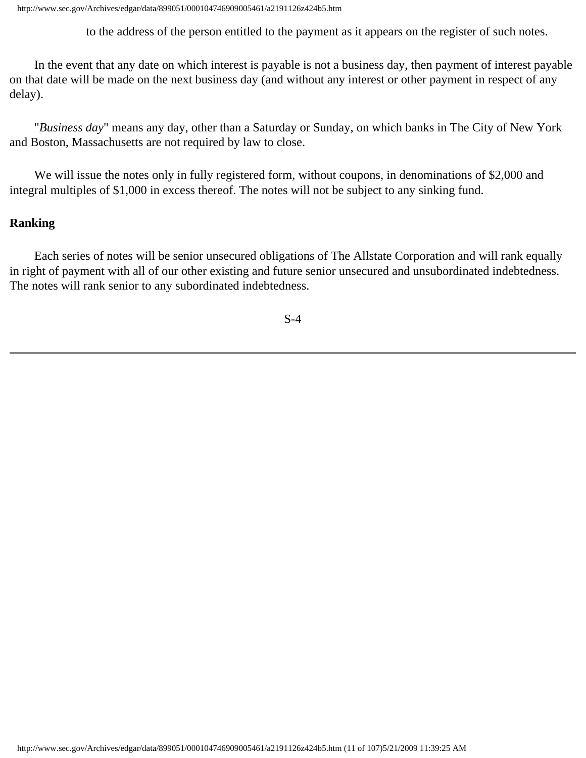to the address of the person entitled to the payment as it appears on the register of such notes.

In the event that any date on which interest is payable is not a business day, then payment of interest payable on that date will be made on the next business day (and without any interest or other payment in respect of any delay).

"*Business day*" means any day, other than a Saturday or Sunday, on which banks in The City of New York and Boston, Massachusetts are not required by law to close.

We will issue the notes only in fully registered form, without coupons, in denominations of $2,000 and integral multiples of $1,000 in excess thereof. The notes will not be subject to any sinking fund.

**Ranking**

Each series of notes will be senior unsecured obligations of The Allstate Corporation and will rank equally in right of payment with all of our other existing and future senior unsecured and unsubordinated indebtedness. The notes will rank senior to any subordinated indebtedness.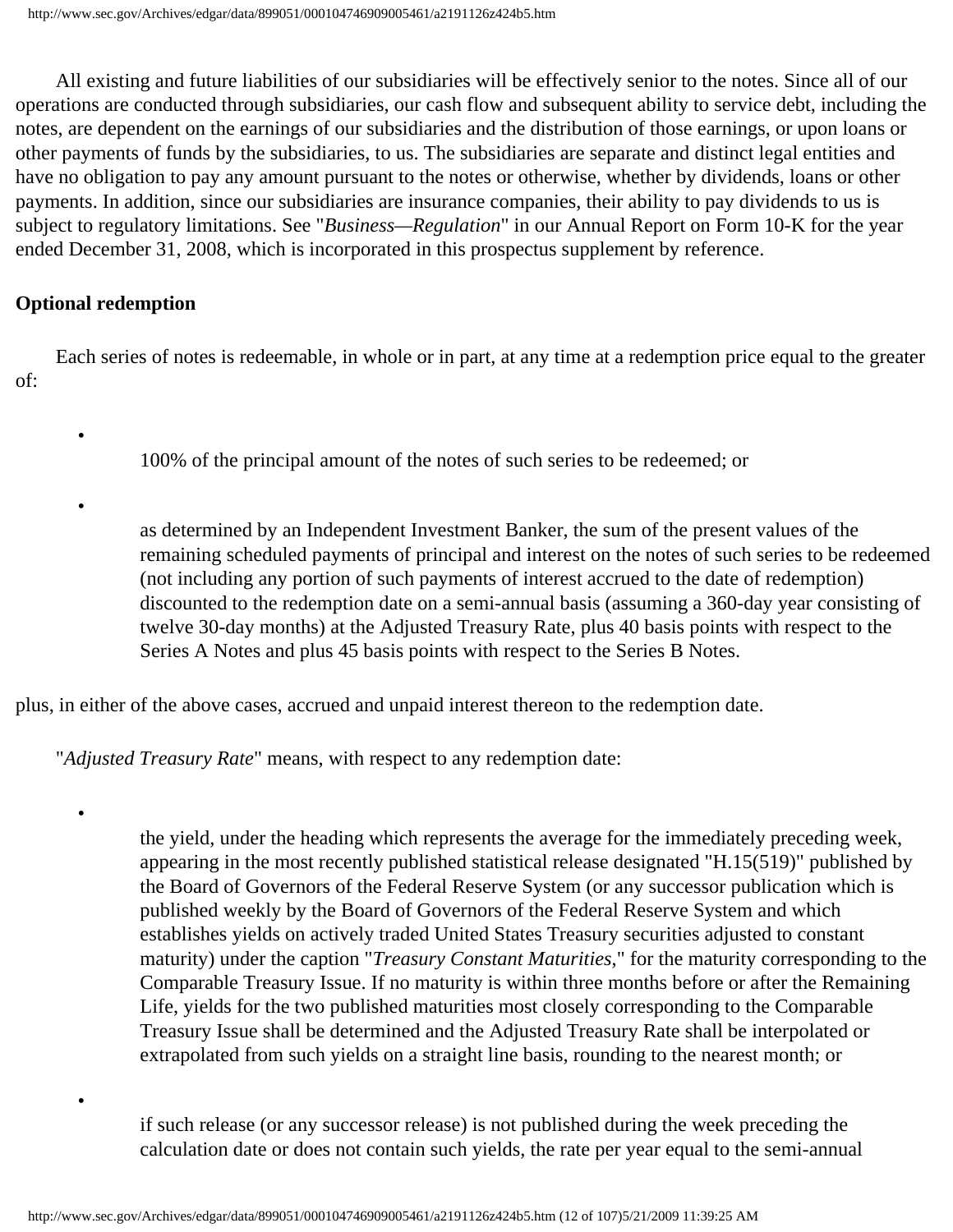All existing and future liabilities of our subsidiaries will be effectively senior to the notes. Since all of our operations are conducted through subsidiaries, our cash flow and subsequent ability to service debt, including the notes, are dependent on the earnings of our subsidiaries and the distribution of those earnings, or upon loans or other payments of funds by the subsidiaries, to us. The subsidiaries are separate and distinct legal entities and have no obligation to pay any amount pursuant to the notes or otherwise, whether by dividends, loans or other payments. In addition, since our subsidiaries are insurance companies, their ability to pay dividends to us is subject to regulatory limitations. See "*Business—Regulation*" in our Annual Report on Form 10-K for the year ended December 31, 2008, which is incorporated in this prospectus supplement by reference.

**Optional redemption**

Each series of notes is redeemable, in whole or in part, at any time at a redemption price equal to the greater of:

- 100% of the principal amount of the notes of such series to be redeemed; or
- as determined by an Independent Investment Banker, the sum of the present values of the remaining scheduled payments of principal and interest on the notes of such series to be redeemed (not including any portion of such payments of interest accrued to the date of redemption) discounted to the redemption date on a semi-annual basis (assuming a 360-day year consisting of twelve 30-day months) at the Adjusted Treasury Rate, plus 40 basis points with respect to the Series A Notes and plus 45 basis points with respect to the Series B Notes.

plus, in either of the above cases, accrued and unpaid interest thereon to the redemption date.

"*Adjusted Treasury Rate*" means, with respect to any redemption date:

- the yield, under the heading which represents the average for the immediately preceding week, appearing in the most recently published statistical release designated "H.15(519)" published by the Board of Governors of the Federal Reserve System (or any successor publication which is published weekly by the Board of Governors of the Federal Reserve System and which establishes yields on actively traded United States Treasury securities adjusted to constant maturity) under the caption "*Treasury Constant Maturities*," for the maturity corresponding to the Comparable Treasury Issue. If no maturity is within three months before or after the Remaining Life, yields for the two published maturities most closely corresponding to the Comparable Treasury Issue shall be determined and the Adjusted Treasury Rate shall be interpolated or extrapolated from such yields on a straight line basis, rounding to the nearest month; or
- if such release (or any successor release) is not published during the week preceding the calculation date or does not contain such yields, the rate per year equal to the semi-annual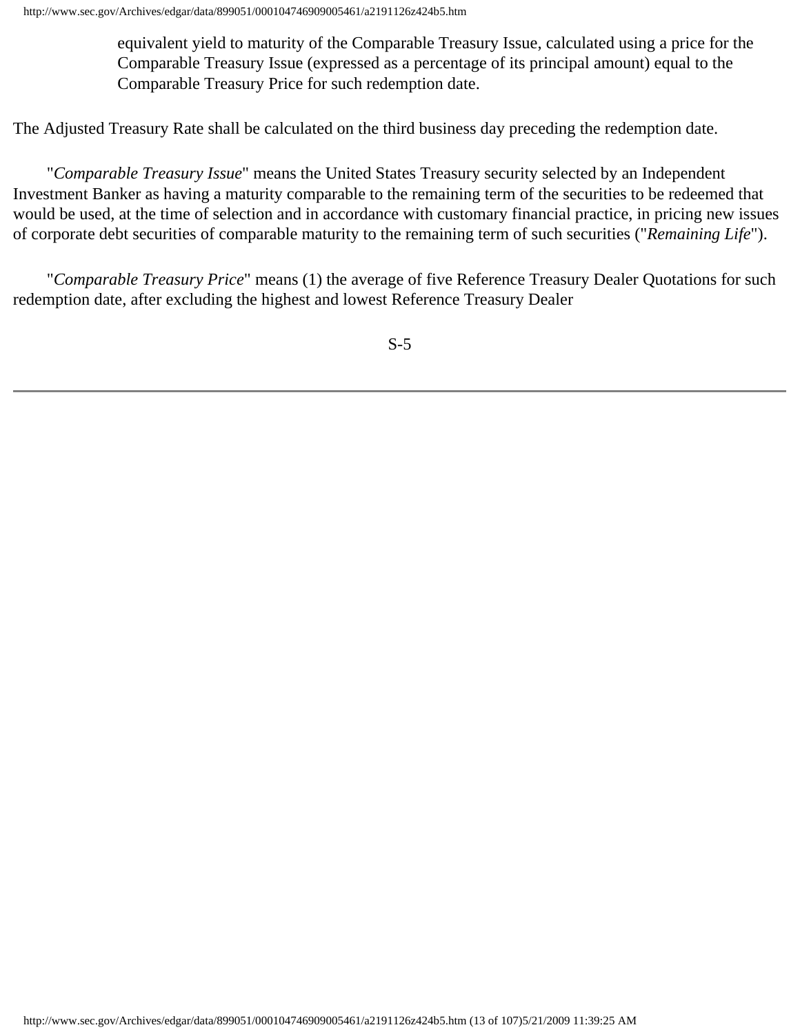equivalent yield to maturity of the Comparable Treasury Issue, calculated using a price for the Comparable Treasury Issue (expressed as a percentage of its principal amount) equal to the Comparable Treasury Price for such redemption date.

The Adjusted Treasury Rate shall be calculated on the third business day preceding the redemption date.

"*Comparable Treasury Issue*" means the United States Treasury security selected by an Independent Investment Banker as having a maturity comparable to the remaining term of the securities to be redeemed that would be used, at the time of selection and in accordance with customary financial practice, in pricing new issues of corporate debt securities of comparable maturity to the remaining term of such securities ("*Remaining Life*").

"*Comparable Treasury Price*" means (1) the average of five Reference Treasury Dealer Quotations for such redemption date, after excluding the highest and lowest Reference Treasury Dealer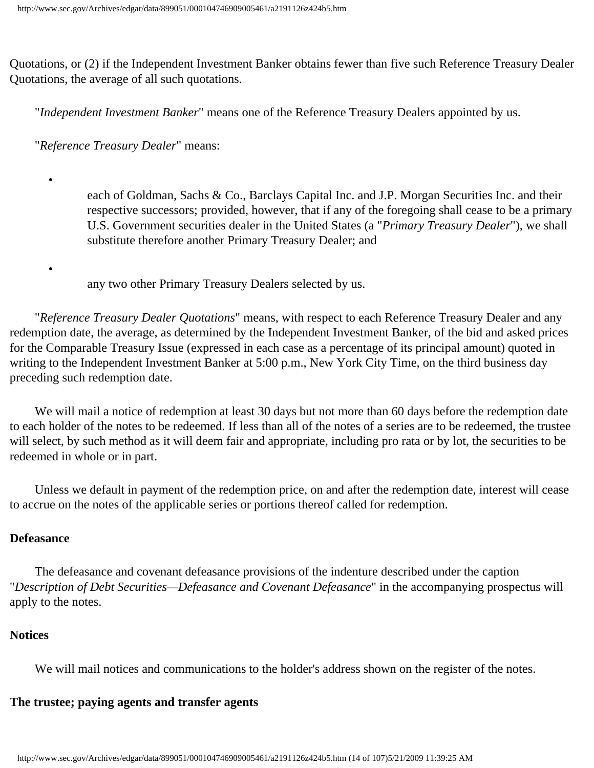Quotations, or (2) if the Independent Investment Banker obtains fewer than five such Reference Treasury Dealer Quotations, the average of all such quotations.

"*Independent Investment Banker*" means one of the Reference Treasury Dealers appointed by us.

"*Reference Treasury Dealer*" means:

- each of Goldman, Sachs & Co., Barclays Capital Inc. and J.P. Morgan Securities Inc. and their respective successors; provided, however, that if any of the foregoing shall cease to be a primary U.S. Government securities dealer in the United States (a "*Primary Treasury Dealer*"), we shall substitute therefore another Primary Treasury Dealer; and

- any two other Primary Treasury Dealers selected by us.

"*Reference Treasury Dealer Quotations*" means, with respect to each Reference Treasury Dealer and any redemption date, the average, as determined by the Independent Investment Banker, of the bid and asked prices for the Comparable Treasury Issue (expressed in each case as a percentage of its principal amount) quoted in writing to the Independent Investment Banker at 5:00 p.m., New York City Time, on the third business day preceding such redemption date.

We will mail a notice of redemption at least 30 days but not more than 60 days before the redemption date to each holder of the notes to be redeemed. If less than all of the notes of a series are to be redeemed, the trustee will select, by such method as it will deem fair and appropriate, including pro rata or by lot, the securities to be redeemed in whole or in part.

Unless we default in payment of the redemption price, on and after the redemption date, interest will cease to accrue on the notes of the applicable series or portions thereof called for redemption.

**Defeasance**

The defeasance and covenant defeasance provisions of the indenture described under the caption "*Description of Debt Securities—Defeasance and Covenant Defeasance*" in the accompanying prospectus will apply to the notes.

**Notices**

We will mail notices and communications to the holder's address shown on the register of the notes.

**The trustee; paying agents and transfer agents**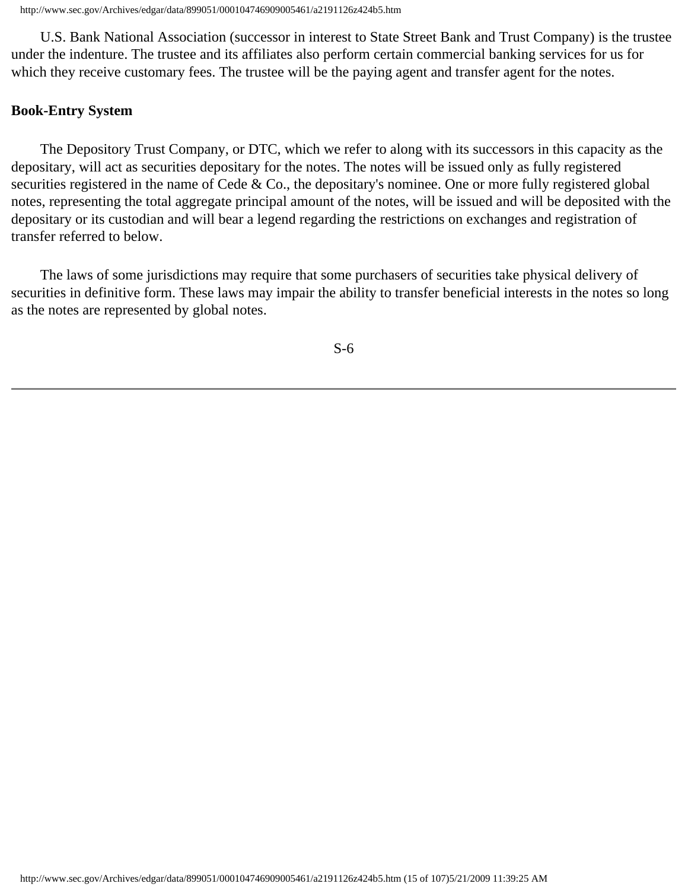U.S. Bank National Association (successor in interest to State Street Bank and Trust Company) is the trustee under the indenture. The trustee and its affiliates also perform certain commercial banking services for us for which they receive customary fees. The trustee will be the paying agent and transfer agent for the notes.

**Book-Entry System**

The Depository Trust Company, or DTC, which we refer to along with its successors in this capacity as the depositary, will act as securities depositary for the notes. The notes will be issued only as fully registered securities registered in the name of Cede & Co., the depositary's nominee. One or more fully registered global notes, representing the total aggregate principal amount of the notes, will be issued and will be deposited with the depositary or its custodian and will bear a legend regarding the restrictions on exchanges and registration of transfer referred to below.

The laws of some jurisdictions may require that some purchasers of securities take physical delivery of securities in definitive form. These laws may impair the ability to transfer beneficial interests in the notes so long as the notes are represented by global notes.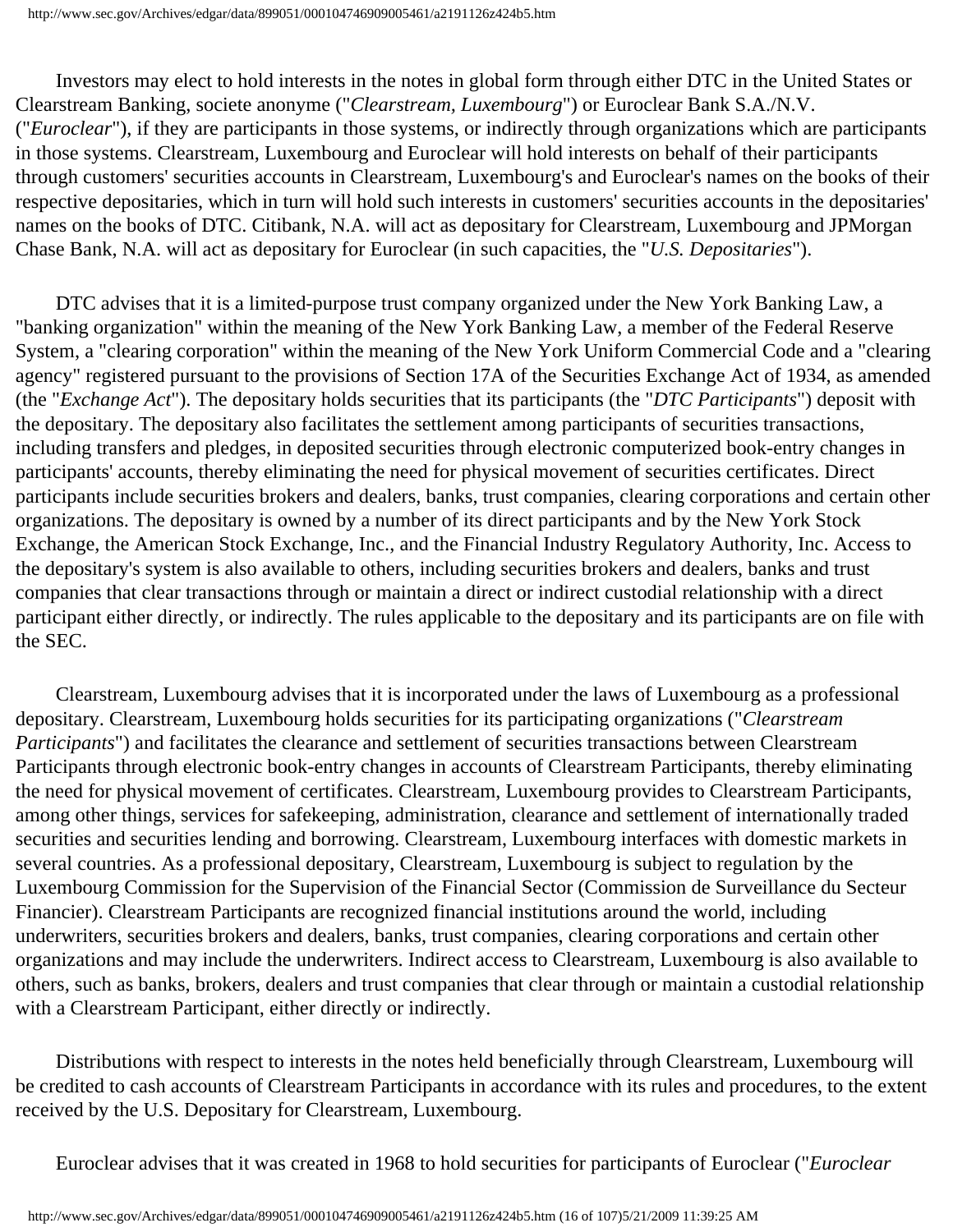Investors may elect to hold interests in the notes in global form through either DTC in the United States or Clearstream Banking, societe anonyme ("*Clearstream, Luxembourg*") or Euroclear Bank S.A./N.V. ("*Euroclear*"), if they are participants in those systems, or indirectly through organizations which are participants in those systems. Clearstream, Luxembourg and Euroclear will hold interests on behalf of their participants through customers' securities accounts in Clearstream, Luxembourg's and Euroclear's names on the books of their respective depositaries, which in turn will hold such interests in customers' securities accounts in the depositaries' names on the books of DTC. Citibank, N.A. will act as depositary for Clearstream, Luxembourg and JPMorgan Chase Bank, N.A. will act as depositary for Euroclear (in such capacities, the "*U.S. Depositaries*").

DTC advises that it is a limited-purpose trust company organized under the New York Banking Law, a "banking organization" within the meaning of the New York Banking Law, a member of the Federal Reserve System, a "clearing corporation" within the meaning of the New York Uniform Commercial Code and a "clearing agency" registered pursuant to the provisions of Section 17A of the Securities Exchange Act of 1934, as amended (the "*Exchange Act*"). The depositary holds securities that its participants (the "*DTC Participants*") deposit with the depositary. The depositary also facilitates the settlement among participants of securities transactions, including transfers and pledges, in deposited securities through electronic computerized book-entry changes in participants' accounts, thereby eliminating the need for physical movement of securities certificates. Direct participants include securities brokers and dealers, banks, trust companies, clearing corporations and certain other organizations. The depositary is owned by a number of its direct participants and by the New York Stock Exchange, the American Stock Exchange, Inc., and the Financial Industry Regulatory Authority, Inc. Access to the depositary's system is also available to others, including securities brokers and dealers, banks and trust companies that clear transactions through or maintain a direct or indirect custodial relationship with a direct participant either directly, or indirectly. The rules applicable to the depositary and its participants are on file with the SEC.

Clearstream, Luxembourg advises that it is incorporated under the laws of Luxembourg as a professional depositary. Clearstream, Luxembourg holds securities for its participating organizations ("*Clearstream Participants*") and facilitates the clearance and settlement of securities transactions between Clearstream Participants through electronic book-entry changes in accounts of Clearstream Participants, thereby eliminating the need for physical movement of certificates. Clearstream, Luxembourg provides to Clearstream Participants, among other things, services for safekeeping, administration, clearance and settlement of internationally traded securities and securities lending and borrowing. Clearstream, Luxembourg interfaces with domestic markets in several countries. As a professional depositary, Clearstream, Luxembourg is subject to regulation by the Luxembourg Commission for the Supervision of the Financial Sector (Commission de Surveillance du Secteur Financier). Clearstream Participants are recognized financial institutions around the world, including underwriters, securities brokers and dealers, banks, trust companies, clearing corporations and certain other organizations and may include the underwriters. Indirect access to Clearstream, Luxembourg is also available to others, such as banks, brokers, dealers and trust companies that clear through or maintain a custodial relationship with a Clearstream Participant, either directly or indirectly.

Distributions with respect to interests in the notes held beneficially through Clearstream, Luxembourg will be credited to cash accounts of Clearstream Participants in accordance with its rules and procedures, to the extent received by the U.S. Depositary for Clearstream, Luxembourg.

Euroclear advises that it was created in 1968 to hold securities for participants of Euroclear ("*Euroclear*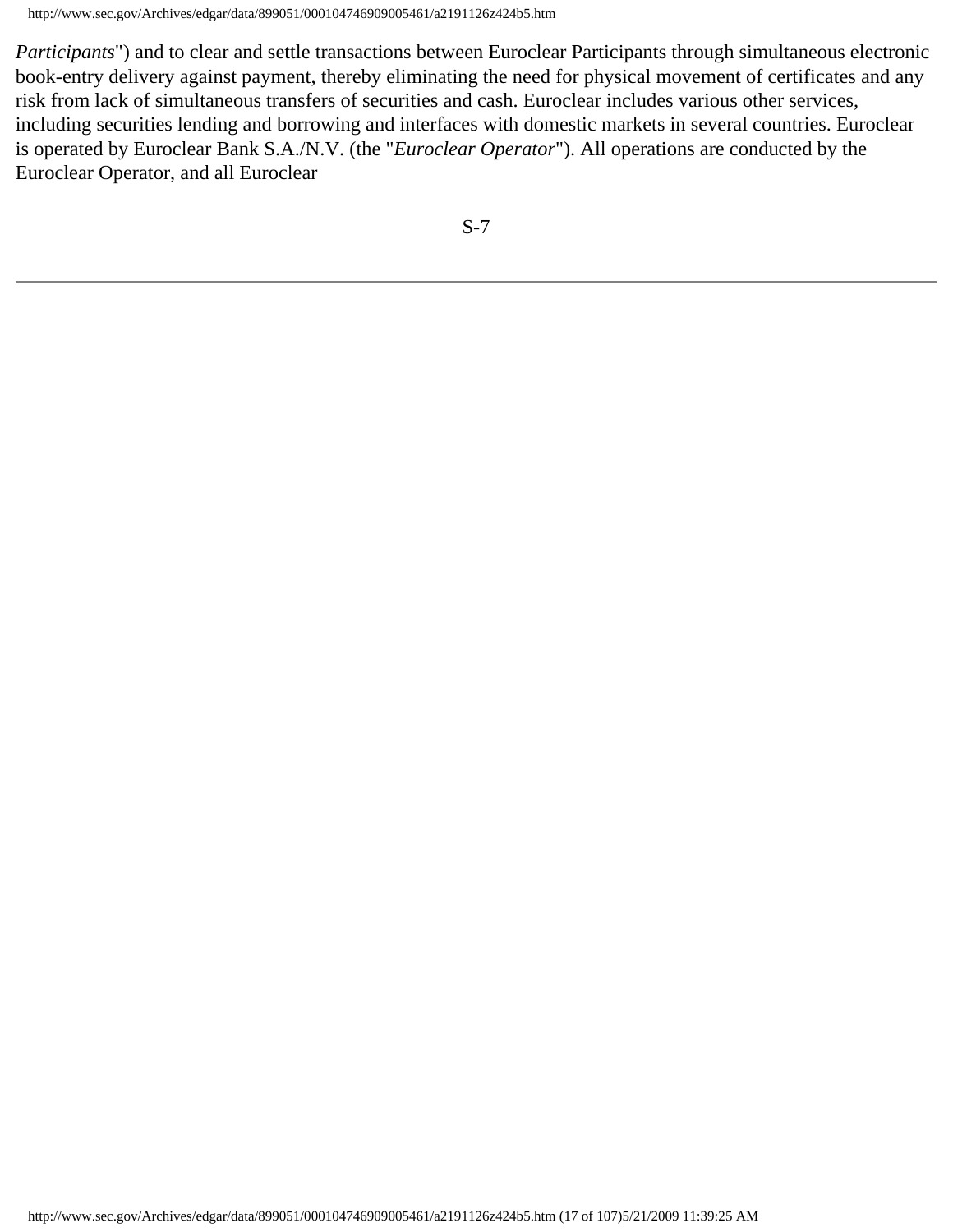*Participants*") and to clear and settle transactions between Euroclear Participants through simultaneous electronic book-entry delivery against payment, thereby eliminating the need for physical movement of certificates and any risk from lack of simultaneous transfers of securities and cash. Euroclear includes various other services, including securities lending and borrowing and interfaces with domestic markets in several countries. Euroclear is operated by Euroclear Bank S.A./N.V. (the "*Euroclear Operator*"). All operations are conducted by the Euroclear Operator, and all Euroclear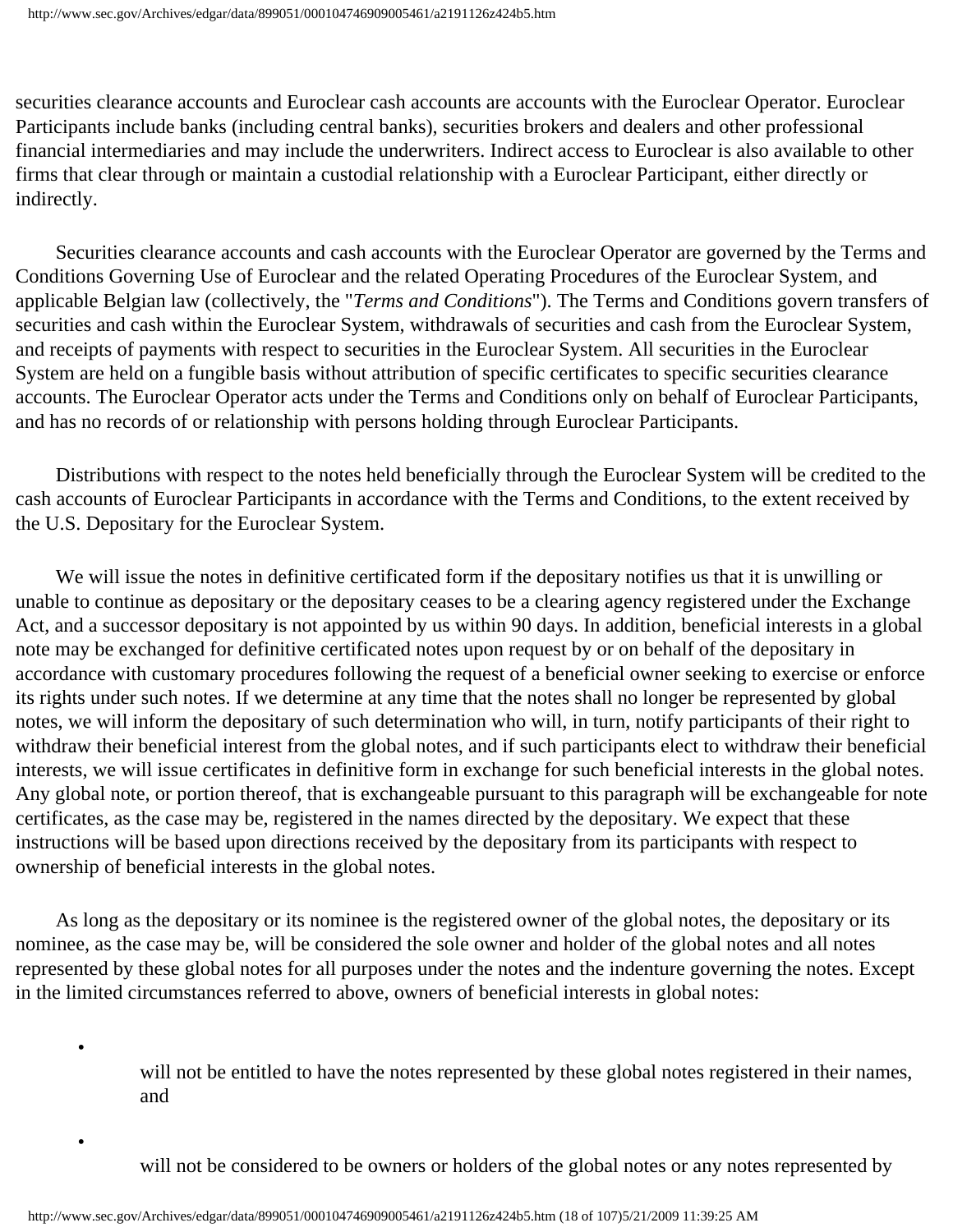securities clearance accounts and Euroclear cash accounts are accounts with the Euroclear Operator. Euroclear Participants include banks (including central banks), securities brokers and dealers and other professional financial intermediaries and may include the underwriters. Indirect access to Euroclear is also available to other firms that clear through or maintain a custodial relationship with a Euroclear Participant, either directly or indirectly.

Securities clearance accounts and cash accounts with the Euroclear Operator are governed by the Terms and Conditions Governing Use of Euroclear and the related Operating Procedures of the Euroclear System, and applicable Belgian law (collectively, the "*Terms and Conditions*"). The Terms and Conditions govern transfers of securities and cash within the Euroclear System, withdrawals of securities and cash from the Euroclear System, and receipts of payments with respect to securities in the Euroclear System. All securities in the Euroclear System are held on a fungible basis without attribution of specific certificates to specific securities clearance accounts. The Euroclear Operator acts under the Terms and Conditions only on behalf of Euroclear Participants, and has no records of or relationship with persons holding through Euroclear Participants.

Distributions with respect to the notes held beneficially through the Euroclear System will be credited to the cash accounts of Euroclear Participants in accordance with the Terms and Conditions, to the extent received by the U.S. Depositary for the Euroclear System.

We will issue the notes in definitive certificated form if the depositary notifies us that it is unwilling or unable to continue as depositary or the depositary ceases to be a clearing agency registered under the Exchange Act, and a successor depositary is not appointed by us within 90 days. In addition, beneficial interests in a global note may be exchanged for definitive certificated notes upon request by or on behalf of the depositary in accordance with customary procedures following the request of a beneficial owner seeking to exercise or enforce its rights under such notes. If we determine at any time that the notes shall no longer be represented by global notes, we will inform the depositary of such determination who will, in turn, notify participants of their right to withdraw their beneficial interest from the global notes, and if such participants elect to withdraw their beneficial interests, we will issue certificates in definitive form in exchange for such beneficial interests in the global notes. Any global note, or portion thereof, that is exchangeable pursuant to this paragraph will be exchangeable for note certificates, as the case may be, registered in the names directed by the depositary. We expect that these instructions will be based upon directions received by the depositary from its participants with respect to ownership of beneficial interests in the global notes.

As long as the depositary or its nominee is the registered owner of the global notes, the depositary or its nominee, as the case may be, will be considered the sole owner and holder of the global notes and all notes represented by these global notes for all purposes under the notes and the indenture governing the notes. Except in the limited circumstances referred to above, owners of beneficial interests in global notes:

- will not be entitled to have the notes represented by these global notes registered in their names, and
- will not be considered to be owners or holders of the global notes or any notes represented by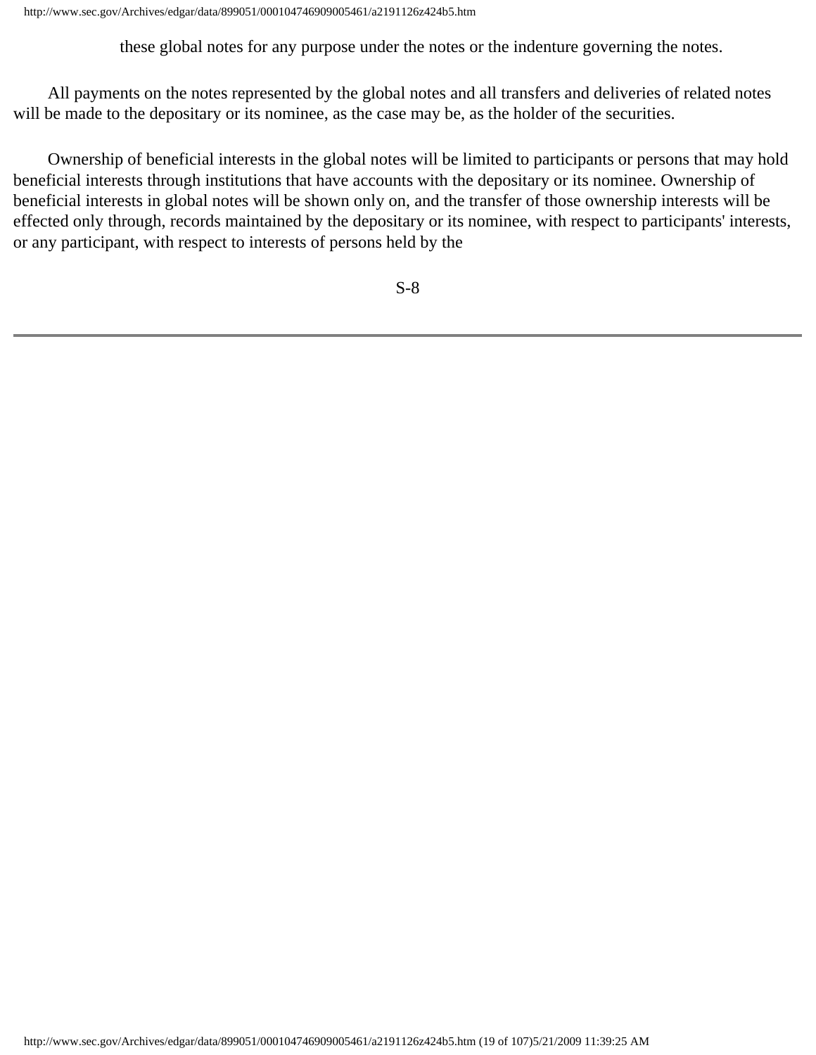these global notes for any purpose under the notes or the indenture governing the notes.

All payments on the notes represented by the global notes and all transfers and deliveries of related notes will be made to the depositary or its nominee, as the case may be, as the holder of the securities.

Ownership of beneficial interests in the global notes will be limited to participants or persons that may hold beneficial interests through institutions that have accounts with the depositary or its nominee. Ownership of beneficial interests in global notes will be shown only on, and the transfer of those ownership interests will be effected only through, records maintained by the depositary or its nominee, with respect to participants' interests, or any participant, with respect to interests of persons held by the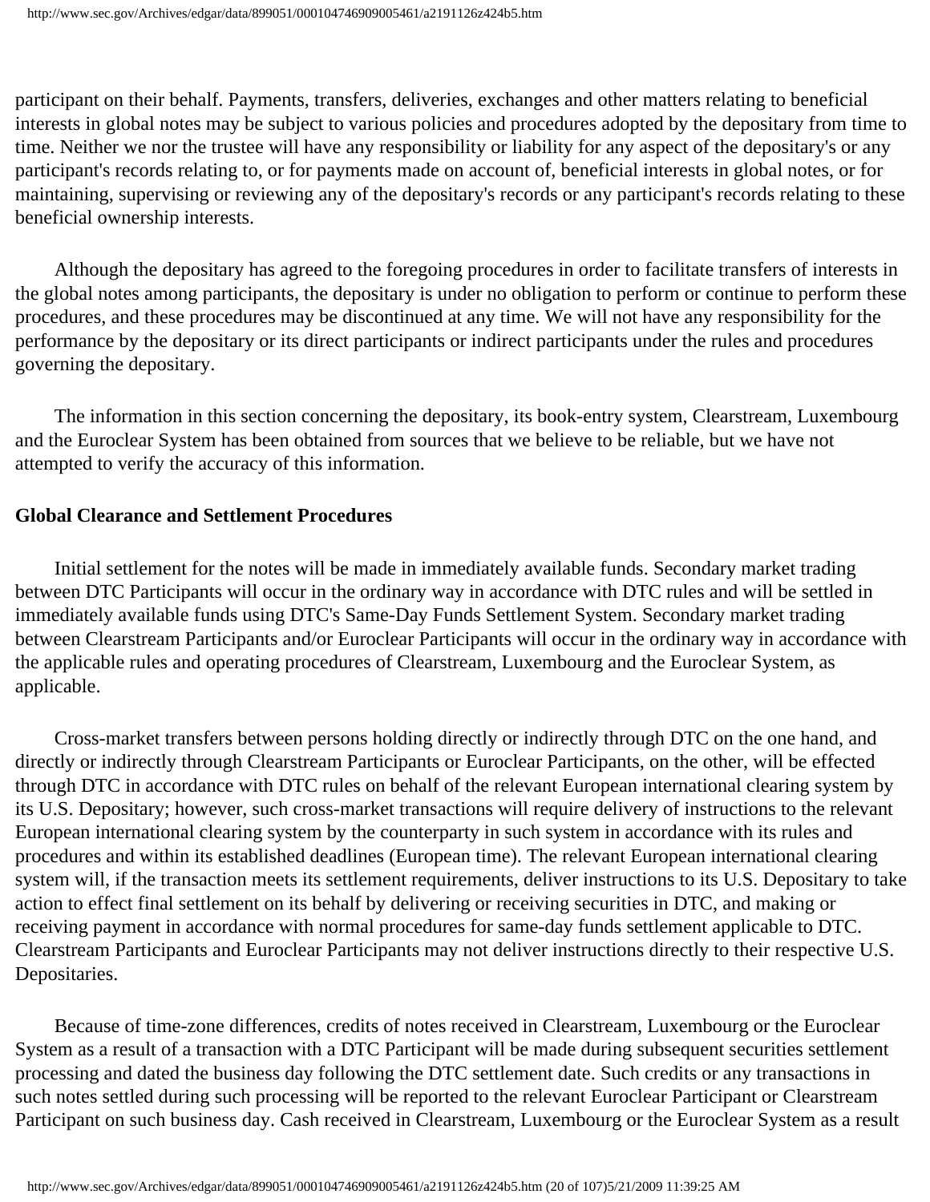participant on their behalf. Payments, transfers, deliveries, exchanges and other matters relating to beneficial interests in global notes may be subject to various policies and procedures adopted by the depositary from time to time. Neither we nor the trustee will have any responsibility or liability for any aspect of the depositary's or any participant's records relating to, or for payments made on account of, beneficial interests in global notes, or for maintaining, supervising or reviewing any of the depositary's records or any participant's records relating to these beneficial ownership interests.

Although the depositary has agreed to the foregoing procedures in order to facilitate transfers of interests in the global notes among participants, the depositary is under no obligation to perform or continue to perform these procedures, and these procedures may be discontinued at any time. We will not have any responsibility for the performance by the depositary or its direct participants or indirect participants under the rules and procedures governing the depositary.

The information in this section concerning the depositary, its book-entry system, Clearstream, Luxembourg and the Euroclear System has been obtained from sources that we believe to be reliable, but we have not attempted to verify the accuracy of this information.

**Global Clearance and Settlement Procedures**

Initial settlement for the notes will be made in immediately available funds. Secondary market trading between DTC Participants will occur in the ordinary way in accordance with DTC rules and will be settled in immediately available funds using DTC's Same-Day Funds Settlement System. Secondary market trading between Clearstream Participants and/or Euroclear Participants will occur in the ordinary way in accordance with the applicable rules and operating procedures of Clearstream, Luxembourg and the Euroclear System, as applicable.

Cross-market transfers between persons holding directly or indirectly through DTC on the one hand, and directly or indirectly through Clearstream Participants or Euroclear Participants, on the other, will be effected through DTC in accordance with DTC rules on behalf of the relevant European international clearing system by its U.S. Depositary; however, such cross-market transactions will require delivery of instructions to the relevant European international clearing system by the counterparty in such system in accordance with its rules and procedures and within its established deadlines (European time). The relevant European international clearing system will, if the transaction meets its settlement requirements, deliver instructions to its U.S. Depositary to take action to effect final settlement on its behalf by delivering or receiving securities in DTC, and making or receiving payment in accordance with normal procedures for same-day funds settlement applicable to DTC. Clearstream Participants and Euroclear Participants may not deliver instructions directly to their respective U.S. Depositaries.

Because of time-zone differences, credits of notes received in Clearstream, Luxembourg or the Euroclear System as a result of a transaction with a DTC Participant will be made during subsequent securities settlement processing and dated the business day following the DTC settlement date. Such credits or any transactions in such notes settled during such processing will be reported to the relevant Euroclear Participant or Clearstream Participant on such business day. Cash received in Clearstream, Luxembourg or the Euroclear System as a result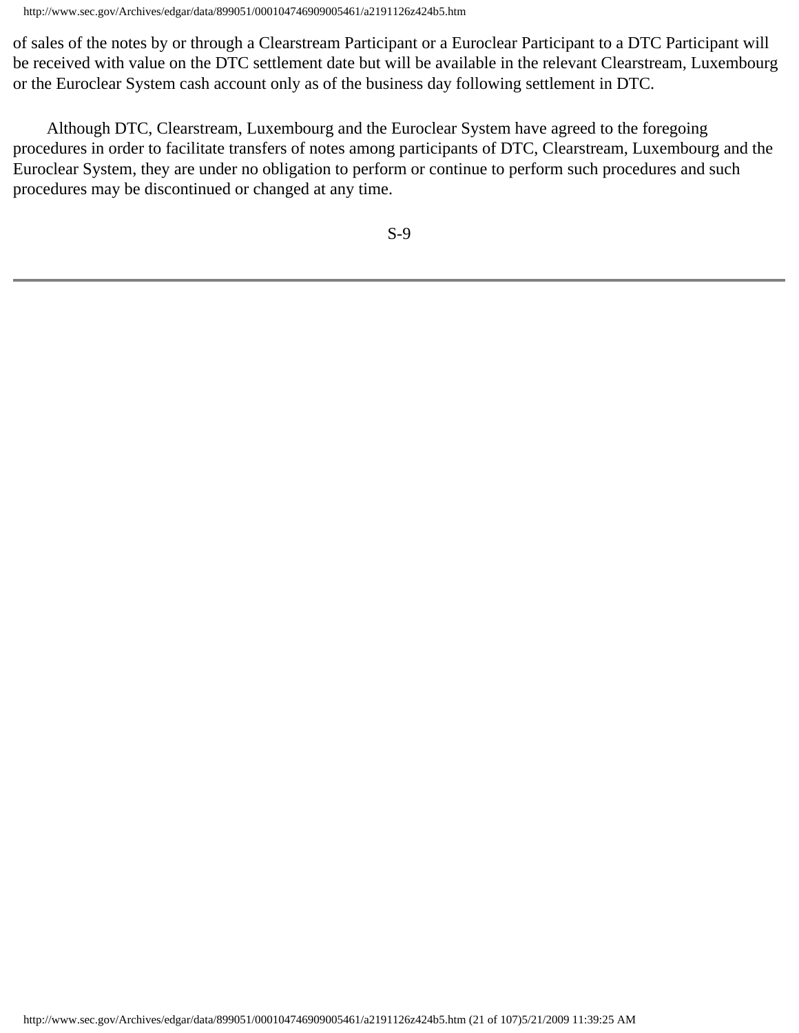of sales of the notes by or through a Clearstream Participant or a Euroclear Participant to a DTC Participant will be received with value on the DTC settlement date but will be available in the relevant Clearstream, Luxembourg or the Euroclear System cash account only as of the business day following settlement in DTC.

Although DTC, Clearstream, Luxembourg and the Euroclear System have agreed to the foregoing procedures in order to facilitate transfers of notes among participants of DTC, Clearstream, Luxembourg and the Euroclear System, they are under no obligation to perform or continue to perform such procedures and such procedures may be discontinued or changed at any time.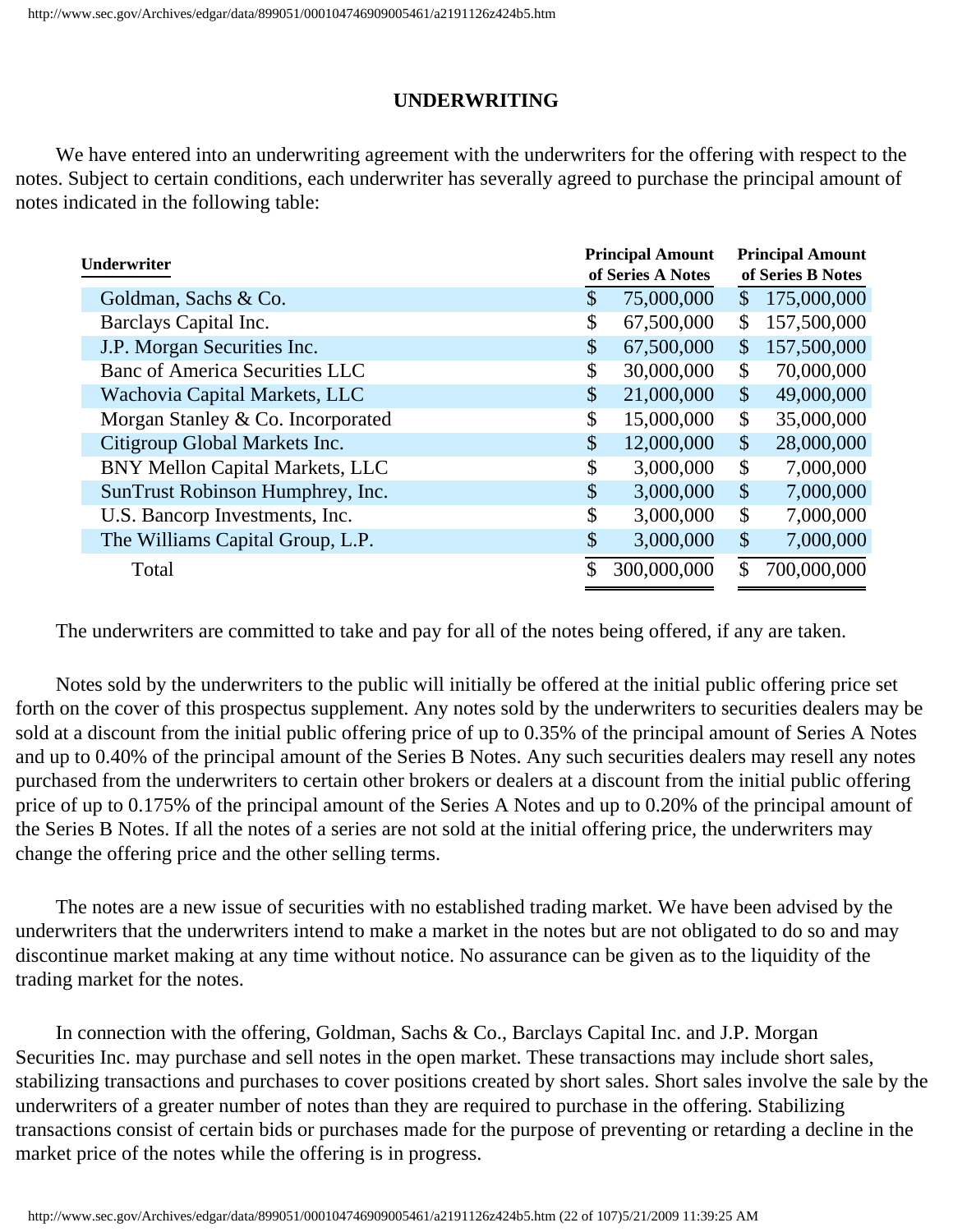## UNDERWRITING

We have entered into an underwriting agreement with the underwriters for the offering with respect to the notes. Subject to certain conditions, each underwriter has severally agreed to purchase the principal amount of notes indicated in the following table:

| Underwriter | Principal Amount of Series A Notes | Principal Amount of Series B Notes |
|---|---|---|
| Goldman, Sachs & Co. | $ 75,000,000 | $ 175,000,000 |
| Barclays Capital Inc. | $ 67,500,000 | $ 157,500,000 |
| J.P. Morgan Securities Inc. | $ 67,500,000 | $ 157,500,000 |
| Banc of America Securities LLC | $ 30,000,000 | $ 70,000,000 |
| Wachovia Capital Markets, LLC | $ 21,000,000 | $ 49,000,000 |
| Morgan Stanley & Co. Incorporated | $ 15,000,000 | $ 35,000,000 |
| Citigroup Global Markets Inc. | $ 12,000,000 | $ 28,000,000 |
| BNY Mellon Capital Markets, LLC | $ 3,000,000 | $ 7,000,000 |
| SunTrust Robinson Humphrey, Inc. | $ 3,000,000 | $ 7,000,000 |
| U.S. Bancorp Investments, Inc. | $ 3,000,000 | $ 7,000,000 |
| The Williams Capital Group, L.P. | $ 3,000,000 | $ 7,000,000 |
| Total | $ 300,000,000 | $ 700,000,000 |

The underwriters are committed to take and pay for all of the notes being offered, if any are taken.

Notes sold by the underwriters to the public will initially be offered at the initial public offering price set forth on the cover of this prospectus supplement. Any notes sold by the underwriters to securities dealers may be sold at a discount from the initial public offering price of up to 0.35% of the principal amount of Series A Notes and up to 0.40% of the principal amount of the Series B Notes. Any such securities dealers may resell any notes purchased from the underwriters to certain other brokers or dealers at a discount from the initial public offering price of up to 0.175% of the principal amount of the Series A Notes and up to 0.20% of the principal amount of the Series B Notes. If all the notes of a series are not sold at the initial offering price, the underwriters may change the offering price and the other selling terms.

The notes are a new issue of securities with no established trading market. We have been advised by the underwriters that the underwriters intend to make a market in the notes but are not obligated to do so and may discontinue market making at any time without notice. No assurance can be given as to the liquidity of the trading market for the notes.

In connection with the offering, Goldman, Sachs & Co., Barclays Capital Inc. and J.P. Morgan Securities Inc. may purchase and sell notes in the open market. These transactions may include short sales, stabilizing transactions and purchases to cover positions created by short sales. Short sales involve the sale by the underwriters of a greater number of notes than they are required to purchase in the offering. Stabilizing transactions consist of certain bids or purchases made for the purpose of preventing or retarding a decline in the market price of the notes while the offering is in progress.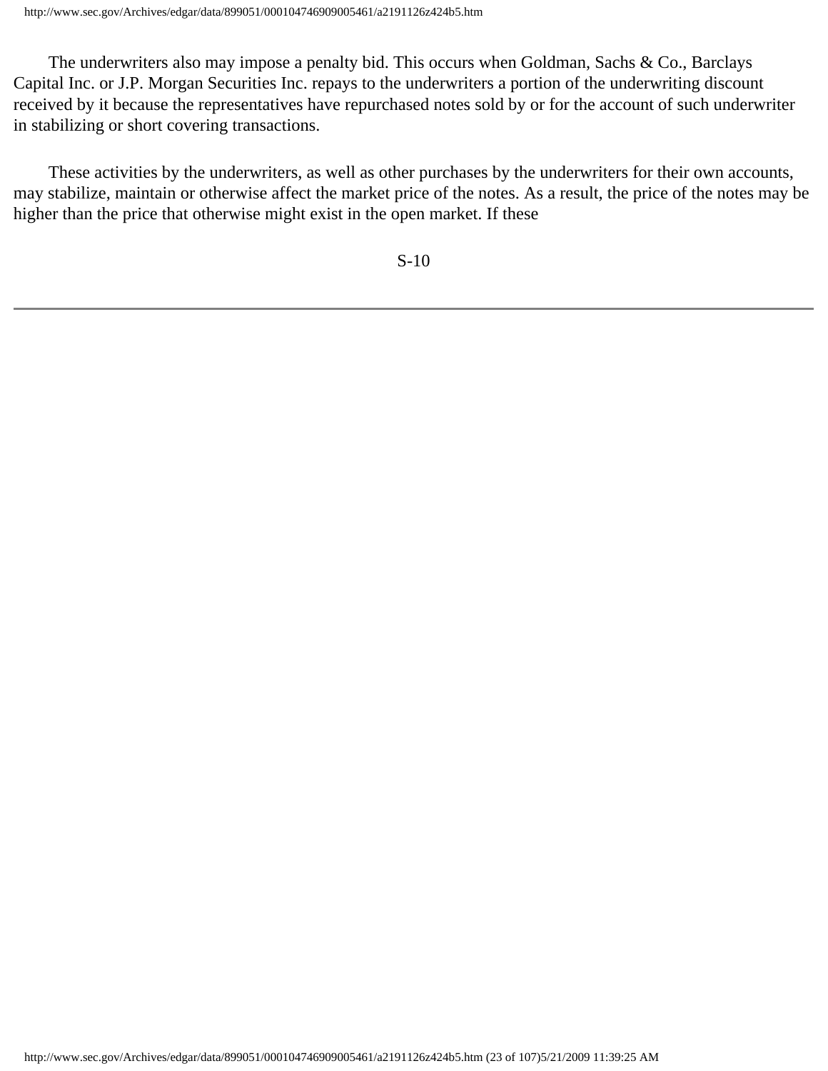The underwriters also may impose a penalty bid. This occurs when Goldman, Sachs & Co., Barclays Capital Inc. or J.P. Morgan Securities Inc. repays to the underwriters a portion of the underwriting discount received by it because the representatives have repurchased notes sold by or for the account of such underwriter in stabilizing or short covering transactions.

These activities by the underwriters, as well as other purchases by the underwriters for their own accounts, may stabilize, maintain or otherwise affect the market price of the notes. As a result, the price of the notes may be higher than the price that otherwise might exist in the open market. If these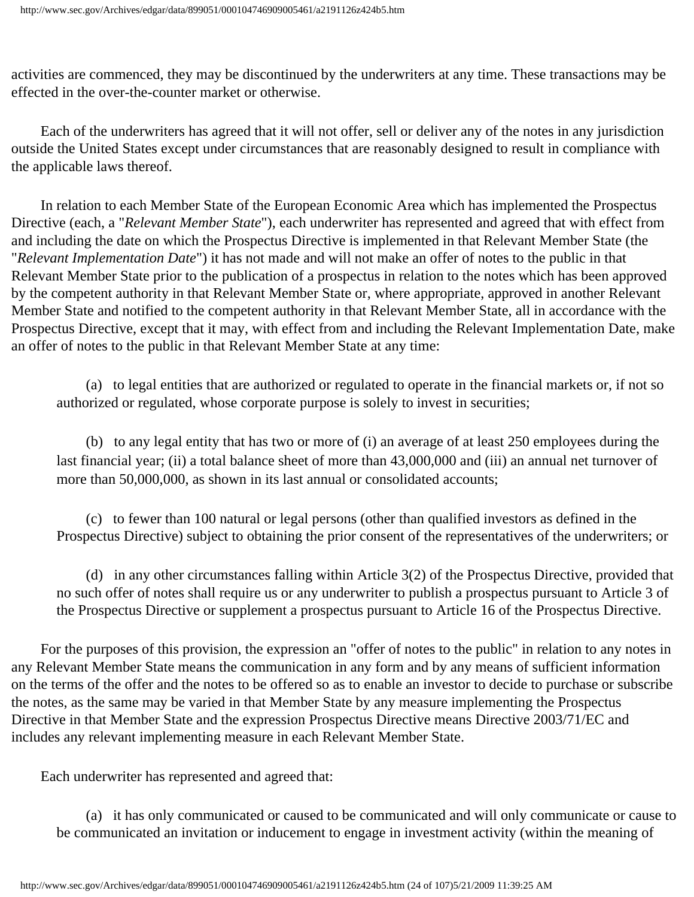activities are commenced, they may be discontinued by the underwriters at any time. These transactions may be effected in the over-the-counter market or otherwise.

Each of the underwriters has agreed that it will not offer, sell or deliver any of the notes in any jurisdiction outside the United States except under circumstances that are reasonably designed to result in compliance with the applicable laws thereof.

In relation to each Member State of the European Economic Area which has implemented the Prospectus Directive (each, a "*Relevant Member State*"), each underwriter has represented and agreed that with effect from and including the date on which the Prospectus Directive is implemented in that Relevant Member State (the "*Relevant Implementation Date*") it has not made and will not make an offer of notes to the public in that Relevant Member State prior to the publication of a prospectus in relation to the notes which has been approved by the competent authority in that Relevant Member State or, where appropriate, approved in another Relevant Member State and notified to the competent authority in that Relevant Member State, all in accordance with the Prospectus Directive, except that it may, with effect from and including the Relevant Implementation Date, make an offer of notes to the public in that Relevant Member State at any time:

(a) to legal entities that are authorized or regulated to operate in the financial markets or, if not so authorized or regulated, whose corporate purpose is solely to invest in securities;

(b) to any legal entity that has two or more of (i) an average of at least 250 employees during the last financial year; (ii) a total balance sheet of more than 43,000,000 and (iii) an annual net turnover of more than 50,000,000, as shown in its last annual or consolidated accounts;

(c) to fewer than 100 natural or legal persons (other than qualified investors as defined in the Prospectus Directive) subject to obtaining the prior consent of the representatives of the underwriters; or

(d) in any other circumstances falling within Article 3(2) of the Prospectus Directive, provided that no such offer of notes shall require us or any underwriter to publish a prospectus pursuant to Article 3 of the Prospectus Directive or supplement a prospectus pursuant to Article 16 of the Prospectus Directive.

For the purposes of this provision, the expression an "offer of notes to the public" in relation to any notes in any Relevant Member State means the communication in any form and by any means of sufficient information on the terms of the offer and the notes to be offered so as to enable an investor to decide to purchase or subscribe the notes, as the same may be varied in that Member State by any measure implementing the Prospectus Directive in that Member State and the expression Prospectus Directive means Directive 2003/71/EC and includes any relevant implementing measure in each Relevant Member State.

Each underwriter has represented and agreed that:

(a) it has only communicated or caused to be communicated and will only communicate or cause to be communicated an invitation or inducement to engage in investment activity (within the meaning of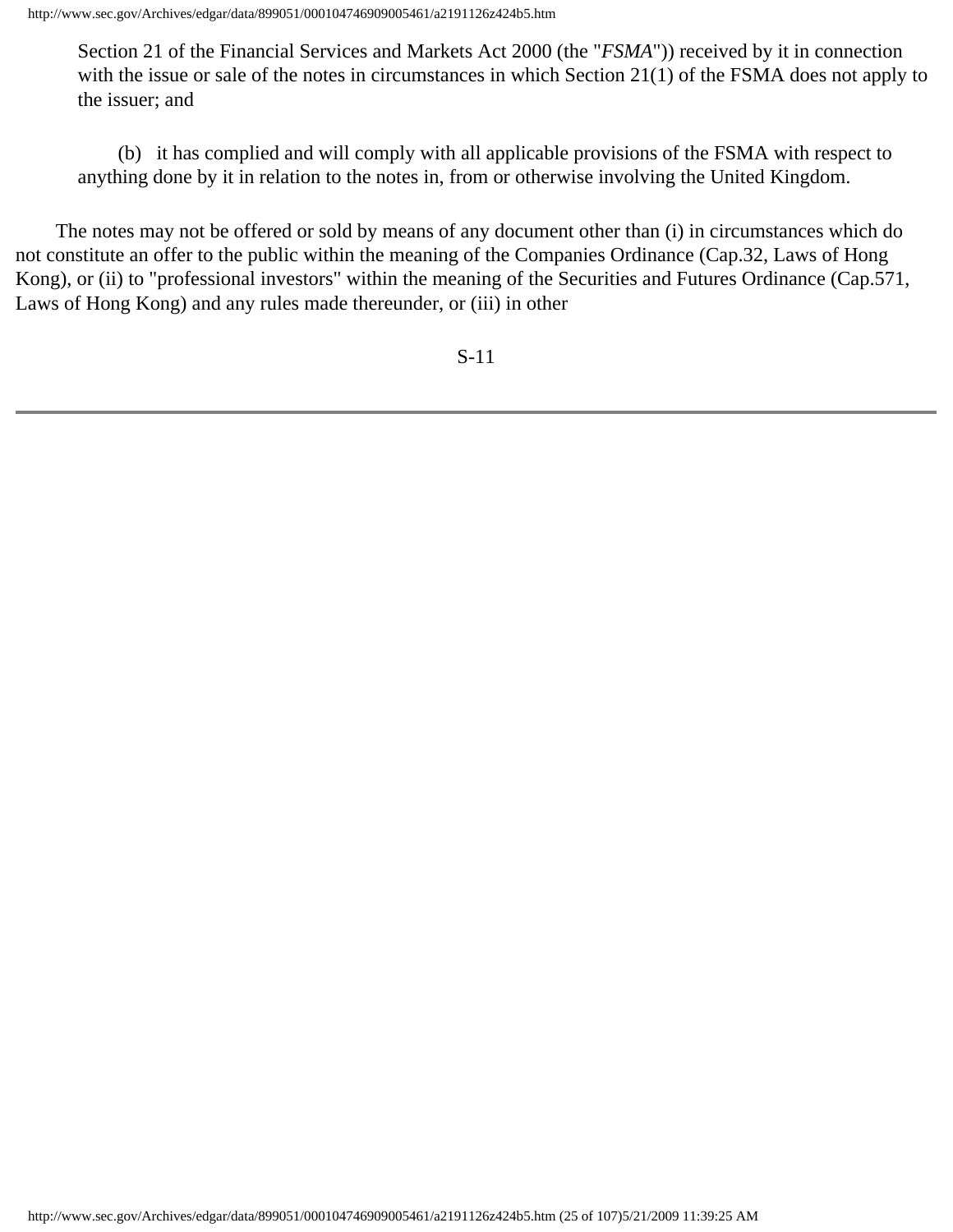Section 21 of the Financial Services and Markets Act 2000 (the "*FSMA*")) received by it in connection with the issue or sale of the notes in circumstances in which Section 21(1) of the FSMA does not apply to the issuer; and

(b) it has complied and will comply with all applicable provisions of the FSMA with respect to anything done by it in relation to the notes in, from or otherwise involving the United Kingdom.

The notes may not be offered or sold by means of any document other than (i) in circumstances which do not constitute an offer to the public within the meaning of the Companies Ordinance (Cap.32, Laws of Hong Kong), or (ii) to "professional investors" within the meaning of the Securities and Futures Ordinance (Cap.571, Laws of Hong Kong) and any rules made thereunder, or (iii) in other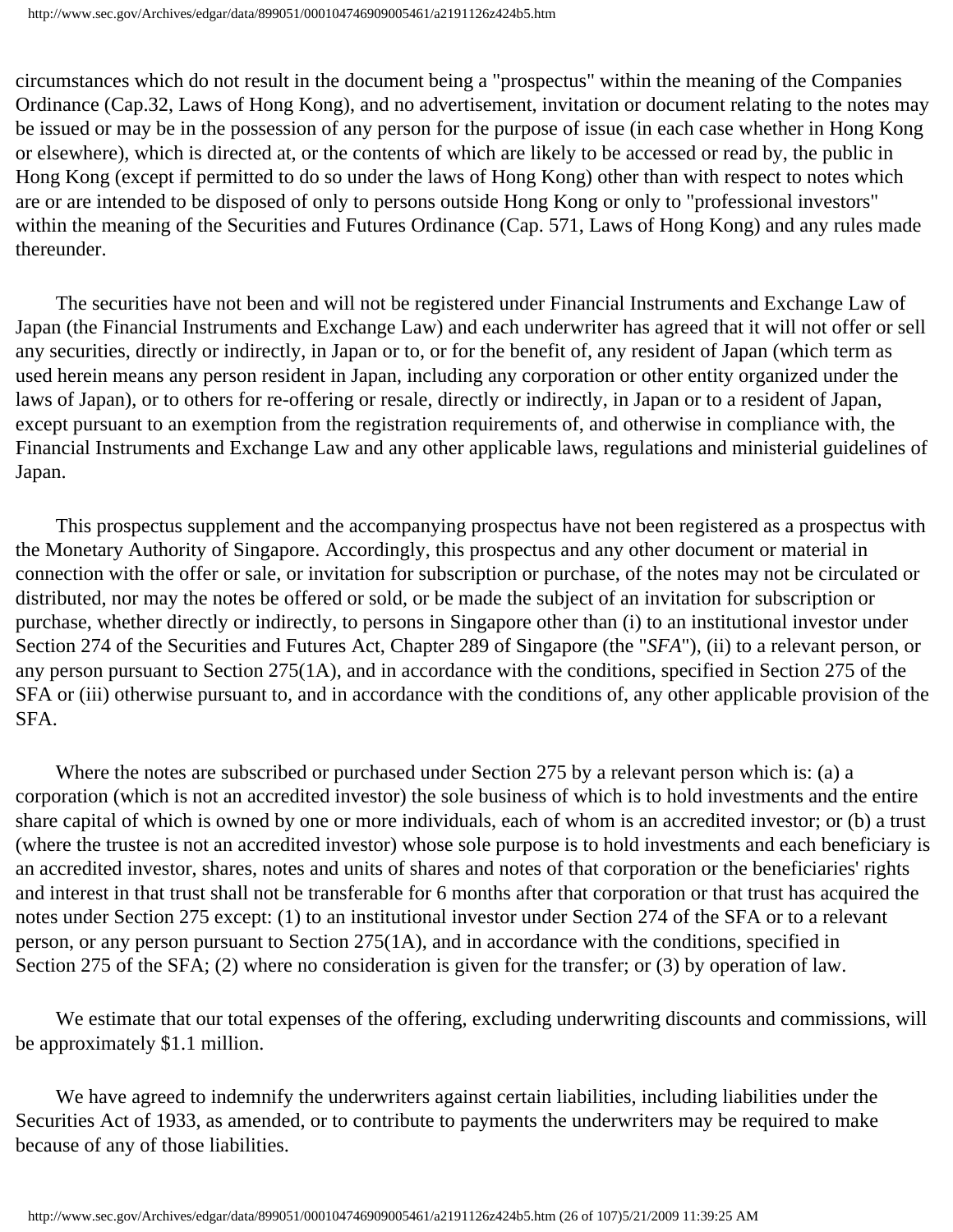circumstances which do not result in the document being a "prospectus" within the meaning of the Companies Ordinance (Cap.32, Laws of Hong Kong), and no advertisement, invitation or document relating to the notes may be issued or may be in the possession of any person for the purpose of issue (in each case whether in Hong Kong or elsewhere), which is directed at, or the contents of which are likely to be accessed or read by, the public in Hong Kong (except if permitted to do so under the laws of Hong Kong) other than with respect to notes which are or are intended to be disposed of only to persons outside Hong Kong or only to "professional investors" within the meaning of the Securities and Futures Ordinance (Cap. 571, Laws of Hong Kong) and any rules made thereunder.

The securities have not been and will not be registered under Financial Instruments and Exchange Law of Japan (the Financial Instruments and Exchange Law) and each underwriter has agreed that it will not offer or sell any securities, directly or indirectly, in Japan or to, or for the benefit of, any resident of Japan (which term as used herein means any person resident in Japan, including any corporation or other entity organized under the laws of Japan), or to others for re-offering or resale, directly or indirectly, in Japan or to a resident of Japan, except pursuant to an exemption from the registration requirements of, and otherwise in compliance with, the Financial Instruments and Exchange Law and any other applicable laws, regulations and ministerial guidelines of Japan.

This prospectus supplement and the accompanying prospectus have not been registered as a prospectus with the Monetary Authority of Singapore. Accordingly, this prospectus and any other document or material in connection with the offer or sale, or invitation for subscription or purchase, of the notes may not be circulated or distributed, nor may the notes be offered or sold, or be made the subject of an invitation for subscription or purchase, whether directly or indirectly, to persons in Singapore other than (i) to an institutional investor under Section 274 of the Securities and Futures Act, Chapter 289 of Singapore (the "*SFA*"), (ii) to a relevant person, or any person pursuant to Section 275(1A), and in accordance with the conditions, specified in Section 275 of the SFA or (iii) otherwise pursuant to, and in accordance with the conditions of, any other applicable provision of the SFA.

Where the notes are subscribed or purchased under Section 275 by a relevant person which is: (a) a corporation (which is not an accredited investor) the sole business of which is to hold investments and the entire share capital of which is owned by one or more individuals, each of whom is an accredited investor; or (b) a trust (where the trustee is not an accredited investor) whose sole purpose is to hold investments and each beneficiary is an accredited investor, shares, notes and units of shares and notes of that corporation or the beneficiaries' rights and interest in that trust shall not be transferable for 6 months after that corporation or that trust has acquired the notes under Section 275 except: (1) to an institutional investor under Section 274 of the SFA or to a relevant person, or any person pursuant to Section 275(1A), and in accordance with the conditions, specified in Section 275 of the SFA; (2) where no consideration is given for the transfer; or (3) by operation of law.

We estimate that our total expenses of the offering, excluding underwriting discounts and commissions, will be approximately $1.1 million.

We have agreed to indemnify the underwriters against certain liabilities, including liabilities under the Securities Act of 1933, as amended, or to contribute to payments the underwriters may be required to make because of any of those liabilities.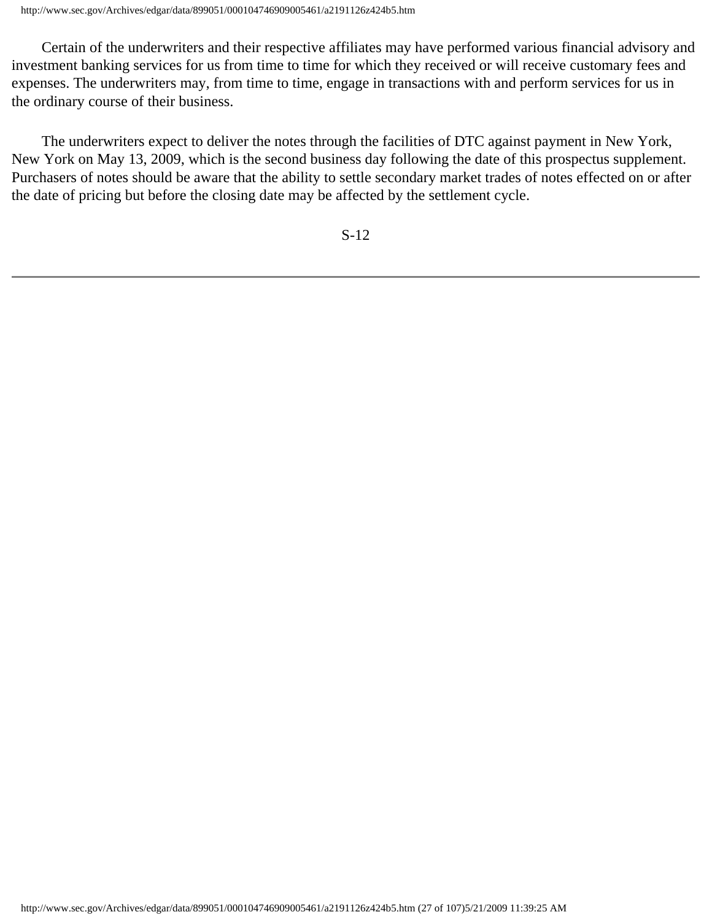Certain of the underwriters and their respective affiliates may have performed various financial advisory and investment banking services for us from time to time for which they received or will receive customary fees and expenses. The underwriters may, from time to time, engage in transactions with and perform services for us in the ordinary course of their business.

The underwriters expect to deliver the notes through the facilities of DTC against payment in New York, New York on May 13, 2009, which is the second business day following the date of this prospectus supplement. Purchasers of notes should be aware that the ability to settle secondary market trades of notes effected on or after the date of pricing but before the closing date may be affected by the settlement cycle.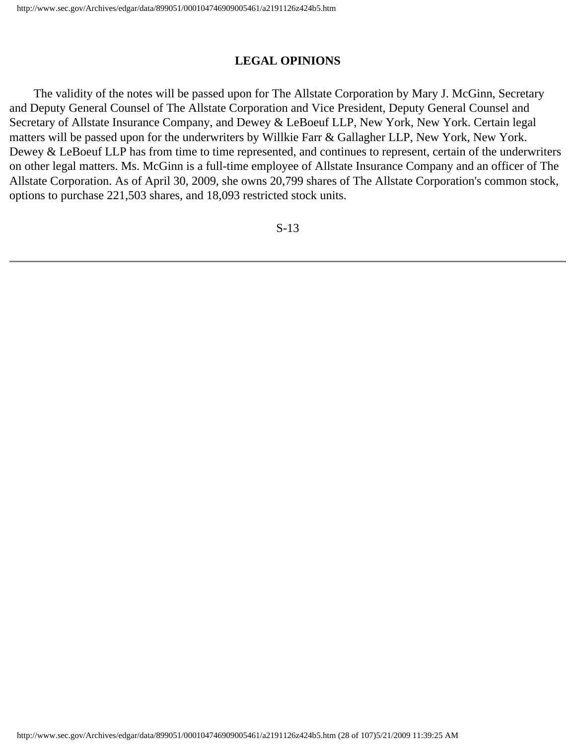## LEGAL OPINIONS

The validity of the notes will be passed upon for The Allstate Corporation by Mary J. McGinn, Secretary and Deputy General Counsel of The Allstate Corporation and Vice President, Deputy General Counsel and Secretary of Allstate Insurance Company, and Dewey & LeBoeuf LLP, New York, New York. Certain legal matters will be passed upon for the underwriters by Willkie Farr & Gallagher LLP, New York, New York. Dewey & LeBoeuf LLP has from time to time represented, and continues to represent, certain of the underwriters on other legal matters. Ms. McGinn is a full-time employee of Allstate Insurance Company and an officer of The Allstate Corporation. As of April 30, 2009, she owns 20,799 shares of The Allstate Corporation's common stock, options to purchase 221,503 shares, and 18,093 restricted stock units.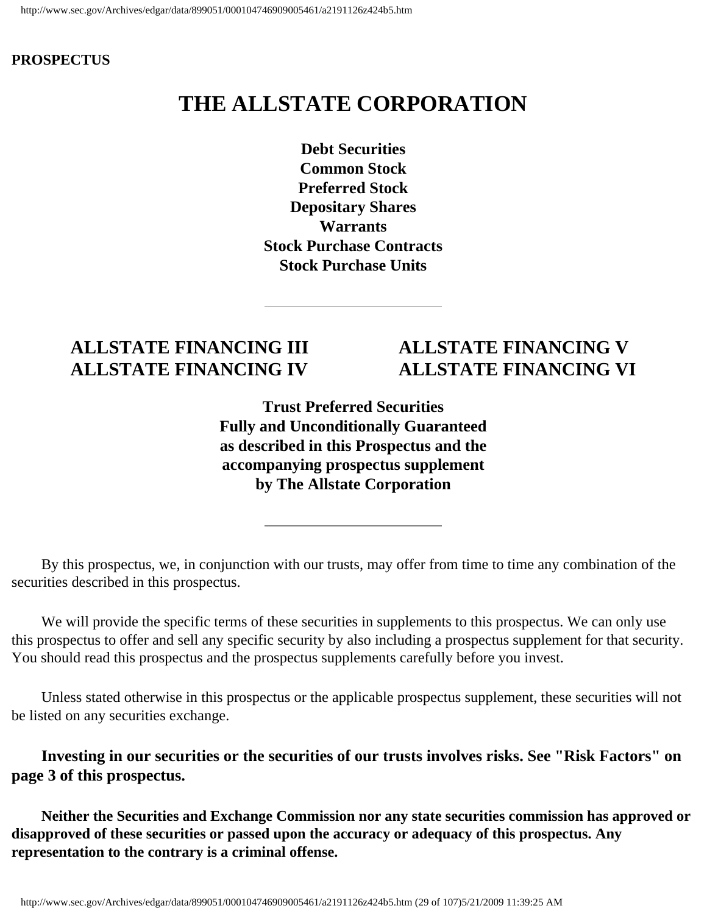**PROSPECTUS**

# THE ALLSTATE CORPORATION

**Debt Securities**
**Common Stock**
**Preferred Stock**
**Depositary Shares**
**Warrants**
**Stock Purchase Contracts**
**Stock Purchase Units**

---

## ALLSTATE FINANCING III
## ALLSTATE FINANCING IV
## ALLSTATE FINANCING V
## ALLSTATE FINANCING VI

**Trust Preferred Securities**
**Fully and Unconditionally Guaranteed**
**as described in this Prospectus and the**
**accompanying prospectus supplement**
**by The Allstate Corporation**

---

By this prospectus, we, in conjunction with our trusts, may offer from time to time any combination of the securities described in this prospectus.

We will provide the specific terms of these securities in supplements to this prospectus. We can only use this prospectus to offer and sell any specific security by also including a prospectus supplement for that security. You should read this prospectus and the prospectus supplements carefully before you invest.

Unless stated otherwise in this prospectus or the applicable prospectus supplement, these securities will not be listed on any securities exchange.

**Investing in our securities or the securities of our trusts involves risks. See "Risk Factors" on page 3 of this prospectus.**

**Neither the Securities and Exchange Commission nor any state securities commission has approved or disapproved of these securities or passed upon the accuracy or adequacy of this prospectus. Any representation to the contrary is a criminal offense.**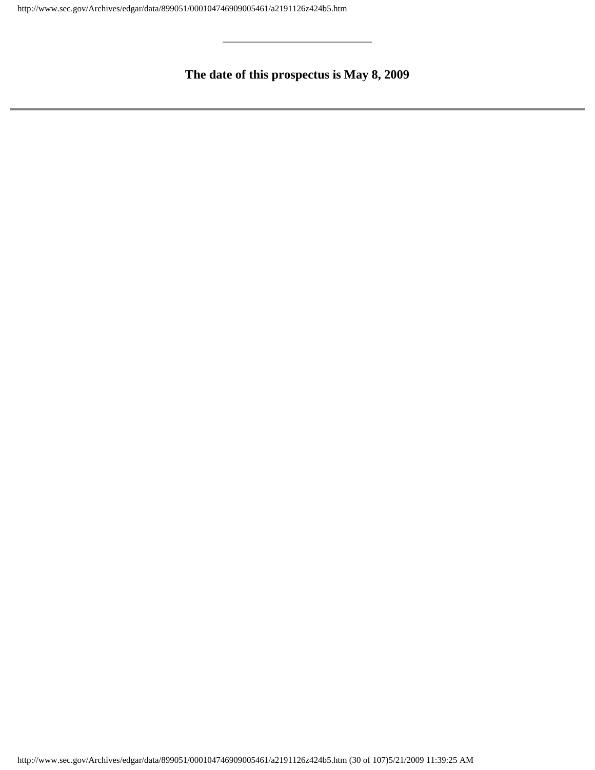---

**The date of this prospectus is May 8, 2009**

---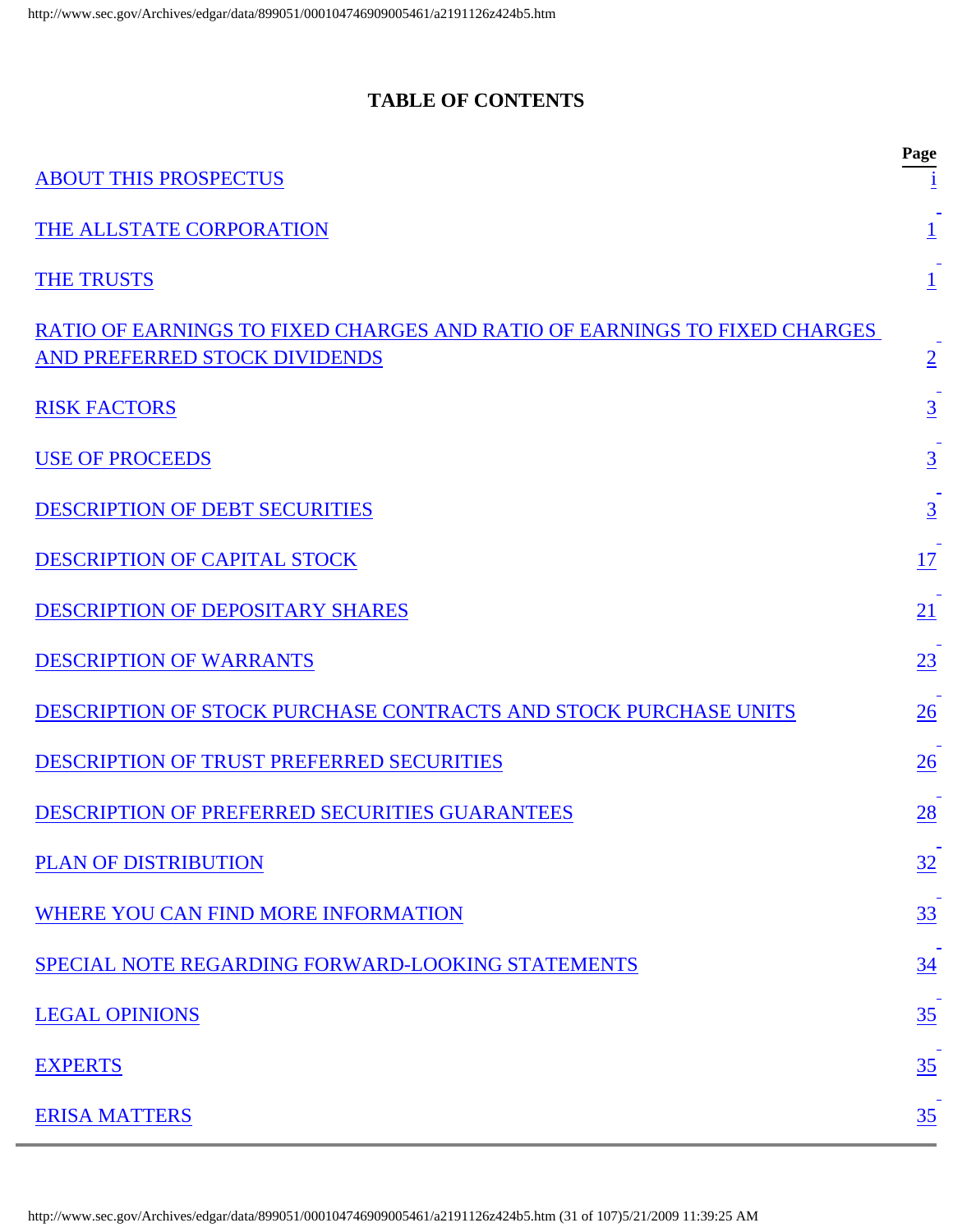# TABLE OF CONTENTS

| | Page |
|---|---|
| ABOUT THIS PROSPECTUS | i |
| THE ALLSTATE CORPORATION | 1 |
| THE TRUSTS | 1 |
| RATIO OF EARNINGS TO FIXED CHARGES AND RATIO OF EARNINGS TO FIXED CHARGES AND PREFERRED STOCK DIVIDENDS | 2 |
| RISK FACTORS | 3 |
| USE OF PROCEEDS | 3 |
| DESCRIPTION OF DEBT SECURITIES | 3 |
| DESCRIPTION OF CAPITAL STOCK | 17 |
| DESCRIPTION OF DEPOSITARY SHARES | 21 |
| DESCRIPTION OF WARRANTS | 23 |
| DESCRIPTION OF STOCK PURCHASE CONTRACTS AND STOCK PURCHASE UNITS | 26 |
| DESCRIPTION OF TRUST PREFERRED SECURITIES | 26 |
| DESCRIPTION OF PREFERRED SECURITIES GUARANTEES | 28 |
| PLAN OF DISTRIBUTION | 32 |
| WHERE YOU CAN FIND MORE INFORMATION | 33 |
| SPECIAL NOTE REGARDING FORWARD-LOOKING STATEMENTS | 34 |
| LEGAL OPINIONS | 35 |
| EXPERTS | 35 |
| ERISA MATTERS | 35 |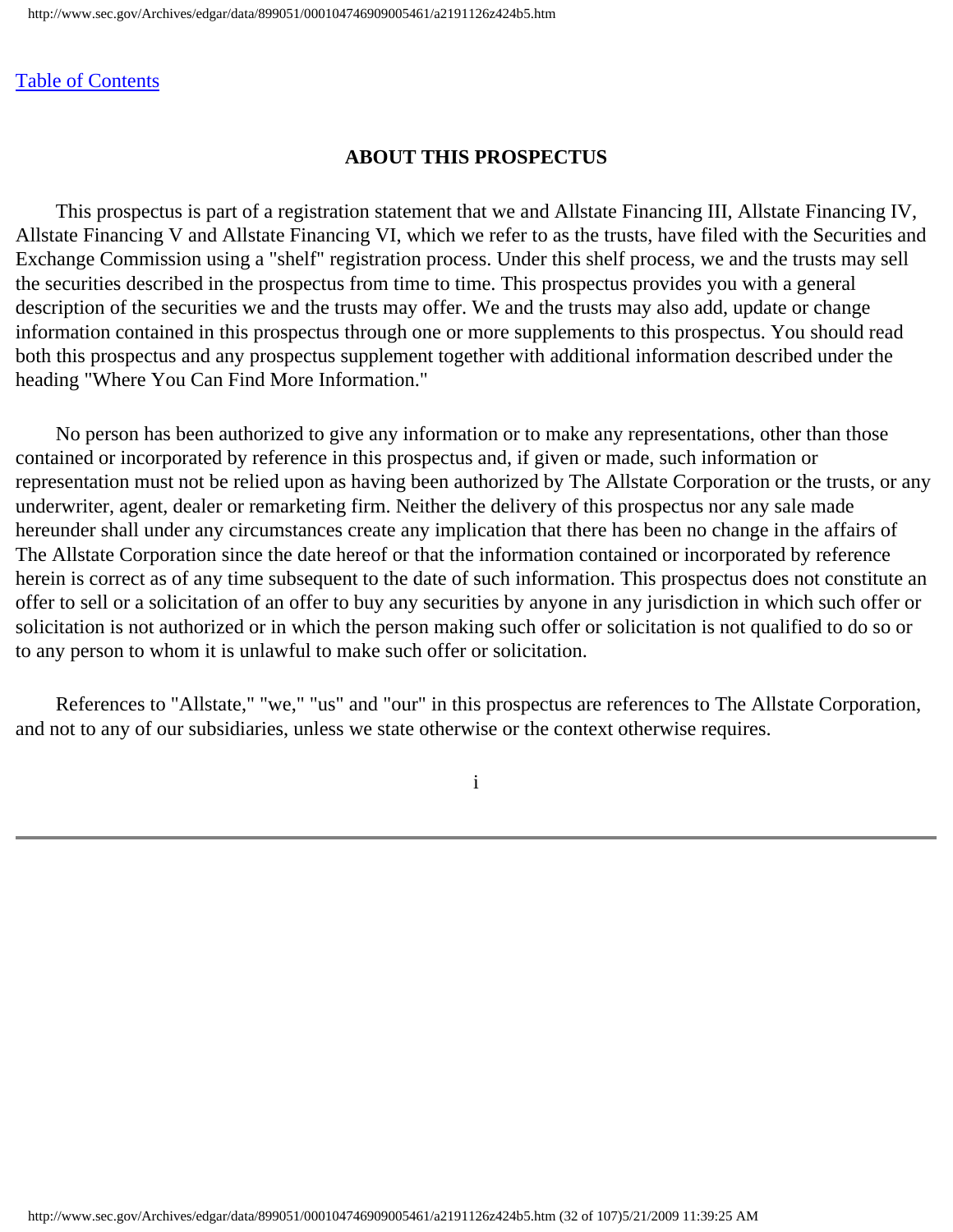[Table of Contents](#)

## ABOUT THIS PROSPECTUS

This prospectus is part of a registration statement that we and Allstate Financing III, Allstate Financing IV, Allstate Financing V and Allstate Financing VI, which we refer to as the trusts, have filed with the Securities and Exchange Commission using a "shelf" registration process. Under this shelf process, we and the trusts may sell the securities described in the prospectus from time to time. This prospectus provides you with a general description of the securities we and the trusts may offer. We and the trusts may also add, update or change information contained in this prospectus through one or more supplements to this prospectus. You should read both this prospectus and any prospectus supplement together with additional information described under the heading "Where You Can Find More Information."

No person has been authorized to give any information or to make any representations, other than those contained or incorporated by reference in this prospectus and, if given or made, such information or representation must not be relied upon as having been authorized by The Allstate Corporation or the trusts, or any underwriter, agent, dealer or remarketing firm. Neither the delivery of this prospectus nor any sale made hereunder shall under any circumstances create any implication that there has been no change in the affairs of The Allstate Corporation since the date hereof or that the information contained or incorporated by reference herein is correct as of any time subsequent to the date of such information. This prospectus does not constitute an offer to sell or a solicitation of an offer to buy any securities by anyone in any jurisdiction in which such offer or solicitation is not authorized or in which the person making such offer or solicitation is not qualified to do so or to any person to whom it is unlawful to make such offer or solicitation.

References to "Allstate," "we," "us" and "our" in this prospectus are references to The Allstate Corporation, and not to any of our subsidiaries, unless we state otherwise or the context otherwise requires.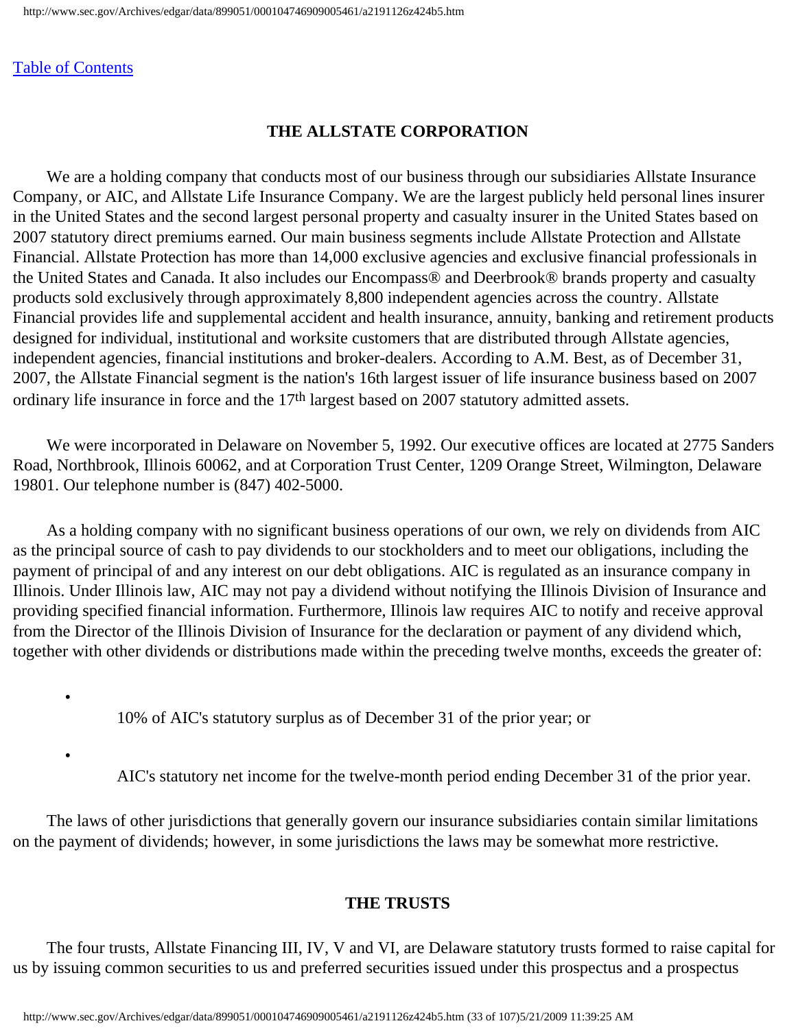[Table of Contents](#)

## THE ALLSTATE CORPORATION

We are a holding company that conducts most of our business through our subsidiaries Allstate Insurance Company, or AIC, and Allstate Life Insurance Company. We are the largest publicly held personal lines insurer in the United States and the second largest personal property and casualty insurer in the United States based on 2007 statutory direct premiums earned. Our main business segments include Allstate Protection and Allstate Financial. Allstate Protection has more than 14,000 exclusive agencies and exclusive financial professionals in the United States and Canada. It also includes our Encompass® and Deerbrook® brands property and casualty products sold exclusively through approximately 8,800 independent agencies across the country. Allstate Financial provides life and supplemental accident and health insurance, annuity, banking and retirement products designed for individual, institutional and worksite customers that are distributed through Allstate agencies, independent agencies, financial institutions and broker-dealers. According to A.M. Best, as of December 31, 2007, the Allstate Financial segment is the nation's 16th largest issuer of life insurance business based on 2007 ordinary life insurance in force and the 17th largest based on 2007 statutory admitted assets.

We were incorporated in Delaware on November 5, 1992. Our executive offices are located at 2775 Sanders Road, Northbrook, Illinois 60062, and at Corporation Trust Center, 1209 Orange Street, Wilmington, Delaware 19801. Our telephone number is (847) 402-5000.

As a holding company with no significant business operations of our own, we rely on dividends from AIC as the principal source of cash to pay dividends to our stockholders and to meet our obligations, including the payment of principal of and any interest on our debt obligations. AIC is regulated as an insurance company in Illinois. Under Illinois law, AIC may not pay a dividend without notifying the Illinois Division of Insurance and providing specified financial information. Furthermore, Illinois law requires AIC to notify and receive approval from the Director of the Illinois Division of Insurance for the declaration or payment of any dividend which, together with other dividends or distributions made within the preceding twelve months, exceeds the greater of:

- 10% of AIC's statutory surplus as of December 31 of the prior year; or
- AIC's statutory net income for the twelve-month period ending December 31 of the prior year.

The laws of other jurisdictions that generally govern our insurance subsidiaries contain similar limitations on the payment of dividends; however, in some jurisdictions the laws may be somewhat more restrictive.

## THE TRUSTS

The four trusts, Allstate Financing III, IV, V and VI, are Delaware statutory trusts formed to raise capital for us by issuing common securities to us and preferred securities issued under this prospectus and a prospectus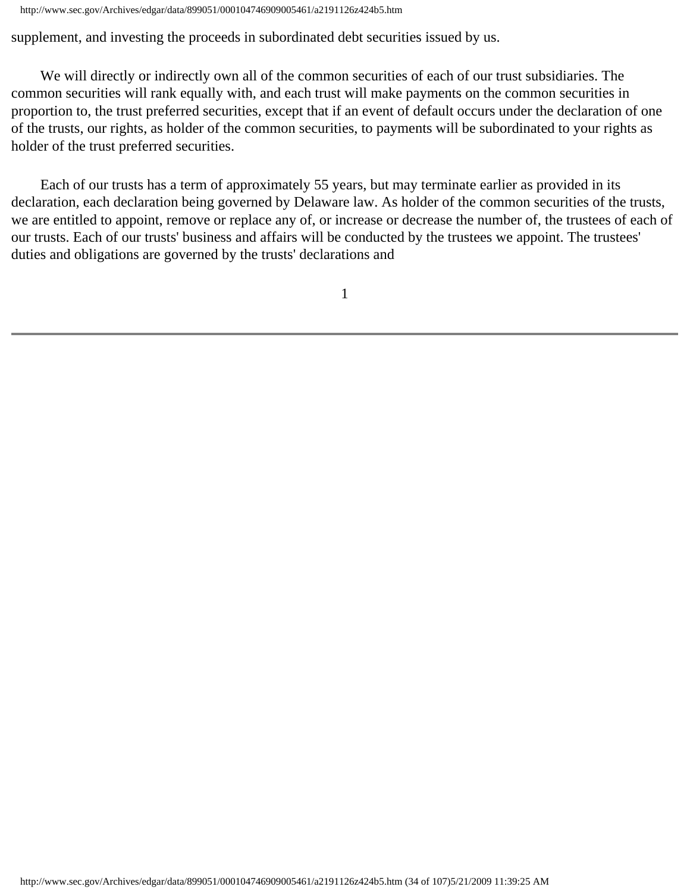supplement, and investing the proceeds in subordinated debt securities issued by us.

We will directly or indirectly own all of the common securities of each of our trust subsidiaries. The common securities will rank equally with, and each trust will make payments on the common securities in proportion to, the trust preferred securities, except that if an event of default occurs under the declaration of one of the trusts, our rights, as holder of the common securities, to payments will be subordinated to your rights as holder of the trust preferred securities.

Each of our trusts has a term of approximately 55 years, but may terminate earlier as provided in its declaration, each declaration being governed by Delaware law. As holder of the common securities of the trusts, we are entitled to appoint, remove or replace any of, or increase or decrease the number of, the trustees of each of our trusts. Each of our trusts' business and affairs will be conducted by the trustees we appoint. The trustees' duties and obligations are governed by the trusts' declarations and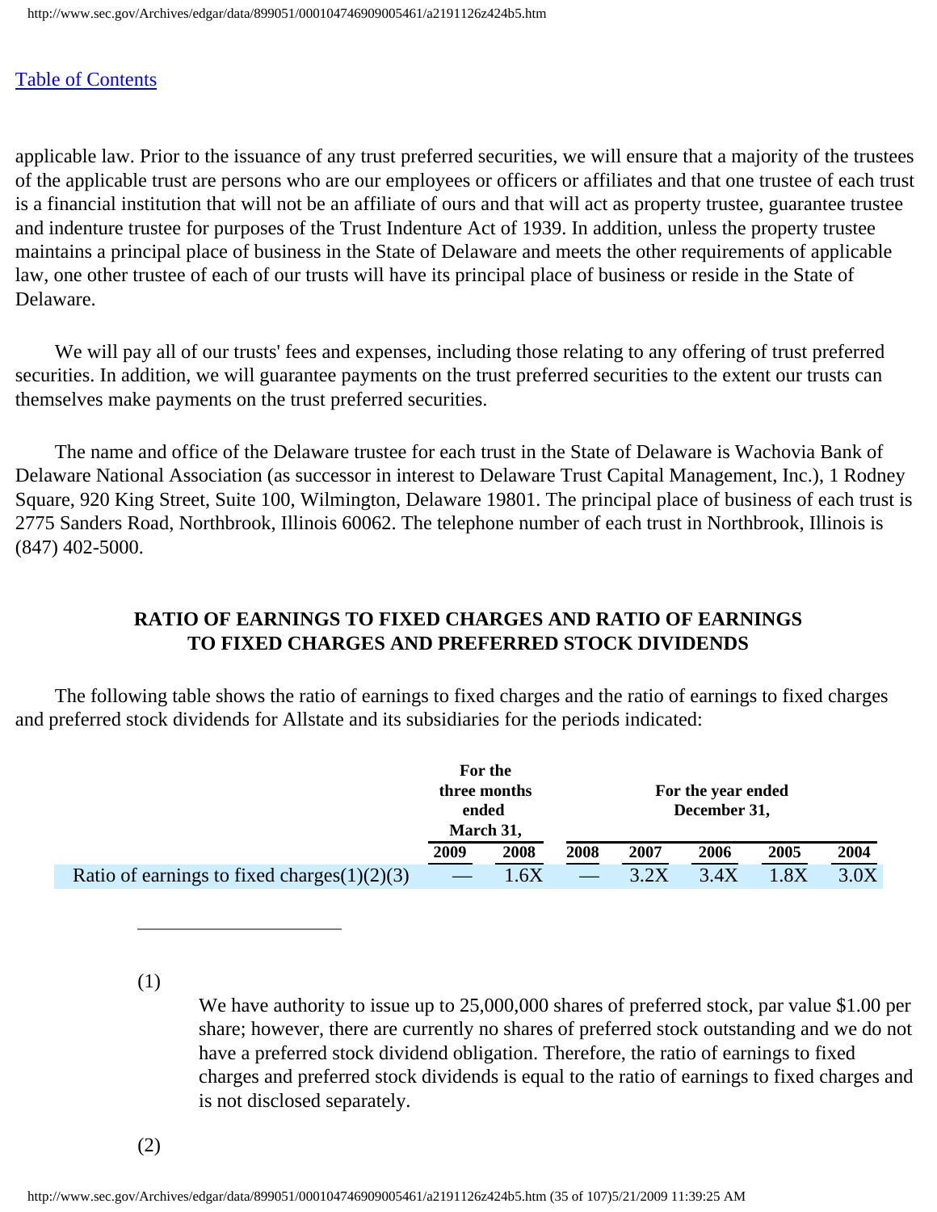applicable law. Prior to the issuance of any trust preferred securities, we will ensure that a majority of the trustees of the applicable trust are persons who are our employees or officers or affiliates and that one trustee of each trust is a financial institution that will not be an affiliate of ours and that will act as property trustee, guarantee trustee and indenture trustee for purposes of the Trust Indenture Act of 1939. In addition, unless the property trustee maintains a principal place of business in the State of Delaware and meets the other requirements of applicable law, one other trustee of each of our trusts will have its principal place of business or reside in the State of Delaware.

We will pay all of our trusts' fees and expenses, including those relating to any offering of trust preferred securities. In addition, we will guarantee payments on the trust preferred securities to the extent our trusts can themselves make payments on the trust preferred securities.

The name and office of the Delaware trustee for each trust in the State of Delaware is Wachovia Bank of Delaware National Association (as successor in interest to Delaware Trust Capital Management, Inc.), 1 Rodney Square, 920 King Street, Suite 100, Wilmington, Delaware 19801. The principal place of business of each trust is 2775 Sanders Road, Northbrook, Illinois 60062. The telephone number of each trust in Northbrook, Illinois is (847) 402-5000.

## RATIO OF EARNINGS TO FIXED CHARGES AND RATIO OF EARNINGS TO FIXED CHARGES AND PREFERRED STOCK DIVIDENDS

The following table shows the ratio of earnings to fixed charges and the ratio of earnings to fixed charges and preferred stock dividends for Allstate and its subsidiaries for the periods indicated:

| | For the three months ended March 31, | | For the year ended December 31, | | | | |
|---|---|---|---|---|---|---|---|
| | 2009 | 2008 | 2008 | 2007 | 2006 | 2005 | 2004 |
| Ratio of earnings to fixed charges(1)(2)(3) | — | 1.6X | — | 3.2X | 3.4X | 1.8X | 3.0X |

---

(1) We have authority to issue up to 25,000,000 shares of preferred stock, par value $1.00 per share; however, there are currently no shares of preferred stock outstanding and we do not have a preferred stock dividend obligation. Therefore, the ratio of earnings to fixed charges and preferred stock dividends is equal to the ratio of earnings to fixed charges and is not disclosed separately.

(2)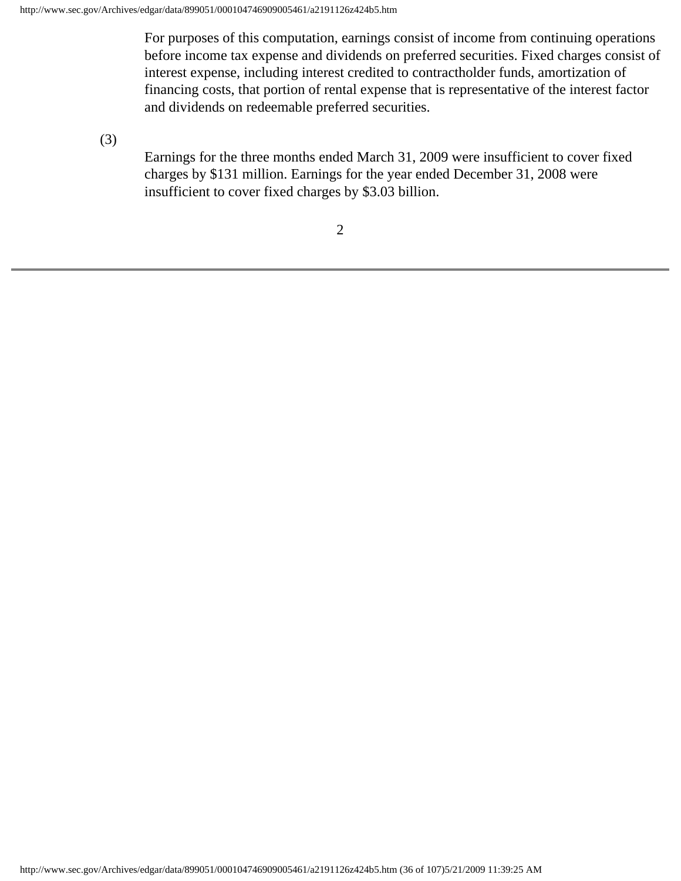For purposes of this computation, earnings consist of income from continuing operations before income tax expense and dividends on preferred securities. Fixed charges consist of interest expense, including interest credited to contractholder funds, amortization of financing costs, that portion of rental expense that is representative of the interest factor and dividends on redeemable preferred securities.

(3) Earnings for the three months ended March 31, 2009 were insufficient to cover fixed charges by $131 million. Earnings for the year ended December 31, 2008 were insufficient to cover fixed charges by $3.03 billion.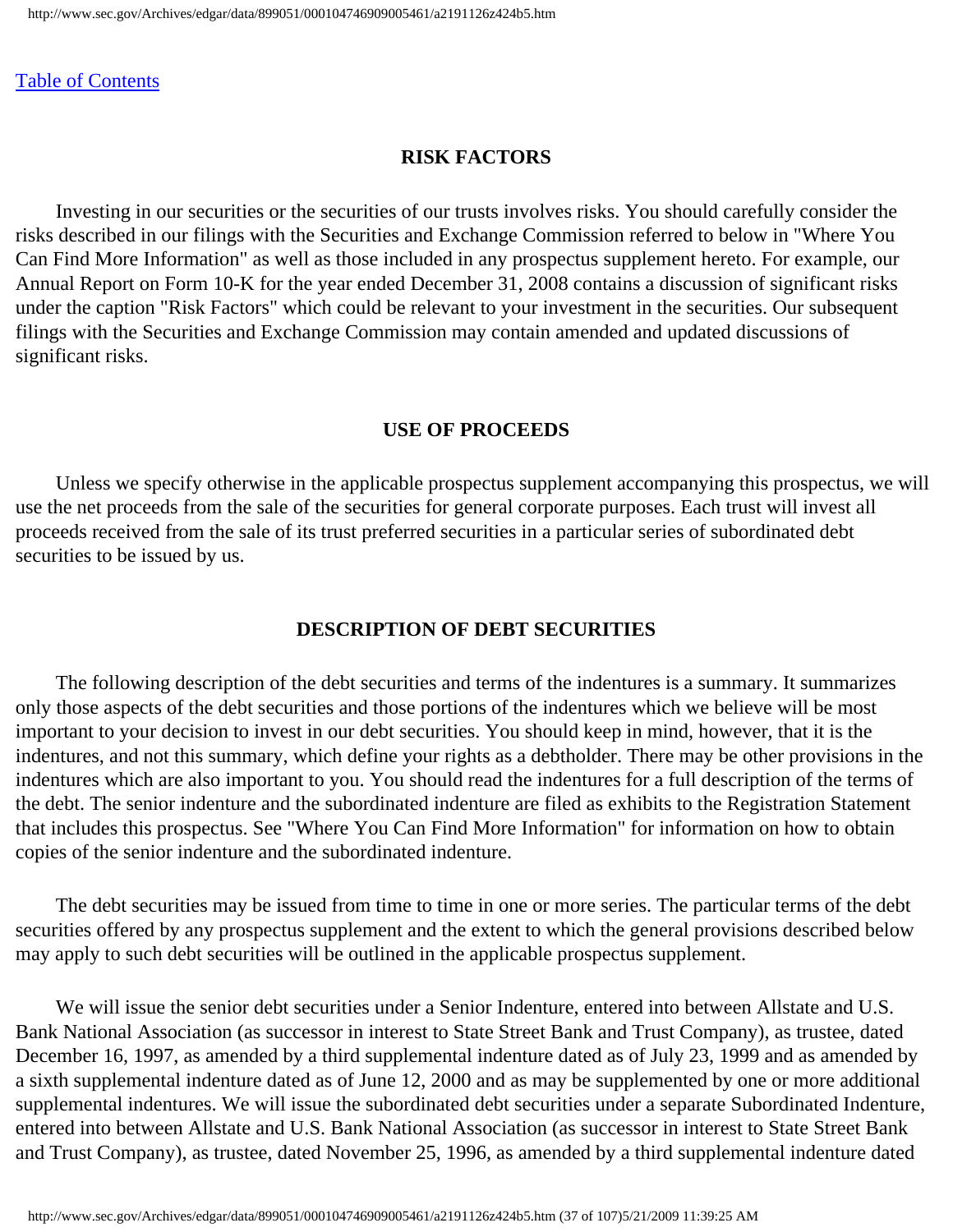[Table of Contents](#)

## RISK FACTORS

Investing in our securities or the securities of our trusts involves risks. You should carefully consider the risks described in our filings with the Securities and Exchange Commission referred to below in "Where You Can Find More Information" as well as those included in any prospectus supplement hereto. For example, our Annual Report on Form 10-K for the year ended December 31, 2008 contains a discussion of significant risks under the caption "Risk Factors" which could be relevant to your investment in the securities. Our subsequent filings with the Securities and Exchange Commission may contain amended and updated discussions of significant risks.

## USE OF PROCEEDS

Unless we specify otherwise in the applicable prospectus supplement accompanying this prospectus, we will use the net proceeds from the sale of the securities for general corporate purposes. Each trust will invest all proceeds received from the sale of its trust preferred securities in a particular series of subordinated debt securities to be issued by us.

## DESCRIPTION OF DEBT SECURITIES

The following description of the debt securities and terms of the indentures is a summary. It summarizes only those aspects of the debt securities and those portions of the indentures which we believe will be most important to your decision to invest in our debt securities. You should keep in mind, however, that it is the indentures, and not this summary, which define your rights as a debtholder. There may be other provisions in the indentures which are also important to you. You should read the indentures for a full description of the terms of the debt. The senior indenture and the subordinated indenture are filed as exhibits to the Registration Statement that includes this prospectus. See "Where You Can Find More Information" for information on how to obtain copies of the senior indenture and the subordinated indenture.

The debt securities may be issued from time to time in one or more series. The particular terms of the debt securities offered by any prospectus supplement and the extent to which the general provisions described below may apply to such debt securities will be outlined in the applicable prospectus supplement.

We will issue the senior debt securities under a Senior Indenture, entered into between Allstate and U.S. Bank National Association (as successor in interest to State Street Bank and Trust Company), as trustee, dated December 16, 1997, as amended by a third supplemental indenture dated as of July 23, 1999 and as amended by a sixth supplemental indenture dated as of June 12, 2000 and as may be supplemented by one or more additional supplemental indentures. We will issue the subordinated debt securities under a separate Subordinated Indenture, entered into between Allstate and U.S. Bank National Association (as successor in interest to State Street Bank and Trust Company), as trustee, dated November 25, 1996, as amended by a third supplemental indenture dated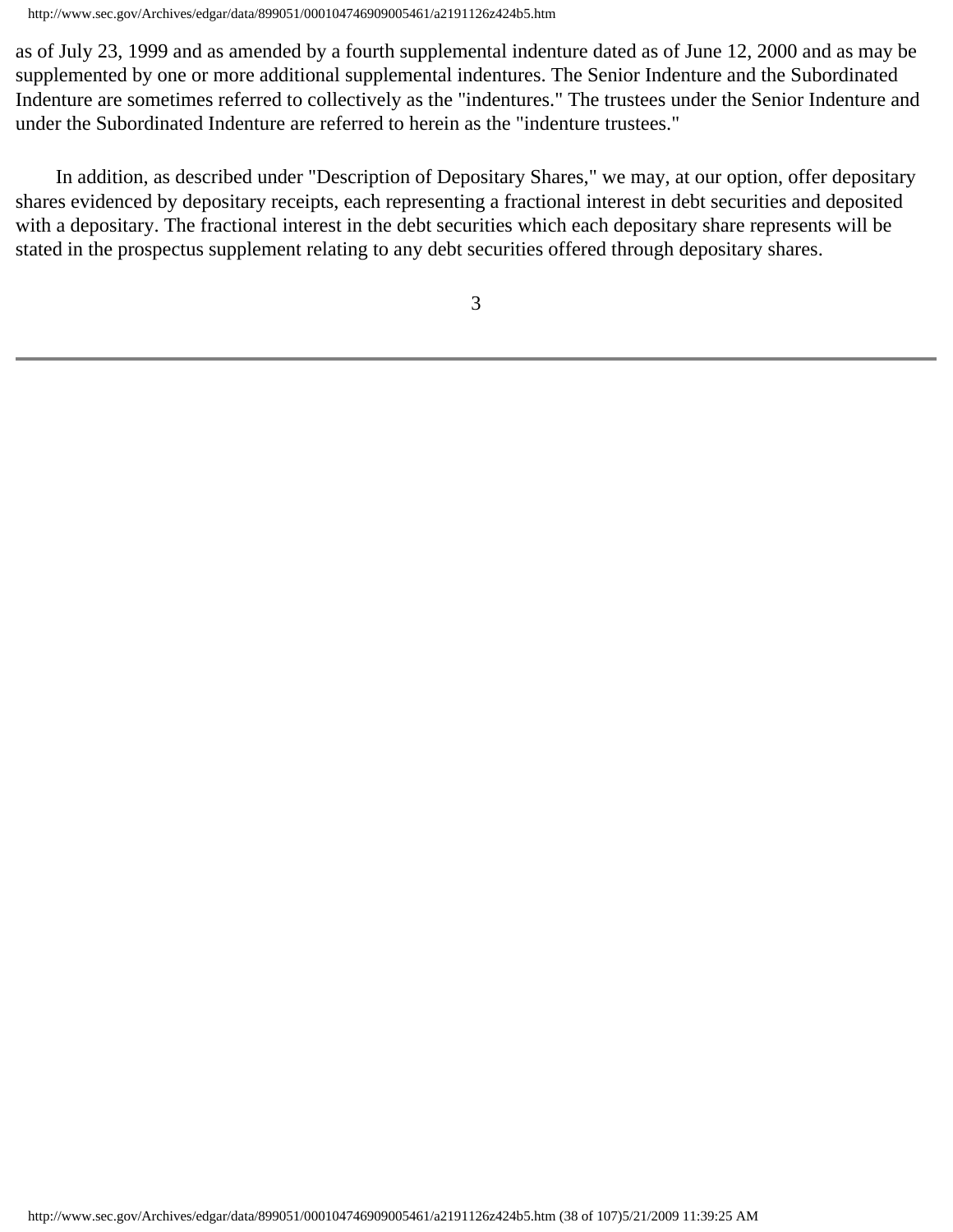as of July 23, 1999 and as amended by a fourth supplemental indenture dated as of June 12, 2000 and as may be supplemented by one or more additional supplemental indentures. The Senior Indenture and the Subordinated Indenture are sometimes referred to collectively as the "indentures." The trustees under the Senior Indenture and under the Subordinated Indenture are referred to herein as the "indenture trustees."

In addition, as described under "Description of Depositary Shares," we may, at our option, offer depositary shares evidenced by depositary receipts, each representing a fractional interest in debt securities and deposited with a depositary. The fractional interest in the debt securities which each depositary share represents will be stated in the prospectus supplement relating to any debt securities offered through depositary shares.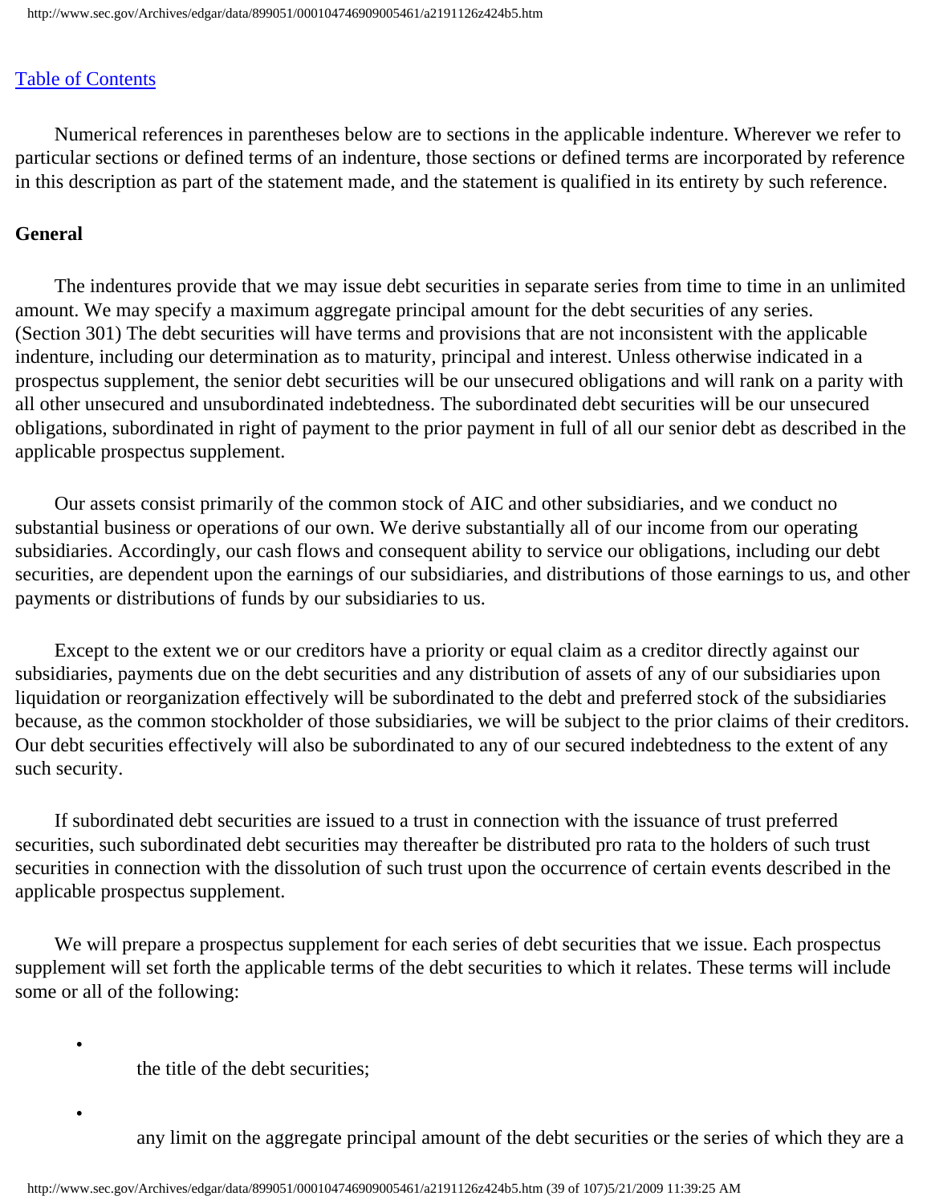[Table of Contents](#)

Numerical references in parentheses below are to sections in the applicable indenture. Wherever we refer to particular sections or defined terms of an indenture, those sections or defined terms are incorporated by reference in this description as part of the statement made, and the statement is qualified in its entirety by such reference.

**General**

The indentures provide that we may issue debt securities in separate series from time to time in an unlimited amount. We may specify a maximum aggregate principal amount for the debt securities of any series. (Section 301) The debt securities will have terms and provisions that are not inconsistent with the applicable indenture, including our determination as to maturity, principal and interest. Unless otherwise indicated in a prospectus supplement, the senior debt securities will be our unsecured obligations and will rank on a parity with all other unsecured and unsubordinated indebtedness. The subordinated debt securities will be our unsecured obligations, subordinated in right of payment to the prior payment in full of all our senior debt as described in the applicable prospectus supplement.

Our assets consist primarily of the common stock of AIC and other subsidiaries, and we conduct no substantial business or operations of our own. We derive substantially all of our income from our operating subsidiaries. Accordingly, our cash flows and consequent ability to service our obligations, including our debt securities, are dependent upon the earnings of our subsidiaries, and distributions of those earnings to us, and other payments or distributions of funds by our subsidiaries to us.

Except to the extent we or our creditors have a priority or equal claim as a creditor directly against our subsidiaries, payments due on the debt securities and any distribution of assets of any of our subsidiaries upon liquidation or reorganization effectively will be subordinated to the debt and preferred stock of the subsidiaries because, as the common stockholder of those subsidiaries, we will be subject to the prior claims of their creditors. Our debt securities effectively will also be subordinated to any of our secured indebtedness to the extent of any such security.

If subordinated debt securities are issued to a trust in connection with the issuance of trust preferred securities, such subordinated debt securities may thereafter be distributed pro rata to the holders of such trust securities in connection with the dissolution of such trust upon the occurrence of certain events described in the applicable prospectus supplement.

We will prepare a prospectus supplement for each series of debt securities that we issue. Each prospectus supplement will set forth the applicable terms of the debt securities to which it relates. These terms will include some or all of the following:

- the title of the debt securities;
- any limit on the aggregate principal amount of the debt securities or the series of which they are a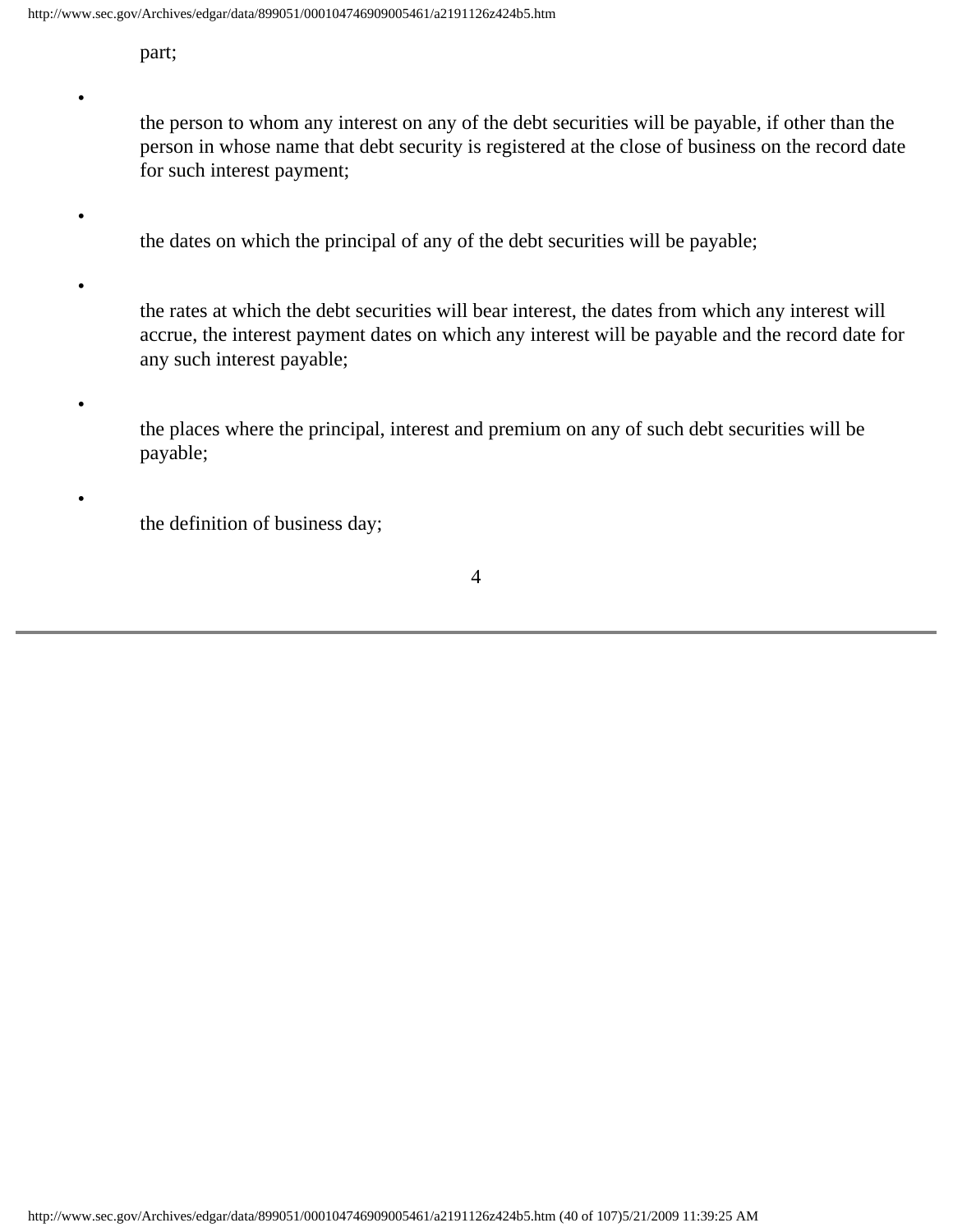part;

- the person to whom any interest on any of the debt securities will be payable, if other than the person in whose name that debt security is registered at the close of business on the record date for such interest payment;

- the dates on which the principal of any of the debt securities will be payable;

- the rates at which the debt securities will bear interest, the dates from which any interest will accrue, the interest payment dates on which any interest will be payable and the record date for any such interest payable;

- the places where the principal, interest and premium on any of such debt securities will be payable;

- the definition of business day;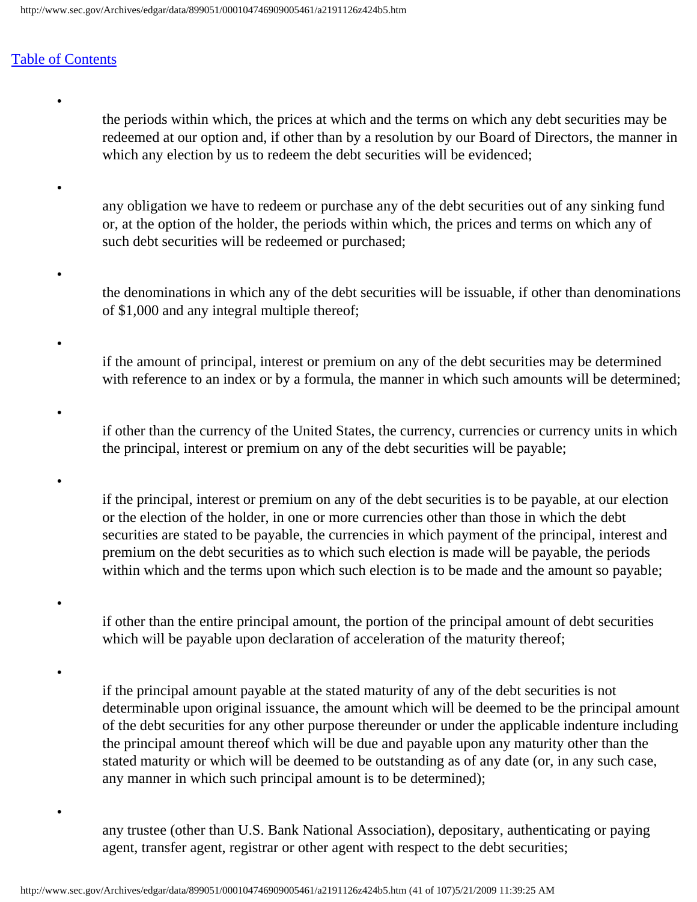[Table of Contents](#)

- the periods within which, the prices at which and the terms on which any debt securities may be redeemed at our option and, if other than by a resolution by our Board of Directors, the manner in which any election by us to redeem the debt securities will be evidenced;
- any obligation we have to redeem or purchase any of the debt securities out of any sinking fund or, at the option of the holder, the periods within which, the prices and terms on which any of such debt securities will be redeemed or purchased;
- the denominations in which any of the debt securities will be issuable, if other than denominations of $1,000 and any integral multiple thereof;
- if the amount of principal, interest or premium on any of the debt securities may be determined with reference to an index or by a formula, the manner in which such amounts will be determined;
- if other than the currency of the United States, the currency, currencies or currency units in which the principal, interest or premium on any of the debt securities will be payable;
- if the principal, interest or premium on any of the debt securities is to be payable, at our election or the election of the holder, in one or more currencies other than those in which the debt securities are stated to be payable, the currencies in which payment of the principal, interest and premium on the debt securities as to which such election is made will be payable, the periods within which and the terms upon which such election is to be made and the amount so payable;
- if other than the entire principal amount, the portion of the principal amount of debt securities which will be payable upon declaration of acceleration of the maturity thereof;
- if the principal amount payable at the stated maturity of any of the debt securities is not determinable upon original issuance, the amount which will be deemed to be the principal amount of the debt securities for any other purpose thereunder or under the applicable indenture including the principal amount thereof which will be due and payable upon any maturity other than the stated maturity or which will be deemed to be outstanding as of any date (or, in any such case, any manner in which such principal amount is to be determined);
- any trustee (other than U.S. Bank National Association), depositary, authenticating or paying agent, transfer agent, registrar or other agent with respect to the debt securities;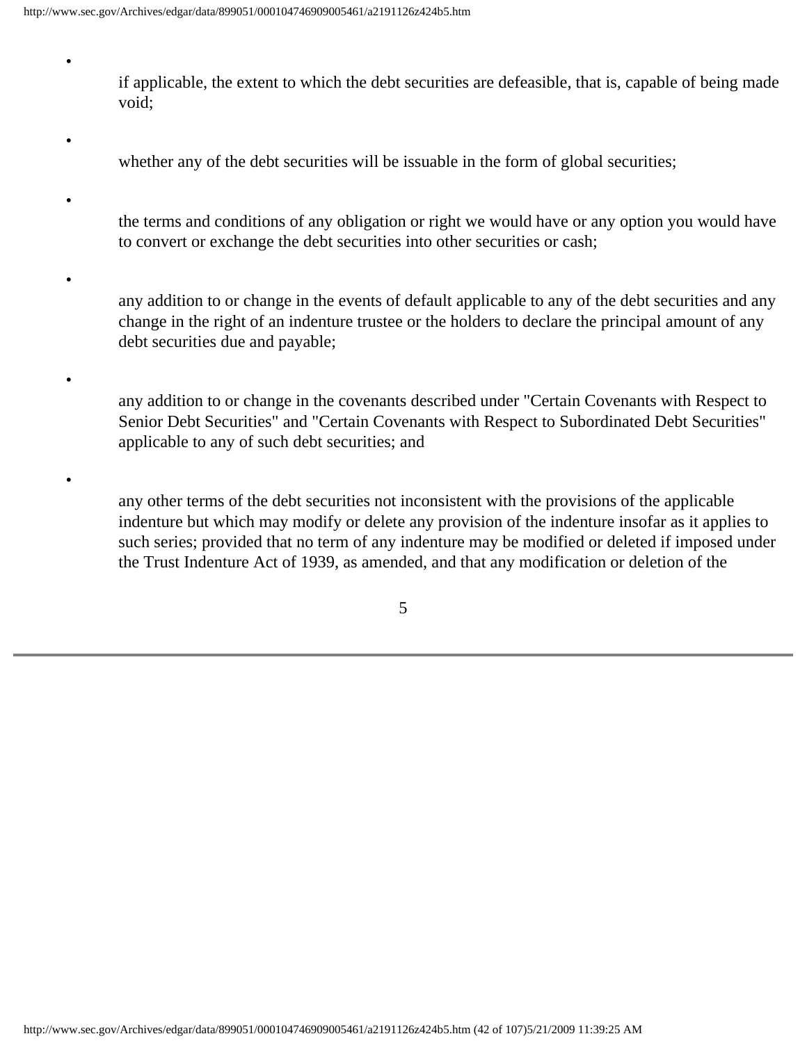- if applicable, the extent to which the debt securities are defeasible, that is, capable of being made void;
- whether any of the debt securities will be issuable in the form of global securities;
- the terms and conditions of any obligation or right we would have or any option you would have to convert or exchange the debt securities into other securities or cash;
- any addition to or change in the events of default applicable to any of the debt securities and any change in the right of an indenture trustee or the holders to declare the principal amount of any debt securities due and payable;
- any addition to or change in the covenants described under "Certain Covenants with Respect to Senior Debt Securities" and "Certain Covenants with Respect to Subordinated Debt Securities" applicable to any of such debt securities; and
- any other terms of the debt securities not inconsistent with the provisions of the applicable indenture but which may modify or delete any provision of the indenture insofar as it applies to such series; provided that no term of any indenture may be modified or deleted if imposed under the Trust Indenture Act of 1939, as amended, and that any modification or deletion of the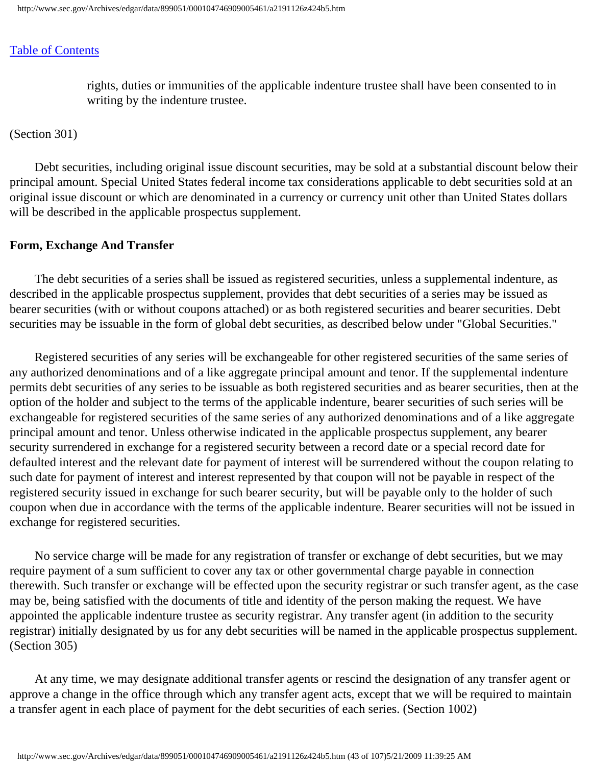rights, duties or immunities of the applicable indenture trustee shall have been consented to in writing by the indenture trustee.

(Section 301)

Debt securities, including original issue discount securities, may be sold at a substantial discount below their principal amount. Special United States federal income tax considerations applicable to debt securities sold at an original issue discount or which are denominated in a currency or currency unit other than United States dollars will be described in the applicable prospectus supplement.

**Form, Exchange And Transfer**

The debt securities of a series shall be issued as registered securities, unless a supplemental indenture, as described in the applicable prospectus supplement, provides that debt securities of a series may be issued as bearer securities (with or without coupons attached) or as both registered securities and bearer securities. Debt securities may be issuable in the form of global debt securities, as described below under "Global Securities."

Registered securities of any series will be exchangeable for other registered securities of the same series of any authorized denominations and of a like aggregate principal amount and tenor. If the supplemental indenture permits debt securities of any series to be issuable as both registered securities and as bearer securities, then at the option of the holder and subject to the terms of the applicable indenture, bearer securities of such series will be exchangeable for registered securities of the same series of any authorized denominations and of a like aggregate principal amount and tenor. Unless otherwise indicated in the applicable prospectus supplement, any bearer security surrendered in exchange for a registered security between a record date or a special record date for defaulted interest and the relevant date for payment of interest will be surrendered without the coupon relating to such date for payment of interest and interest represented by that coupon will not be payable in respect of the registered security issued in exchange for such bearer security, but will be payable only to the holder of such coupon when due in accordance with the terms of the applicable indenture. Bearer securities will not be issued in exchange for registered securities.

No service charge will be made for any registration of transfer or exchange of debt securities, but we may require payment of a sum sufficient to cover any tax or other governmental charge payable in connection therewith. Such transfer or exchange will be effected upon the security registrar or such transfer agent, as the case may be, being satisfied with the documents of title and identity of the person making the request. We have appointed the applicable indenture trustee as security registrar. Any transfer agent (in addition to the security registrar) initially designated by us for any debt securities will be named in the applicable prospectus supplement. (Section 305)

At any time, we may designate additional transfer agents or rescind the designation of any transfer agent or approve a change in the office through which any transfer agent acts, except that we will be required to maintain a transfer agent in each place of payment for the debt securities of each series. (Section 1002)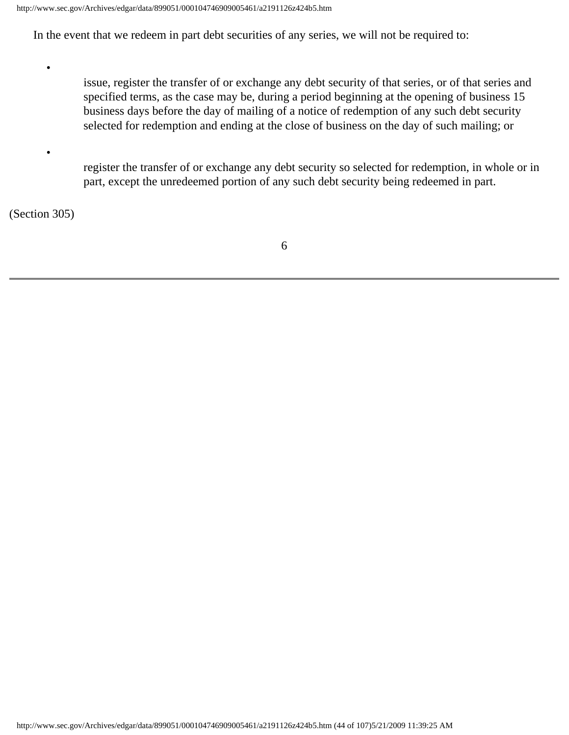In the event that we redeem in part debt securities of any series, we will not be required to:

- issue, register the transfer of or exchange any debt security of that series, or of that series and specified terms, as the case may be, during a period beginning at the opening of business 15 business days before the day of mailing of a notice of redemption of any such debt security selected for redemption and ending at the close of business on the day of such mailing; or

- register the transfer of or exchange any debt security so selected for redemption, in whole or in part, except the unredeemed portion of any such debt security being redeemed in part.

(Section 305)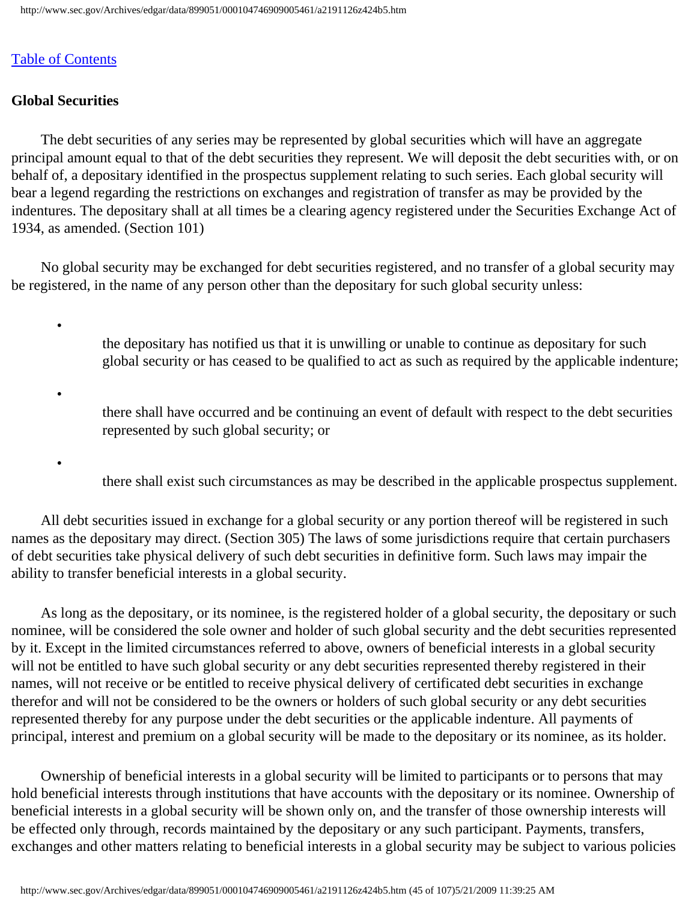[Table of Contents](#)

**Global Securities**

The debt securities of any series may be represented by global securities which will have an aggregate principal amount equal to that of the debt securities they represent. We will deposit the debt securities with, or on behalf of, a depositary identified in the prospectus supplement relating to such series. Each global security will bear a legend regarding the restrictions on exchanges and registration of transfer as may be provided by the indentures. The depositary shall at all times be a clearing agency registered under the Securities Exchange Act of 1934, as amended. (Section 101)

No global security may be exchanged for debt securities registered, and no transfer of a global security may be registered, in the name of any person other than the depositary for such global security unless:

- the depositary has notified us that it is unwilling or unable to continue as depositary for such global security or has ceased to be qualified to act as such as required by the applicable indenture;

- there shall have occurred and be continuing an event of default with respect to the debt securities represented by such global security; or

- there shall exist such circumstances as may be described in the applicable prospectus supplement.

All debt securities issued in exchange for a global security or any portion thereof will be registered in such names as the depositary may direct. (Section 305) The laws of some jurisdictions require that certain purchasers of debt securities take physical delivery of such debt securities in definitive form. Such laws may impair the ability to transfer beneficial interests in a global security.

As long as the depositary, or its nominee, is the registered holder of a global security, the depositary or such nominee, will be considered the sole owner and holder of such global security and the debt securities represented by it. Except in the limited circumstances referred to above, owners of beneficial interests in a global security will not be entitled to have such global security or any debt securities represented thereby registered in their names, will not receive or be entitled to receive physical delivery of certificated debt securities in exchange therefor and will not be considered to be the owners or holders of such global security or any debt securities represented thereby for any purpose under the debt securities or the applicable indenture. All payments of principal, interest and premium on a global security will be made to the depositary or its nominee, as its holder.

Ownership of beneficial interests in a global security will be limited to participants or to persons that may hold beneficial interests through institutions that have accounts with the depositary or its nominee. Ownership of beneficial interests in a global security will be shown only on, and the transfer of those ownership interests will be effected only through, records maintained by the depositary or any such participant. Payments, transfers, exchanges and other matters relating to beneficial interests in a global security may be subject to various policies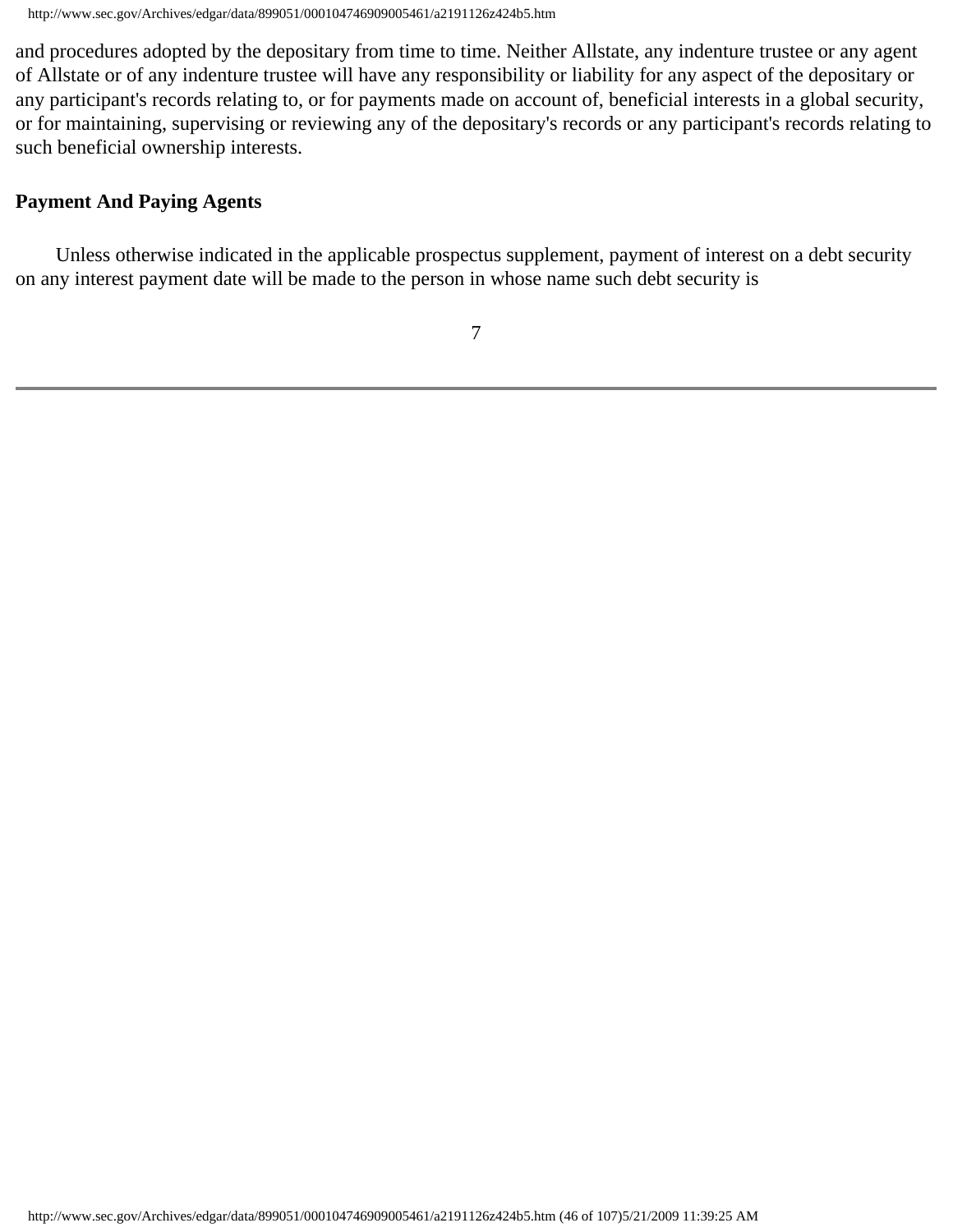and procedures adopted by the depositary from time to time. Neither Allstate, any indenture trustee or any agent of Allstate or of any indenture trustee will have any responsibility or liability for any aspect of the depositary or any participant's records relating to, or for payments made on account of, beneficial interests in a global security, or for maintaining, supervising or reviewing any of the depositary's records or any participant's records relating to such beneficial ownership interests.

**Payment And Paying Agents**

Unless otherwise indicated in the applicable prospectus supplement, payment of interest on a debt security on any interest payment date will be made to the person in whose name such debt security is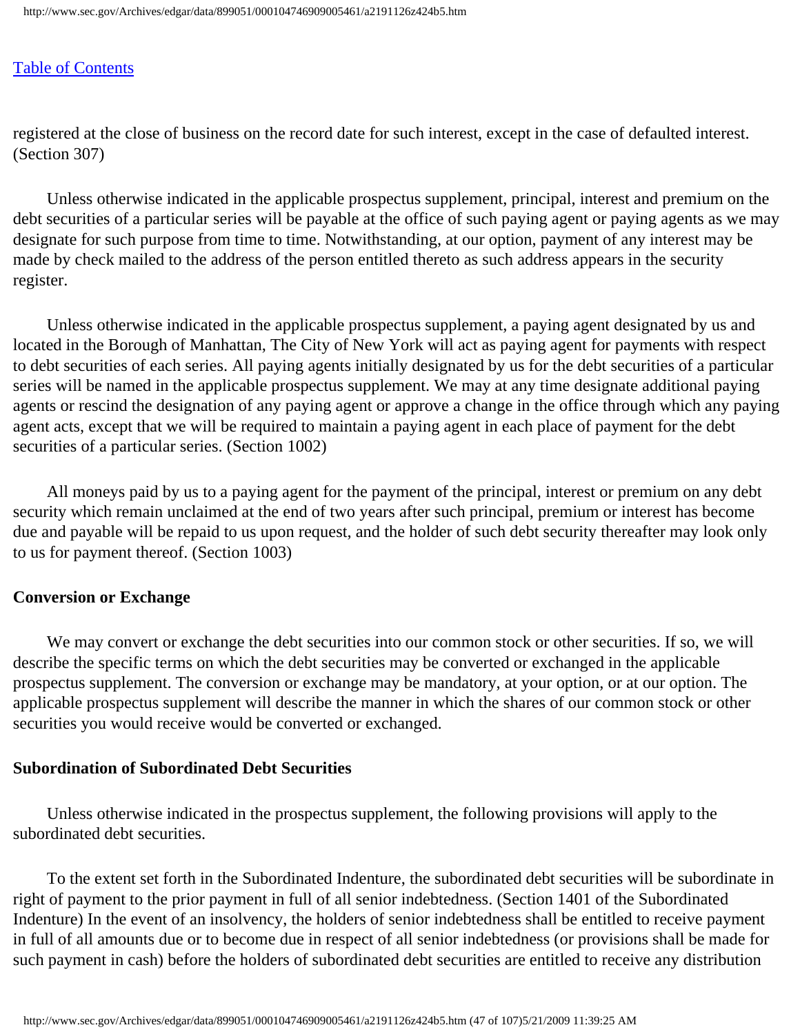registered at the close of business on the record date for such interest, except in the case of defaulted interest. (Section 307)

Unless otherwise indicated in the applicable prospectus supplement, principal, interest and premium on the debt securities of a particular series will be payable at the office of such paying agent or paying agents as we may designate for such purpose from time to time. Notwithstanding, at our option, payment of any interest may be made by check mailed to the address of the person entitled thereto as such address appears in the security register.

Unless otherwise indicated in the applicable prospectus supplement, a paying agent designated by us and located in the Borough of Manhattan, The City of New York will act as paying agent for payments with respect to debt securities of each series. All paying agents initially designated by us for the debt securities of a particular series will be named in the applicable prospectus supplement. We may at any time designate additional paying agents or rescind the designation of any paying agent or approve a change in the office through which any paying agent acts, except that we will be required to maintain a paying agent in each place of payment for the debt securities of a particular series. (Section 1002)

All moneys paid by us to a paying agent for the payment of the principal, interest or premium on any debt security which remain unclaimed at the end of two years after such principal, premium or interest has become due and payable will be repaid to us upon request, and the holder of such debt security thereafter may look only to us for payment thereof. (Section 1003)

**Conversion or Exchange**

We may convert or exchange the debt securities into our common stock or other securities. If so, we will describe the specific terms on which the debt securities may be converted or exchanged in the applicable prospectus supplement. The conversion or exchange may be mandatory, at your option, or at our option. The applicable prospectus supplement will describe the manner in which the shares of our common stock or other securities you would receive would be converted or exchanged.

**Subordination of Subordinated Debt Securities**

Unless otherwise indicated in the prospectus supplement, the following provisions will apply to the subordinated debt securities.

To the extent set forth in the Subordinated Indenture, the subordinated debt securities will be subordinate in right of payment to the prior payment in full of all senior indebtedness. (Section 1401 of the Subordinated Indenture) In the event of an insolvency, the holders of senior indebtedness shall be entitled to receive payment in full of all amounts due or to become due in respect of all senior indebtedness (or provisions shall be made for such payment in cash) before the holders of subordinated debt securities are entitled to receive any distribution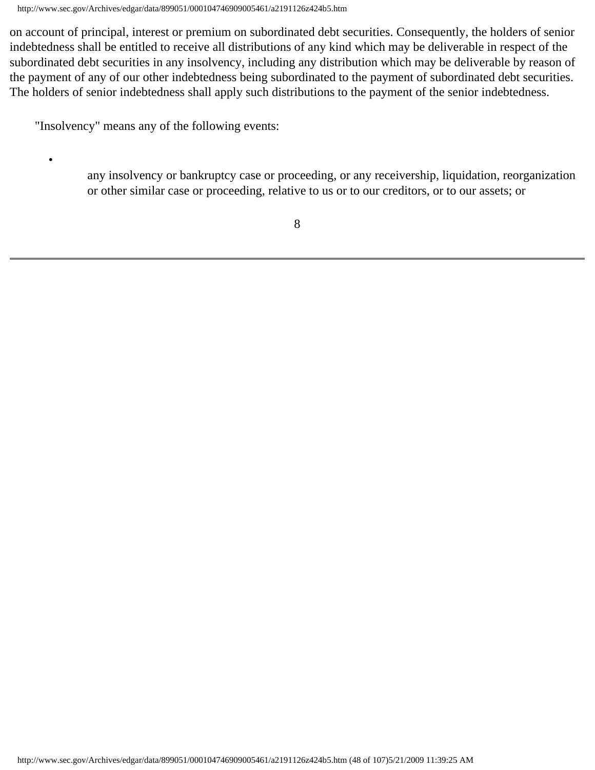on account of principal, interest or premium on subordinated debt securities. Consequently, the holders of senior indebtedness shall be entitled to receive all distributions of any kind which may be deliverable in respect of the subordinated debt securities in any insolvency, including any distribution which may be deliverable by reason of the payment of any of our other indebtedness being subordinated to the payment of subordinated debt securities. The holders of senior indebtedness shall apply such distributions to the payment of the senior indebtedness.

"Insolvency" means any of the following events:

- any insolvency or bankruptcy case or proceeding, or any receivership, liquidation, reorganization or other similar case or proceeding, relative to us or to our creditors, or to our assets; or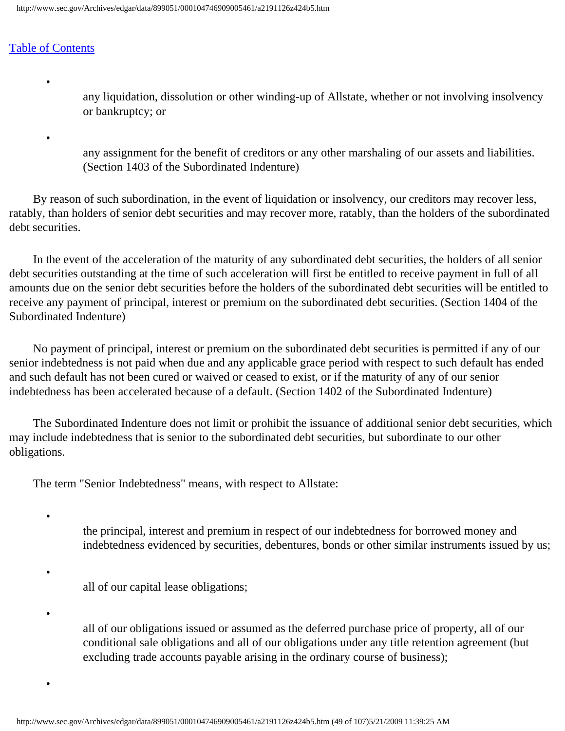- any liquidation, dissolution or other winding-up of Allstate, whether or not involving insolvency or bankruptcy; or
- any assignment for the benefit of creditors or any other marshaling of our assets and liabilities. (Section 1403 of the Subordinated Indenture)

By reason of such subordination, in the event of liquidation or insolvency, our creditors may recover less, ratably, than holders of senior debt securities and may recover more, ratably, than the holders of the subordinated debt securities.

In the event of the acceleration of the maturity of any subordinated debt securities, the holders of all senior debt securities outstanding at the time of such acceleration will first be entitled to receive payment in full of all amounts due on the senior debt securities before the holders of the subordinated debt securities will be entitled to receive any payment of principal, interest or premium on the subordinated debt securities. (Section 1404 of the Subordinated Indenture)

No payment of principal, interest or premium on the subordinated debt securities is permitted if any of our senior indebtedness is not paid when due and any applicable grace period with respect to such default has ended and such default has not been cured or waived or ceased to exist, or if the maturity of any of our senior indebtedness has been accelerated because of a default. (Section 1402 of the Subordinated Indenture)

The Subordinated Indenture does not limit or prohibit the issuance of additional senior debt securities, which may include indebtedness that is senior to the subordinated debt securities, but subordinate to our other obligations.

The term "Senior Indebtedness" means, with respect to Allstate:

- the principal, interest and premium in respect of our indebtedness for borrowed money and indebtedness evidenced by securities, debentures, bonds or other similar instruments issued by us;
- all of our capital lease obligations;
- all of our obligations issued or assumed as the deferred purchase price of property, all of our conditional sale obligations and all of our obligations under any title retention agreement (but excluding trade accounts payable arising in the ordinary course of business);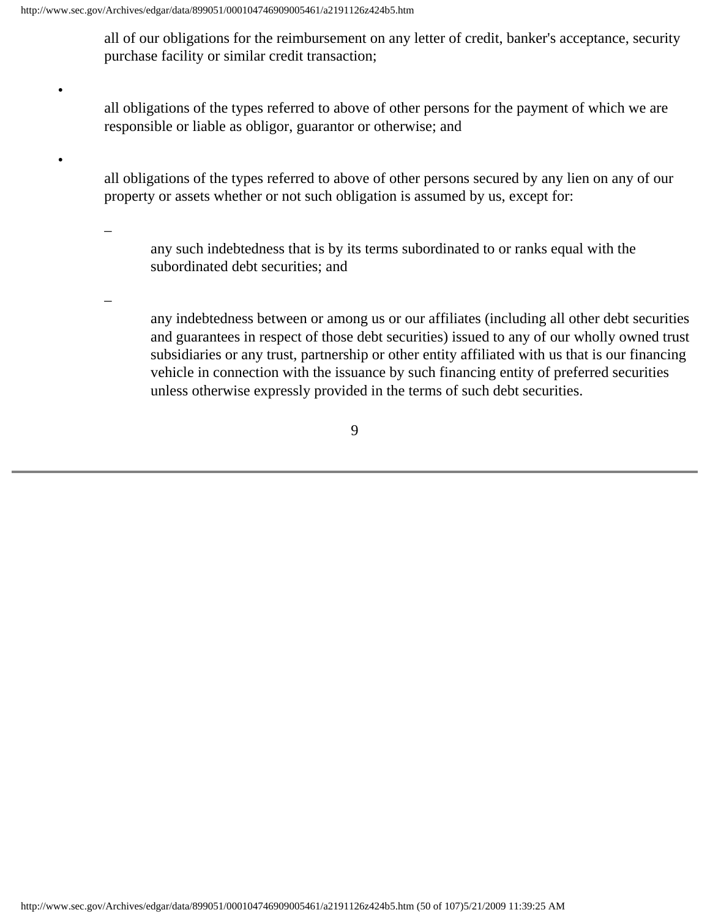- all of our obligations for the reimbursement on any letter of credit, banker's acceptance, security purchase facility or similar credit transaction;

- all obligations of the types referred to above of other persons for the payment of which we are responsible or liable as obligor, guarantor or otherwise; and

- all obligations of the types referred to above of other persons secured by any lien on any of our property or assets whether or not such obligation is assumed by us, except for:

  - any such indebtedness that is by its terms subordinated to or ranks equal with the subordinated debt securities; and

  - any indebtedness between or among us or our affiliates (including all other debt securities and guarantees in respect of those debt securities) issued to any of our wholly owned trust subsidiaries or any trust, partnership or other entity affiliated with us that is our financing vehicle in connection with the issuance by such financing entity of preferred securities unless otherwise expressly provided in the terms of such debt securities.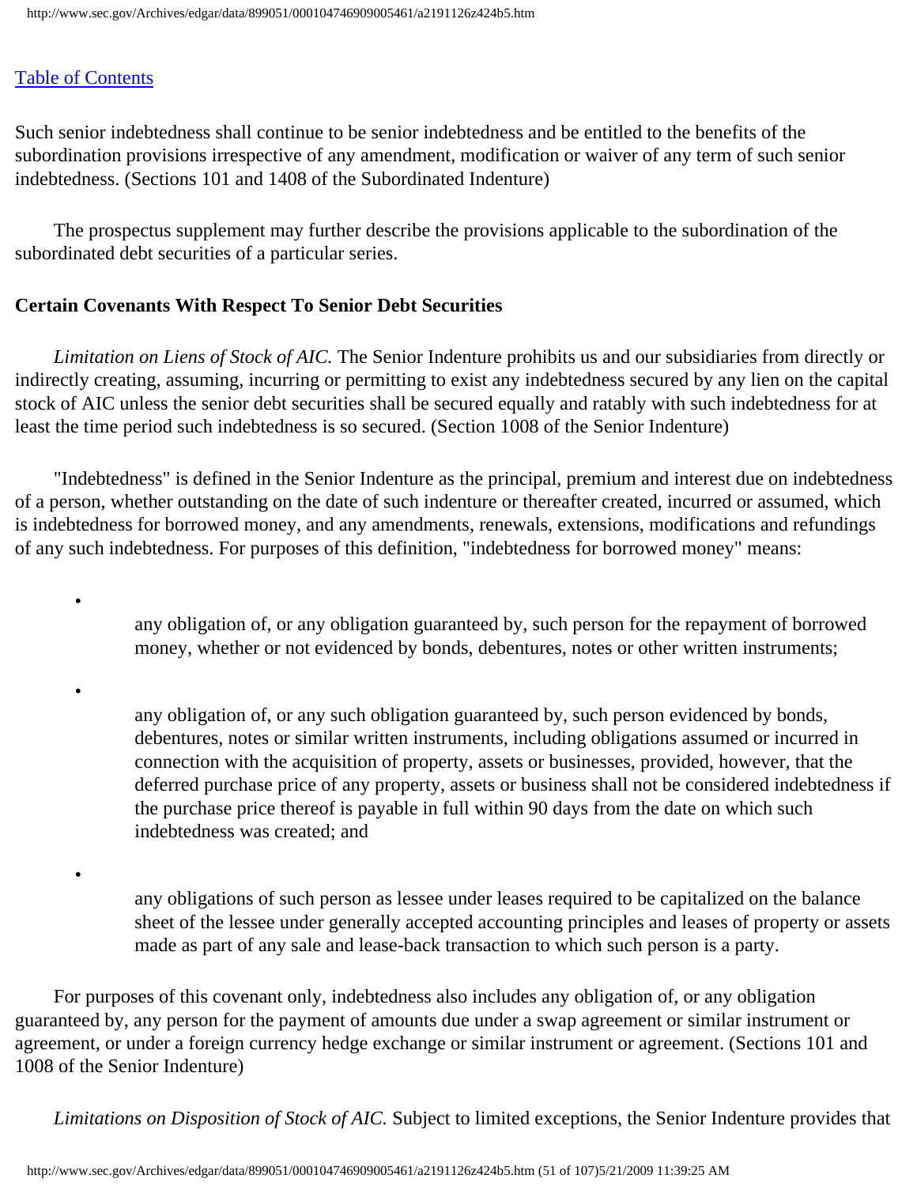Such senior indebtedness shall continue to be senior indebtedness and be entitled to the benefits of the subordination provisions irrespective of any amendment, modification or waiver of any term of such senior indebtedness. (Sections 101 and 1408 of the Subordinated Indenture)

The prospectus supplement may further describe the provisions applicable to the subordination of the subordinated debt securities of a particular series.

**Certain Covenants With Respect To Senior Debt Securities**

*Limitation on Liens of Stock of AIC.* The Senior Indenture prohibits us and our subsidiaries from directly or indirectly creating, assuming, incurring or permitting to exist any indebtedness secured by any lien on the capital stock of AIC unless the senior debt securities shall be secured equally and ratably with such indebtedness for at least the time period such indebtedness is so secured. (Section 1008 of the Senior Indenture)

"Indebtedness" is defined in the Senior Indenture as the principal, premium and interest due on indebtedness of a person, whether outstanding on the date of such indenture or thereafter created, incurred or assumed, which is indebtedness for borrowed money, and any amendments, renewals, extensions, modifications and refundings of any such indebtedness. For purposes of this definition, "indebtedness for borrowed money" means:

- any obligation of, or any obligation guaranteed by, such person for the repayment of borrowed money, whether or not evidenced by bonds, debentures, notes or other written instruments;

- any obligation of, or any such obligation guaranteed by, such person evidenced by bonds, debentures, notes or similar written instruments, including obligations assumed or incurred in connection with the acquisition of property, assets or businesses, provided, however, that the deferred purchase price of any property, assets or business shall not be considered indebtedness if the purchase price thereof is payable in full within 90 days from the date on which such indebtedness was created; and

- any obligations of such person as lessee under leases required to be capitalized on the balance sheet of the lessee under generally accepted accounting principles and leases of property or assets made as part of any sale and lease-back transaction to which such person is a party.

For purposes of this covenant only, indebtedness also includes any obligation of, or any obligation guaranteed by, any person for the payment of amounts due under a swap agreement or similar instrument or agreement, or under a foreign currency hedge exchange or similar instrument or agreement. (Sections 101 and 1008 of the Senior Indenture)

*Limitations on Disposition of Stock of AIC.* Subject to limited exceptions, the Senior Indenture provides that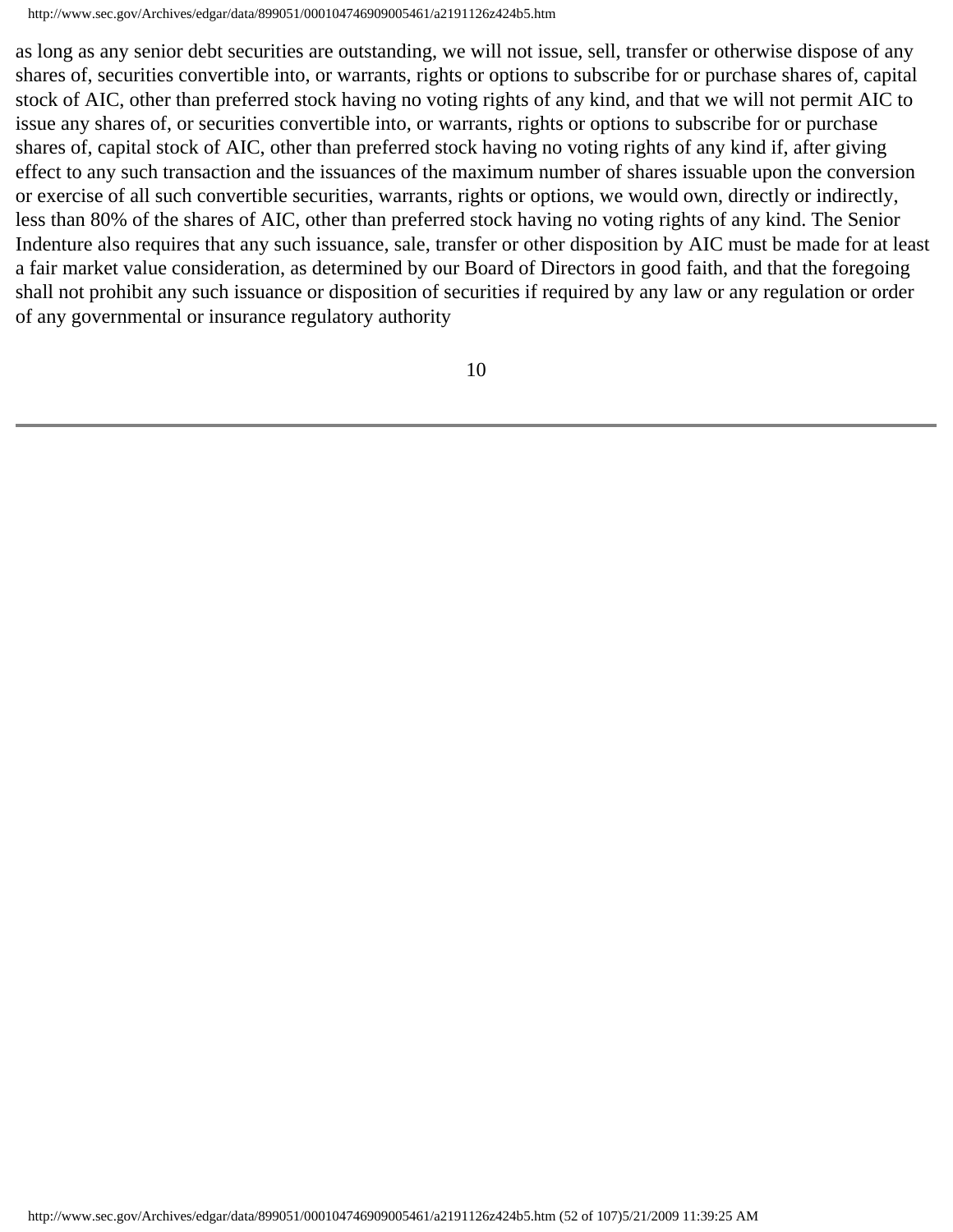as long as any senior debt securities are outstanding, we will not issue, sell, transfer or otherwise dispose of any shares of, securities convertible into, or warrants, rights or options to subscribe for or purchase shares of, capital stock of AIC, other than preferred stock having no voting rights of any kind, and that we will not permit AIC to issue any shares of, or securities convertible into, or warrants, rights or options to subscribe for or purchase shares of, capital stock of AIC, other than preferred stock having no voting rights of any kind if, after giving effect to any such transaction and the issuances of the maximum number of shares issuable upon the conversion or exercise of all such convertible securities, warrants, rights or options, we would own, directly or indirectly, less than 80% of the shares of AIC, other than preferred stock having no voting rights of any kind. The Senior Indenture also requires that any such issuance, sale, transfer or other disposition by AIC must be made for at least a fair market value consideration, as determined by our Board of Directors in good faith, and that the foregoing shall not prohibit any such issuance or disposition of securities if required by any law or any regulation or order of any governmental or insurance regulatory authority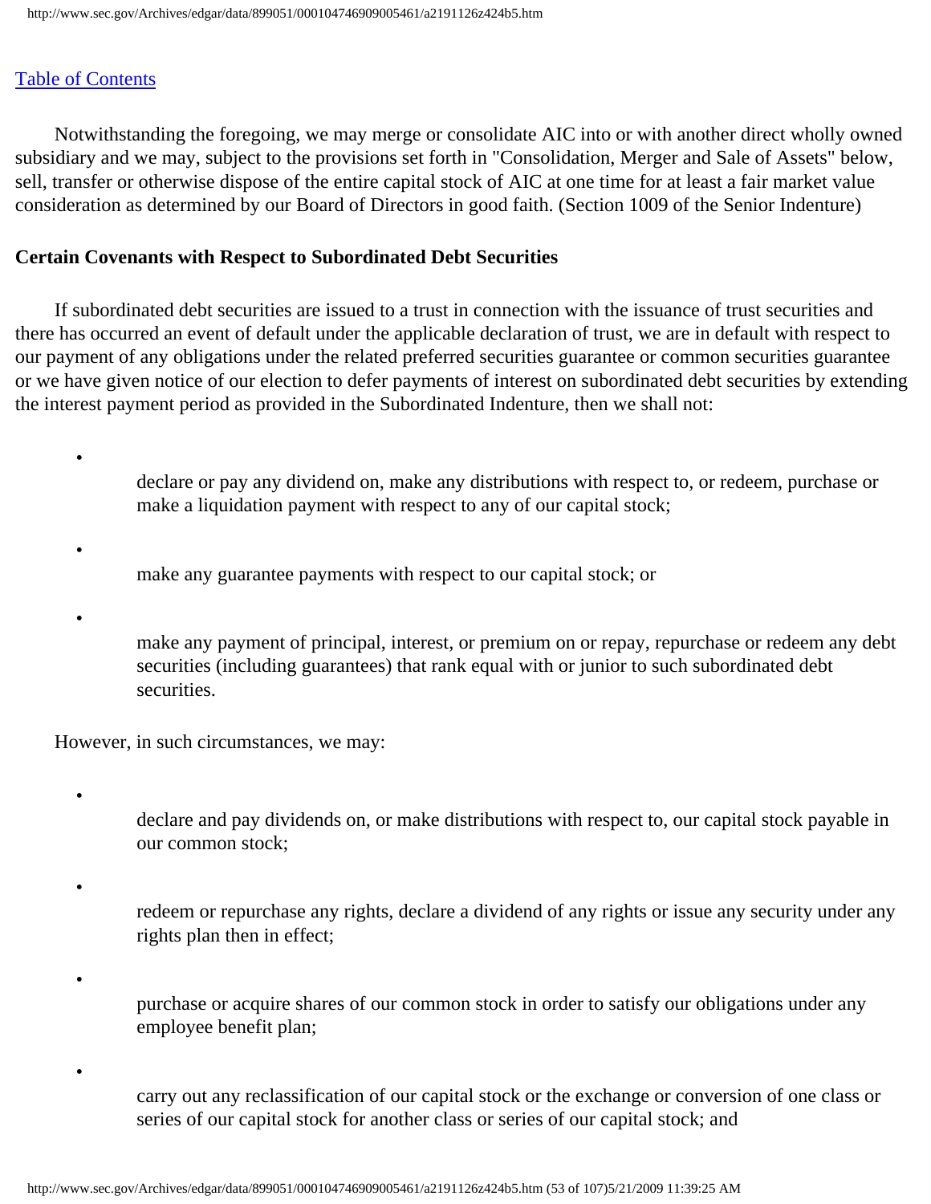Notwithstanding the foregoing, we may merge or consolidate AIC into or with another direct wholly owned subsidiary and we may, subject to the provisions set forth in "Consolidation, Merger and Sale of Assets" below, sell, transfer or otherwise dispose of the entire capital stock of AIC at one time for at least a fair market value consideration as determined by our Board of Directors in good faith. (Section 1009 of the Senior Indenture)

**Certain Covenants with Respect to Subordinated Debt Securities**

If subordinated debt securities are issued to a trust in connection with the issuance of trust securities and there has occurred an event of default under the applicable declaration of trust, we are in default with respect to our payment of any obligations under the related preferred securities guarantee or common securities guarantee or we have given notice of our election to defer payments of interest on subordinated debt securities by extending the interest payment period as provided in the Subordinated Indenture, then we shall not:

- declare or pay any dividend on, make any distributions with respect to, or redeem, purchase or make a liquidation payment with respect to any of our capital stock;
- make any guarantee payments with respect to our capital stock; or
- make any payment of principal, interest, or premium on or repay, repurchase or redeem any debt securities (including guarantees) that rank equal with or junior to such subordinated debt securities.

However, in such circumstances, we may:

- declare and pay dividends on, or make distributions with respect to, our capital stock payable in our common stock;
- redeem or repurchase any rights, declare a dividend of any rights or issue any security under any rights plan then in effect;
- purchase or acquire shares of our common stock in order to satisfy our obligations under any employee benefit plan;
- carry out any reclassification of our capital stock or the exchange or conversion of one class or series of our capital stock for another class or series of our capital stock; and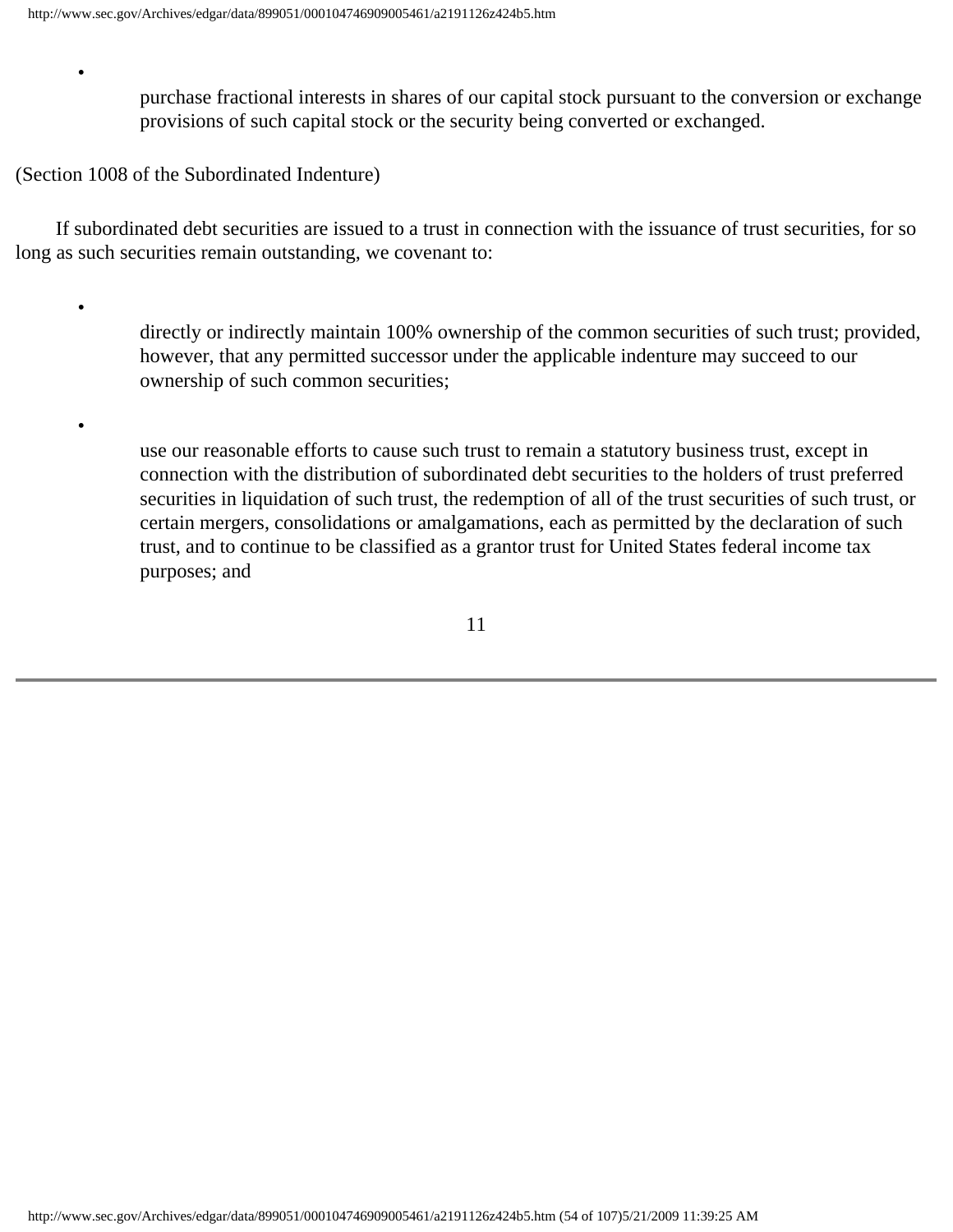- purchase fractional interests in shares of our capital stock pursuant to the conversion or exchange provisions of such capital stock or the security being converted or exchanged.

(Section 1008 of the Subordinated Indenture)

If subordinated debt securities are issued to a trust in connection with the issuance of trust securities, for so long as such securities remain outstanding, we covenant to:

- directly or indirectly maintain 100% ownership of the common securities of such trust; provided, however, that any permitted successor under the applicable indenture may succeed to our ownership of such common securities;
- use our reasonable efforts to cause such trust to remain a statutory business trust, except in connection with the distribution of subordinated debt securities to the holders of trust preferred securities in liquidation of such trust, the redemption of all of the trust securities of such trust, or certain mergers, consolidations or amalgamations, each as permitted by the declaration of such trust, and to continue to be classified as a grantor trust for United States federal income tax purposes; and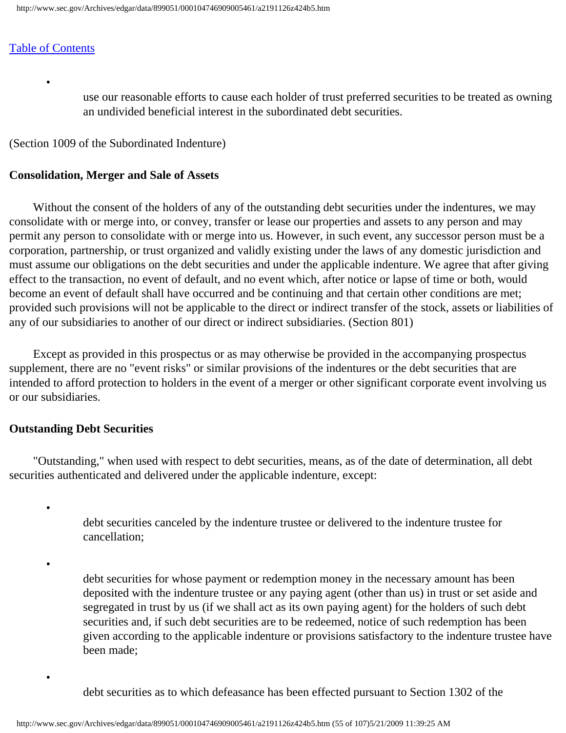- use our reasonable efforts to cause each holder of trust preferred securities to be treated as owning an undivided beneficial interest in the subordinated debt securities.

(Section 1009 of the Subordinated Indenture)

**Consolidation, Merger and Sale of Assets**

Without the consent of the holders of any of the outstanding debt securities under the indentures, we may consolidate with or merge into, or convey, transfer or lease our properties and assets to any person and may permit any person to consolidate with or merge into us. However, in such event, any successor person must be a corporation, partnership, or trust organized and validly existing under the laws of any domestic jurisdiction and must assume our obligations on the debt securities and under the applicable indenture. We agree that after giving effect to the transaction, no event of default, and no event which, after notice or lapse of time or both, would become an event of default shall have occurred and be continuing and that certain other conditions are met; provided such provisions will not be applicable to the direct or indirect transfer of the stock, assets or liabilities of any of our subsidiaries to another of our direct or indirect subsidiaries. (Section 801)

Except as provided in this prospectus or as may otherwise be provided in the accompanying prospectus supplement, there are no "event risks" or similar provisions of the indentures or the debt securities that are intended to afford protection to holders in the event of a merger or other significant corporate event involving us or our subsidiaries.

**Outstanding Debt Securities**

"Outstanding," when used with respect to debt securities, means, as of the date of determination, all debt securities authenticated and delivered under the applicable indenture, except:

- debt securities canceled by the indenture trustee or delivered to the indenture trustee for cancellation;
- debt securities for whose payment or redemption money in the necessary amount has been deposited with the indenture trustee or any paying agent (other than us) in trust or set aside and segregated in trust by us (if we shall act as its own paying agent) for the holders of such debt securities and, if such debt securities are to be redeemed, notice of such redemption has been given according to the applicable indenture or provisions satisfactory to the indenture trustee have been made;
- debt securities as to which defeasance has been effected pursuant to Section 1302 of the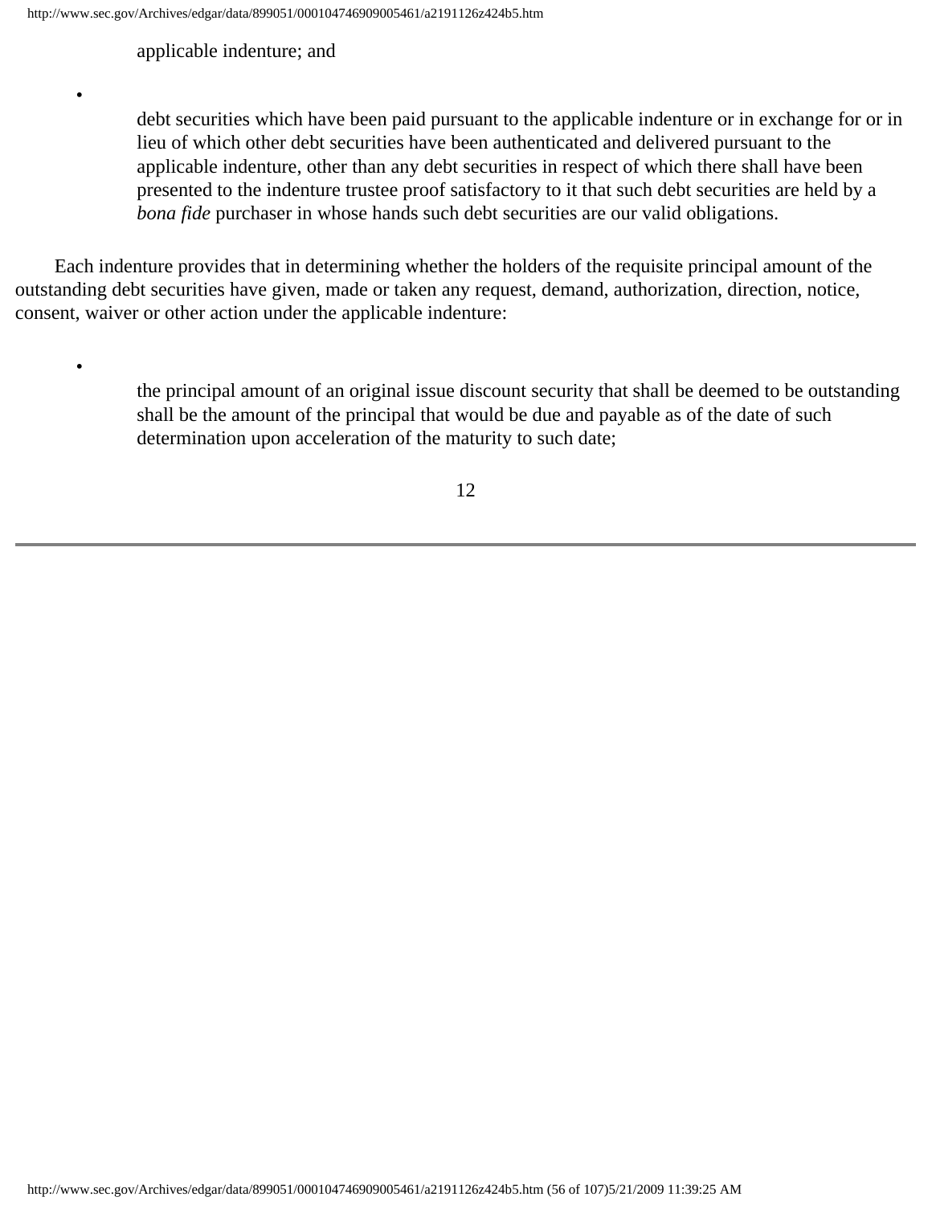applicable indenture; and

- debt securities which have been paid pursuant to the applicable indenture or in exchange for or in lieu of which other debt securities have been authenticated and delivered pursuant to the applicable indenture, other than any debt securities in respect of which there shall have been presented to the indenture trustee proof satisfactory to it that such debt securities are held by a *bona fide* purchaser in whose hands such debt securities are our valid obligations.

Each indenture provides that in determining whether the holders of the requisite principal amount of the outstanding debt securities have given, made or taken any request, demand, authorization, direction, notice, consent, waiver or other action under the applicable indenture:

- the principal amount of an original issue discount security that shall be deemed to be outstanding shall be the amount of the principal that would be due and payable as of the date of such determination upon acceleration of the maturity to such date;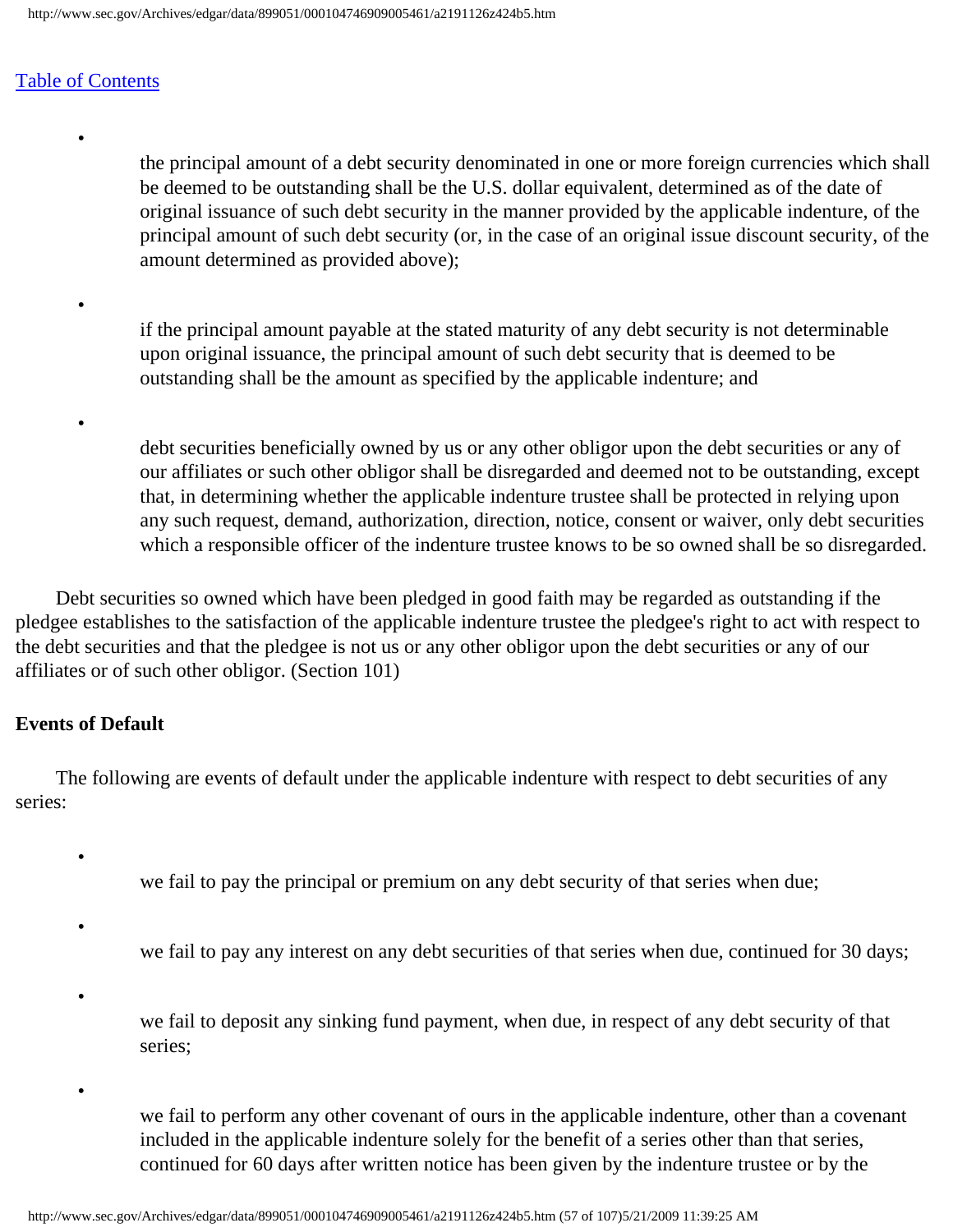- the principal amount of a debt security denominated in one or more foreign currencies which shall be deemed to be outstanding shall be the U.S. dollar equivalent, determined as of the date of original issuance of such debt security in the manner provided by the applicable indenture, of the principal amount of such debt security (or, in the case of an original issue discount security, of the amount determined as provided above);

- if the principal amount payable at the stated maturity of any debt security is not determinable upon original issuance, the principal amount of such debt security that is deemed to be outstanding shall be the amount as specified by the applicable indenture; and

- debt securities beneficially owned by us or any other obligor upon the debt securities or any of our affiliates or such other obligor shall be disregarded and deemed not to be outstanding, except that, in determining whether the applicable indenture trustee shall be protected in relying upon any such request, demand, authorization, direction, notice, consent or waiver, only debt securities which a responsible officer of the indenture trustee knows to be so owned shall be so disregarded.

Debt securities so owned which have been pledged in good faith may be regarded as outstanding if the pledgee establishes to the satisfaction of the applicable indenture trustee the pledgee's right to act with respect to the debt securities and that the pledgee is not us or any other obligor upon the debt securities or any of our affiliates or of such other obligor. (Section 101)

**Events of Default**

The following are events of default under the applicable indenture with respect to debt securities of any series:

- we fail to pay the principal or premium on any debt security of that series when due;

- we fail to pay any interest on any debt securities of that series when due, continued for 30 days;

- we fail to deposit any sinking fund payment, when due, in respect of any debt security of that series;

- we fail to perform any other covenant of ours in the applicable indenture, other than a covenant included in the applicable indenture solely for the benefit of a series other than that series, continued for 60 days after written notice has been given by the indenture trustee or by the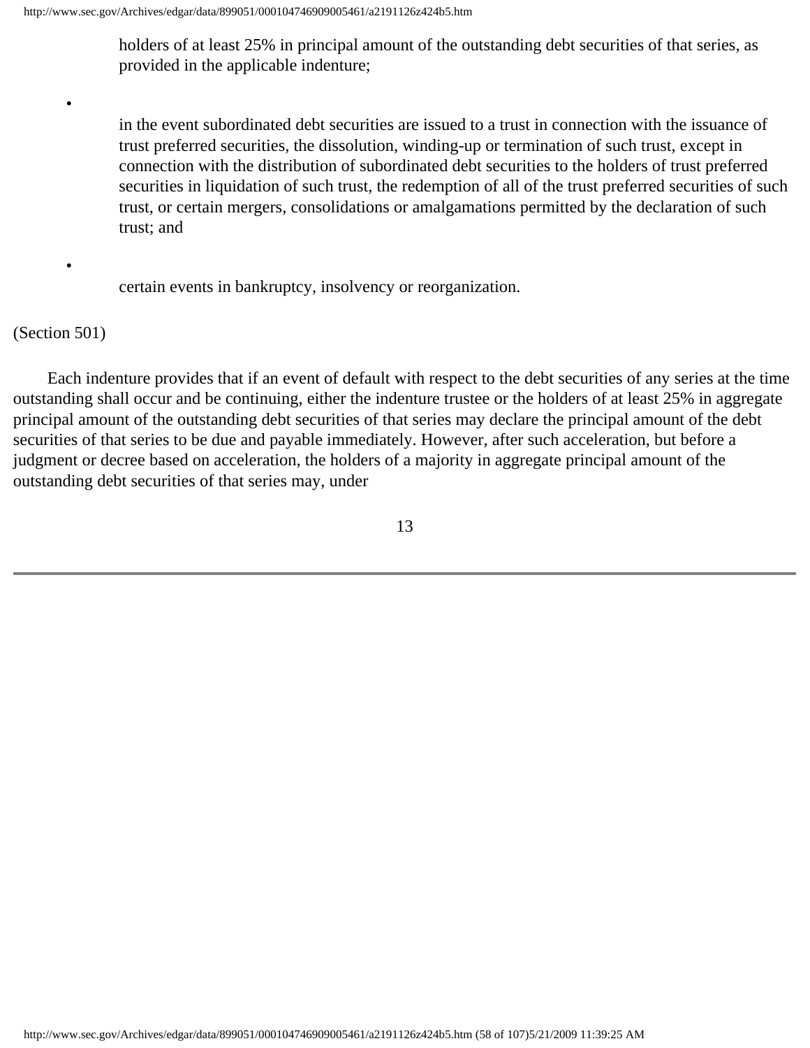holders of at least 25% in principal amount of the outstanding debt securities of that series, as provided in the applicable indenture;

- in the event subordinated debt securities are issued to a trust in connection with the issuance of trust preferred securities, the dissolution, winding-up or termination of such trust, except in connection with the distribution of subordinated debt securities to the holders of trust preferred securities in liquidation of such trust, the redemption of all of the trust preferred securities of such trust, or certain mergers, consolidations or amalgamations permitted by the declaration of such trust; and

- certain events in bankruptcy, insolvency or reorganization.

(Section 501)

Each indenture provides that if an event of default with respect to the debt securities of any series at the time outstanding shall occur and be continuing, either the indenture trustee or the holders of at least 25% in aggregate principal amount of the outstanding debt securities of that series may declare the principal amount of the debt securities of that series to be due and payable immediately. However, after such acceleration, but before a judgment or decree based on acceleration, the holders of a majority in aggregate principal amount of the outstanding debt securities of that series may, under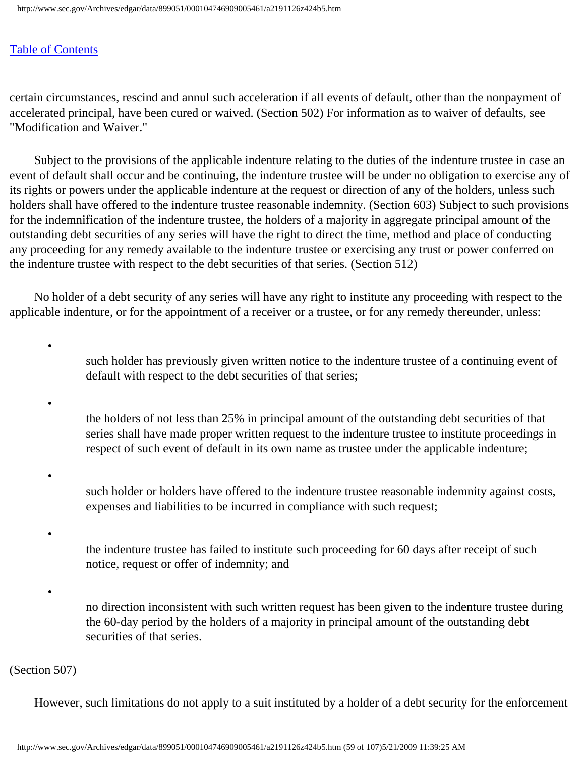certain circumstances, rescind and annul such acceleration if all events of default, other than the nonpayment of accelerated principal, have been cured or waived. (Section 502) For information as to waiver of defaults, see "Modification and Waiver."

Subject to the provisions of the applicable indenture relating to the duties of the indenture trustee in case an event of default shall occur and be continuing, the indenture trustee will be under no obligation to exercise any of its rights or powers under the applicable indenture at the request or direction of any of the holders, unless such holders shall have offered to the indenture trustee reasonable indemnity. (Section 603) Subject to such provisions for the indemnification of the indenture trustee, the holders of a majority in aggregate principal amount of the outstanding debt securities of any series will have the right to direct the time, method and place of conducting any proceeding for any remedy available to the indenture trustee or exercising any trust or power conferred on the indenture trustee with respect to the debt securities of that series. (Section 512)

No holder of a debt security of any series will have any right to institute any proceeding with respect to the applicable indenture, or for the appointment of a receiver or a trustee, or for any remedy thereunder, unless:

- such holder has previously given written notice to the indenture trustee of a continuing event of default with respect to the debt securities of that series;
- the holders of not less than 25% in principal amount of the outstanding debt securities of that series shall have made proper written request to the indenture trustee to institute proceedings in respect of such event of default in its own name as trustee under the applicable indenture;
- such holder or holders have offered to the indenture trustee reasonable indemnity against costs, expenses and liabilities to be incurred in compliance with such request;
- the indenture trustee has failed to institute such proceeding for 60 days after receipt of such notice, request or offer of indemnity; and
- no direction inconsistent with such written request has been given to the indenture trustee during the 60-day period by the holders of a majority in principal amount of the outstanding debt securities of that series.

(Section 507)

However, such limitations do not apply to a suit instituted by a holder of a debt security for the enforcement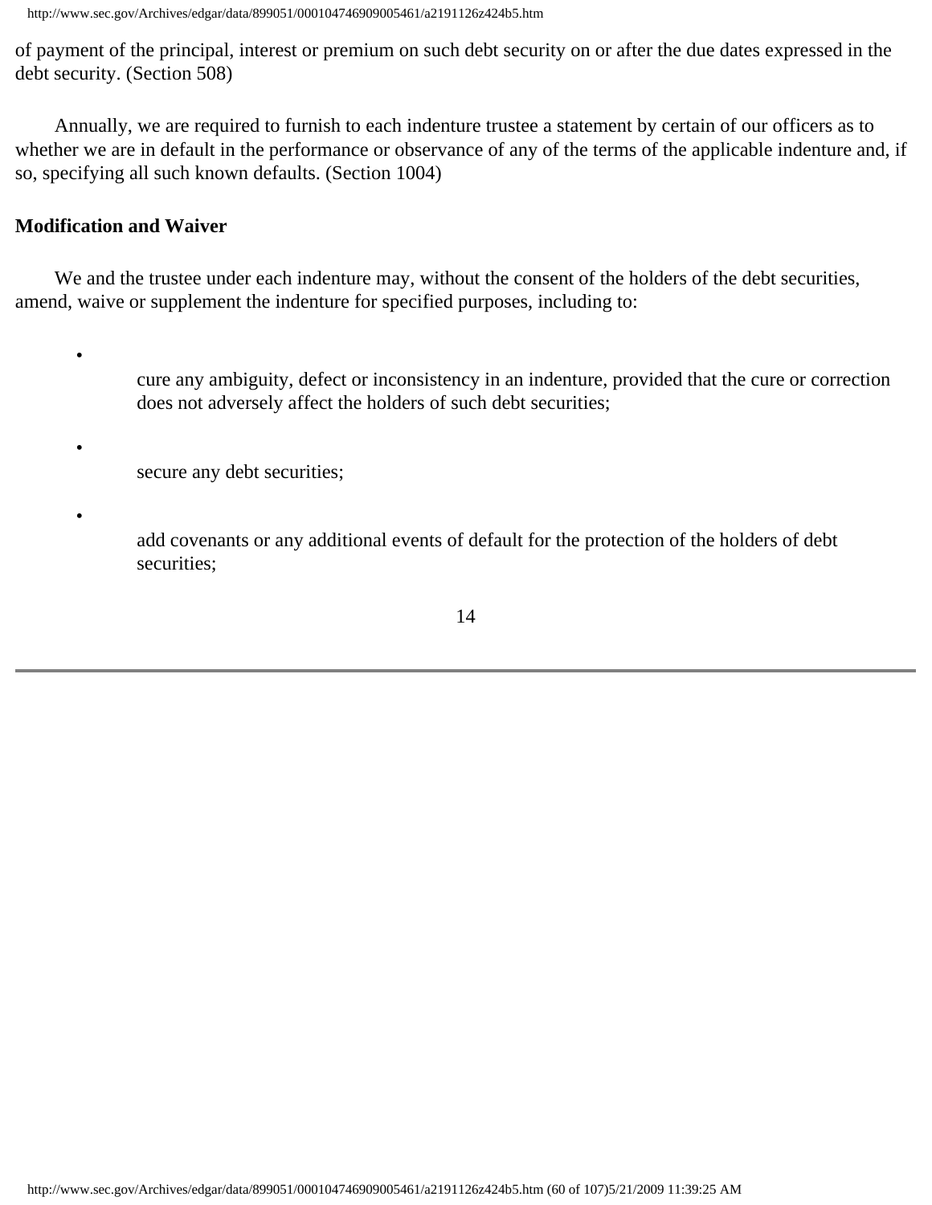of payment of the principal, interest or premium on such debt security on or after the due dates expressed in the debt security. (Section 508)

Annually, we are required to furnish to each indenture trustee a statement by certain of our officers as to whether we are in default in the performance or observance of any of the terms of the applicable indenture and, if so, specifying all such known defaults. (Section 1004)

**Modification and Waiver**

We and the trustee under each indenture may, without the consent of the holders of the debt securities, amend, waive or supplement the indenture for specified purposes, including to:

- cure any ambiguity, defect or inconsistency in an indenture, provided that the cure or correction does not adversely affect the holders of such debt securities;
- secure any debt securities;
- add covenants or any additional events of default for the protection of the holders of debt securities;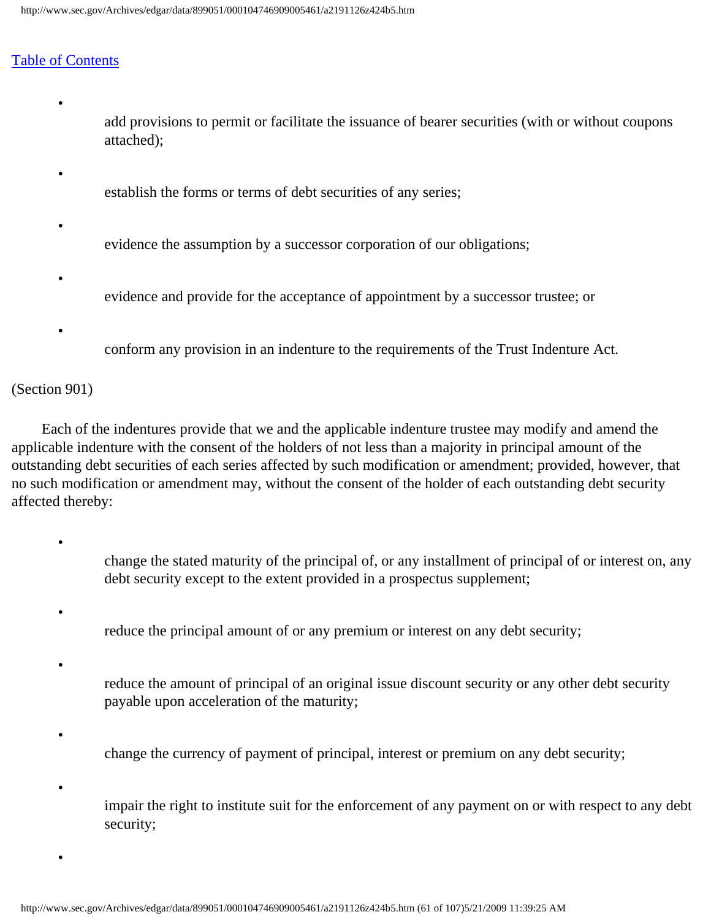- add provisions to permit or facilitate the issuance of bearer securities (with or without coupons attached);
- establish the forms or terms of debt securities of any series;
- evidence the assumption by a successor corporation of our obligations;
- evidence and provide for the acceptance of appointment by a successor trustee; or
- conform any provision in an indenture to the requirements of the Trust Indenture Act.

(Section 901)

Each of the indentures provide that we and the applicable indenture trustee may modify and amend the applicable indenture with the consent of the holders of not less than a majority in principal amount of the outstanding debt securities of each series affected by such modification or amendment; provided, however, that no such modification or amendment may, without the consent of the holder of each outstanding debt security affected thereby:

- change the stated maturity of the principal of, or any installment of principal of or interest on, any debt security except to the extent provided in a prospectus supplement;
- reduce the principal amount of or any premium or interest on any debt security;
- reduce the amount of principal of an original issue discount security or any other debt security payable upon acceleration of the maturity;
- change the currency of payment of principal, interest or premium on any debt security;
- impair the right to institute suit for the enforcement of any payment on or with respect to any debt security;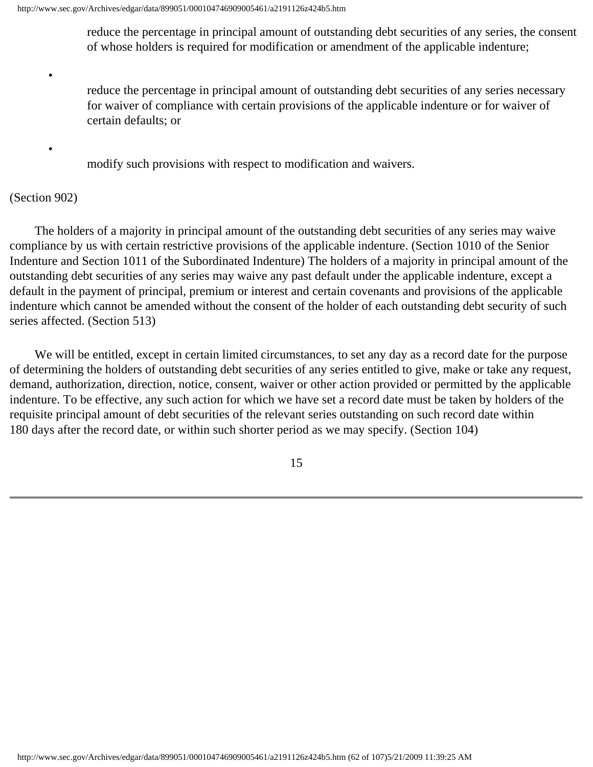- reduce the percentage in principal amount of outstanding debt securities of any series, the consent of whose holders is required for modification or amendment of the applicable indenture;
- reduce the percentage in principal amount of outstanding debt securities of any series necessary for waiver of compliance with certain provisions of the applicable indenture or for waiver of certain defaults; or
- modify such provisions with respect to modification and waivers.

(Section 902)

The holders of a majority in principal amount of the outstanding debt securities of any series may waive compliance by us with certain restrictive provisions of the applicable indenture. (Section 1010 of the Senior Indenture and Section 1011 of the Subordinated Indenture) The holders of a majority in principal amount of the outstanding debt securities of any series may waive any past default under the applicable indenture, except a default in the payment of principal, premium or interest and certain covenants and provisions of the applicable indenture which cannot be amended without the consent of the holder of each outstanding debt security of such series affected. (Section 513)

We will be entitled, except in certain limited circumstances, to set any day as a record date for the purpose of determining the holders of outstanding debt securities of any series entitled to give, make or take any request, demand, authorization, direction, notice, consent, waiver or other action provided or permitted by the applicable indenture. To be effective, any such action for which we have set a record date must be taken by holders of the requisite principal amount of debt securities of the relevant series outstanding on such record date within 180 days after the record date, or within such shorter period as we may specify. (Section 104)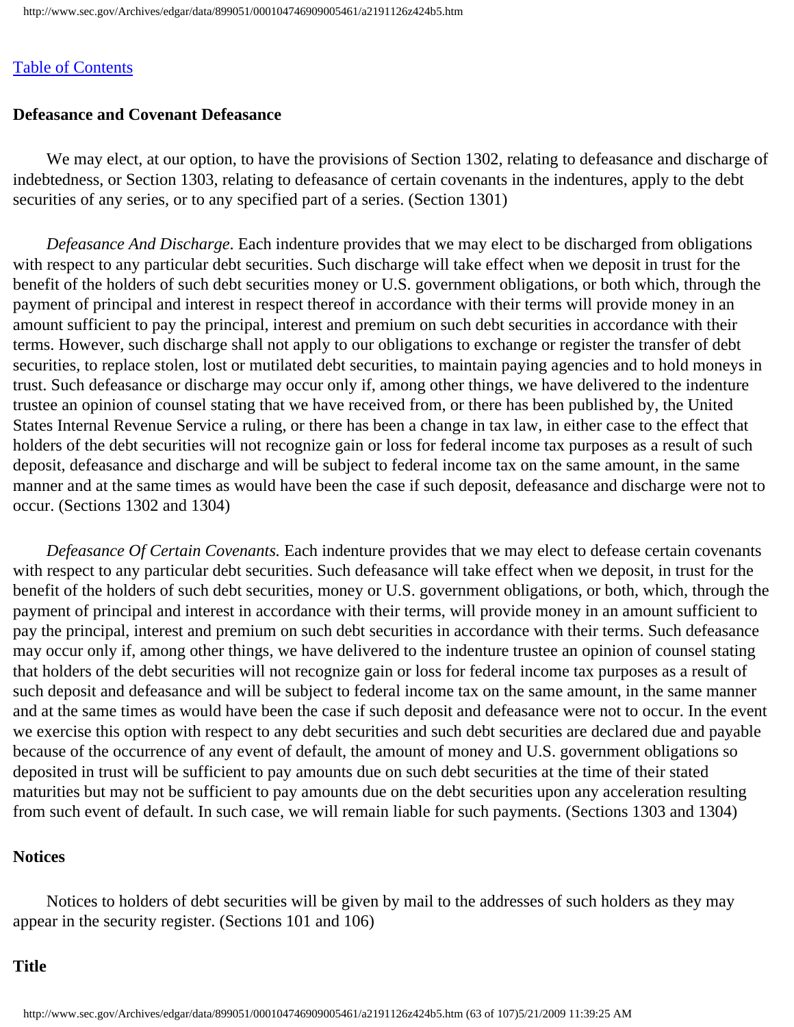[Table of Contents](#)

**Defeasance and Covenant Defeasance**

We may elect, at our option, to have the provisions of Section 1302, relating to defeasance and discharge of indebtedness, or Section 1303, relating to defeasance of certain covenants in the indentures, apply to the debt securities of any series, or to any specified part of a series. (Section 1301)

*Defeasance And Discharge*. Each indenture provides that we may elect to be discharged from obligations with respect to any particular debt securities. Such discharge will take effect when we deposit in trust for the benefit of the holders of such debt securities money or U.S. government obligations, or both which, through the payment of principal and interest in respect thereof in accordance with their terms will provide money in an amount sufficient to pay the principal, interest and premium on such debt securities in accordance with their terms. However, such discharge shall not apply to our obligations to exchange or register the transfer of debt securities, to replace stolen, lost or mutilated debt securities, to maintain paying agencies and to hold moneys in trust. Such defeasance or discharge may occur only if, among other things, we have delivered to the indenture trustee an opinion of counsel stating that we have received from, or there has been published by, the United States Internal Revenue Service a ruling, or there has been a change in tax law, in either case to the effect that holders of the debt securities will not recognize gain or loss for federal income tax purposes as a result of such deposit, defeasance and discharge and will be subject to federal income tax on the same amount, in the same manner and at the same times as would have been the case if such deposit, defeasance and discharge were not to occur. (Sections 1302 and 1304)

*Defeasance Of Certain Covenants.* Each indenture provides that we may elect to defease certain covenants with respect to any particular debt securities. Such defeasance will take effect when we deposit, in trust for the benefit of the holders of such debt securities, money or U.S. government obligations, or both, which, through the payment of principal and interest in accordance with their terms, will provide money in an amount sufficient to pay the principal, interest and premium on such debt securities in accordance with their terms. Such defeasance may occur only if, among other things, we have delivered to the indenture trustee an opinion of counsel stating that holders of the debt securities will not recognize gain or loss for federal income tax purposes as a result of such deposit and defeasance and will be subject to federal income tax on the same amount, in the same manner and at the same times as would have been the case if such deposit and defeasance were not to occur. In the event we exercise this option with respect to any debt securities and such debt securities are declared due and payable because of the occurrence of any event of default, the amount of money and U.S. government obligations so deposited in trust will be sufficient to pay amounts due on such debt securities at the time of their stated maturities but may not be sufficient to pay amounts due on the debt securities upon any acceleration resulting from such event of default. In such case, we will remain liable for such payments. (Sections 1303 and 1304)

**Notices**

Notices to holders of debt securities will be given by mail to the addresses of such holders as they may appear in the security register. (Sections 101 and 106)

**Title**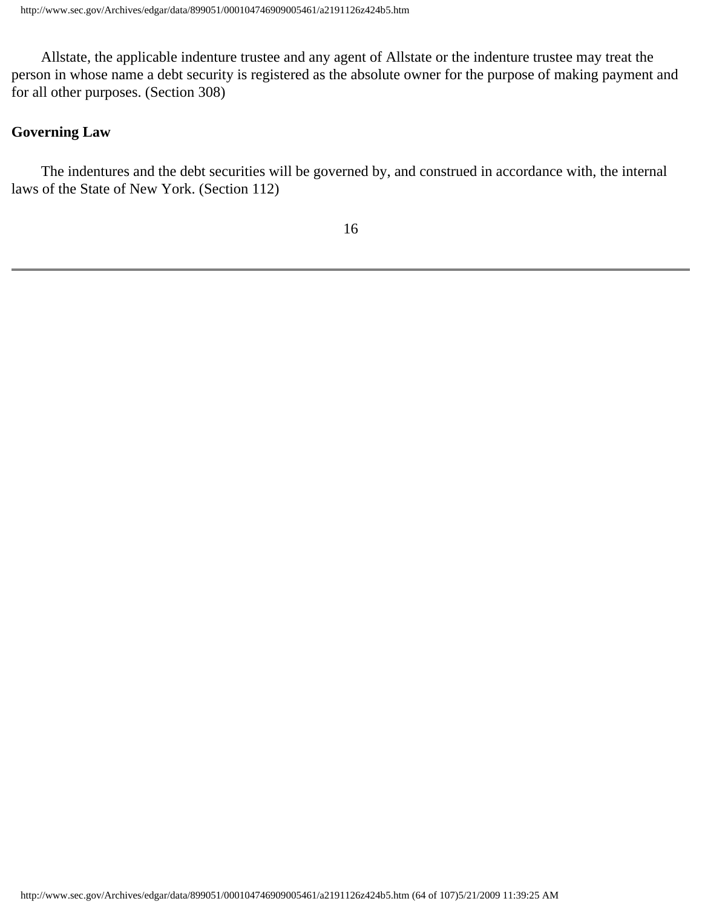Allstate, the applicable indenture trustee and any agent of Allstate or the indenture trustee may treat the person in whose name a debt security is registered as the absolute owner for the purpose of making payment and for all other purposes. (Section 308)

**Governing Law**

The indentures and the debt securities will be governed by, and construed in accordance with, the internal laws of the State of New York. (Section 112)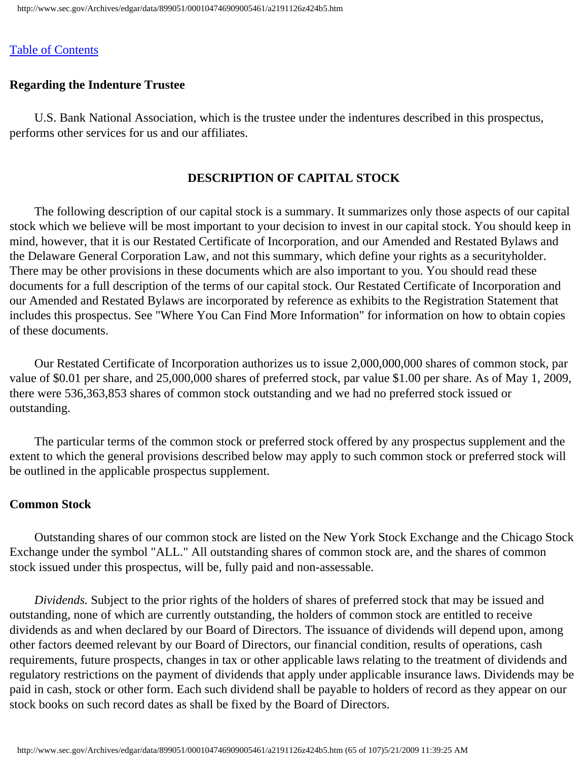[Table of Contents](#)

### Regarding the Indenture Trustee

U.S. Bank National Association, which is the trustee under the indentures described in this prospectus, performs other services for us and our affiliates.

## DESCRIPTION OF CAPITAL STOCK

The following description of our capital stock is a summary. It summarizes only those aspects of our capital stock which we believe will be most important to your decision to invest in our capital stock. You should keep in mind, however, that it is our Restated Certificate of Incorporation, and our Amended and Restated Bylaws and the Delaware General Corporation Law, and not this summary, which define your rights as a securityholder. There may be other provisions in these documents which are also important to you. You should read these documents for a full description of the terms of our capital stock. Our Restated Certificate of Incorporation and our Amended and Restated Bylaws are incorporated by reference as exhibits to the Registration Statement that includes this prospectus. See "Where You Can Find More Information" for information on how to obtain copies of these documents.

Our Restated Certificate of Incorporation authorizes us to issue 2,000,000,000 shares of common stock, par value of $0.01 per share, and 25,000,000 shares of preferred stock, par value $1.00 per share. As of May 1, 2009, there were 536,363,853 shares of common stock outstanding and we had no preferred stock issued or outstanding.

The particular terms of the common stock or preferred stock offered by any prospectus supplement and the extent to which the general provisions described below may apply to such common stock or preferred stock will be outlined in the applicable prospectus supplement.

### Common Stock

Outstanding shares of our common stock are listed on the New York Stock Exchange and the Chicago Stock Exchange under the symbol "ALL." All outstanding shares of common stock are, and the shares of common stock issued under this prospectus, will be, fully paid and non-assessable.

*Dividends.* Subject to the prior rights of the holders of shares of preferred stock that may be issued and outstanding, none of which are currently outstanding, the holders of common stock are entitled to receive dividends as and when declared by our Board of Directors. The issuance of dividends will depend upon, among other factors deemed relevant by our Board of Directors, our financial condition, results of operations, cash requirements, future prospects, changes in tax or other applicable laws relating to the treatment of dividends and regulatory restrictions on the payment of dividends that apply under applicable insurance laws. Dividends may be paid in cash, stock or other form. Each such dividend shall be payable to holders of record as they appear on our stock books on such record dates as shall be fixed by the Board of Directors.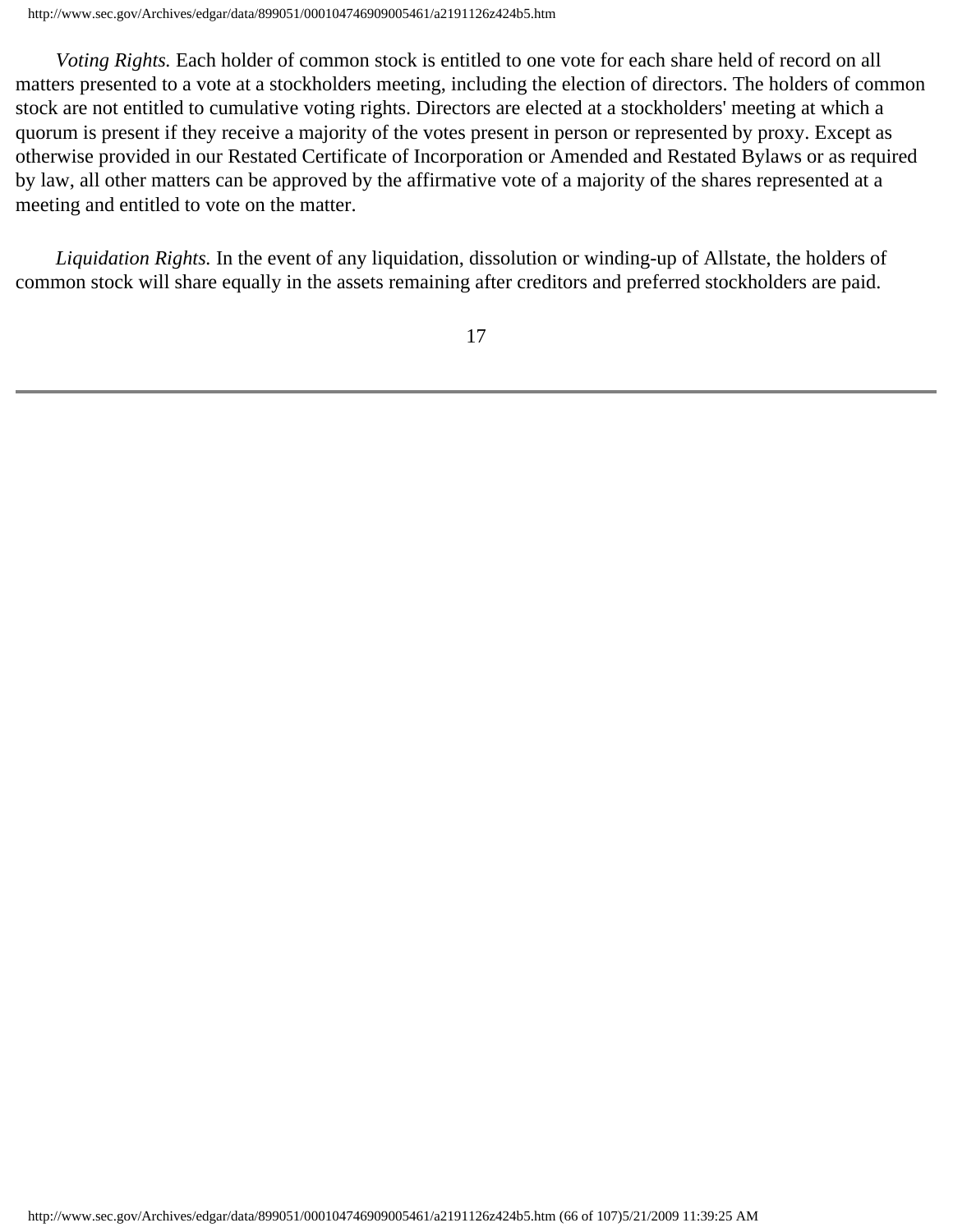*Voting Rights.* Each holder of common stock is entitled to one vote for each share held of record on all matters presented to a vote at a stockholders meeting, including the election of directors. The holders of common stock are not entitled to cumulative voting rights. Directors are elected at a stockholders' meeting at which a quorum is present if they receive a majority of the votes present in person or represented by proxy. Except as otherwise provided in our Restated Certificate of Incorporation or Amended and Restated Bylaws or as required by law, all other matters can be approved by the affirmative vote of a majority of the shares represented at a meeting and entitled to vote on the matter.

*Liquidation Rights.* In the event of any liquidation, dissolution or winding-up of Allstate, the holders of common stock will share equally in the assets remaining after creditors and preferred stockholders are paid.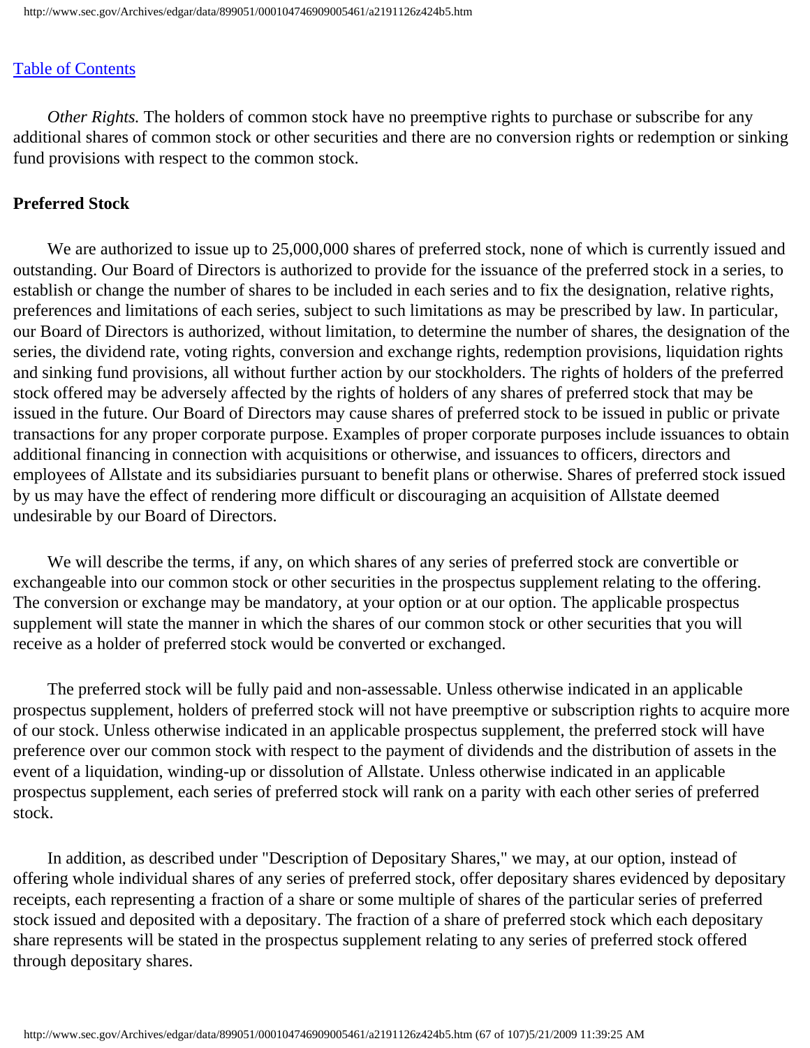[Table of Contents](#)

*Other Rights.* The holders of common stock have no preemptive rights to purchase or subscribe for any additional shares of common stock or other securities and there are no conversion rights or redemption or sinking fund provisions with respect to the common stock.

**Preferred Stock**

We are authorized to issue up to 25,000,000 shares of preferred stock, none of which is currently issued and outstanding. Our Board of Directors is authorized to provide for the issuance of the preferred stock in a series, to establish or change the number of shares to be included in each series and to fix the designation, relative rights, preferences and limitations of each series, subject to such limitations as may be prescribed by law. In particular, our Board of Directors is authorized, without limitation, to determine the number of shares, the designation of the series, the dividend rate, voting rights, conversion and exchange rights, redemption provisions, liquidation rights and sinking fund provisions, all without further action by our stockholders. The rights of holders of the preferred stock offered may be adversely affected by the rights of holders of any shares of preferred stock that may be issued in the future. Our Board of Directors may cause shares of preferred stock to be issued in public or private transactions for any proper corporate purpose. Examples of proper corporate purposes include issuances to obtain additional financing in connection with acquisitions or otherwise, and issuances to officers, directors and employees of Allstate and its subsidiaries pursuant to benefit plans or otherwise. Shares of preferred stock issued by us may have the effect of rendering more difficult or discouraging an acquisition of Allstate deemed undesirable by our Board of Directors.

We will describe the terms, if any, on which shares of any series of preferred stock are convertible or exchangeable into our common stock or other securities in the prospectus supplement relating to the offering. The conversion or exchange may be mandatory, at your option or at our option. The applicable prospectus supplement will state the manner in which the shares of our common stock or other securities that you will receive as a holder of preferred stock would be converted or exchanged.

The preferred stock will be fully paid and non-assessable. Unless otherwise indicated in an applicable prospectus supplement, holders of preferred stock will not have preemptive or subscription rights to acquire more of our stock. Unless otherwise indicated in an applicable prospectus supplement, the preferred stock will have preference over our common stock with respect to the payment of dividends and the distribution of assets in the event of a liquidation, winding-up or dissolution of Allstate. Unless otherwise indicated in an applicable prospectus supplement, each series of preferred stock will rank on a parity with each other series of preferred stock.

In addition, as described under "Description of Depositary Shares," we may, at our option, instead of offering whole individual shares of any series of preferred stock, offer depositary shares evidenced by depositary receipts, each representing a fraction of a share or some multiple of shares of the particular series of preferred stock issued and deposited with a depositary. The fraction of a share of preferred stock which each depositary share represents will be stated in the prospectus supplement relating to any series of preferred stock offered through depositary shares.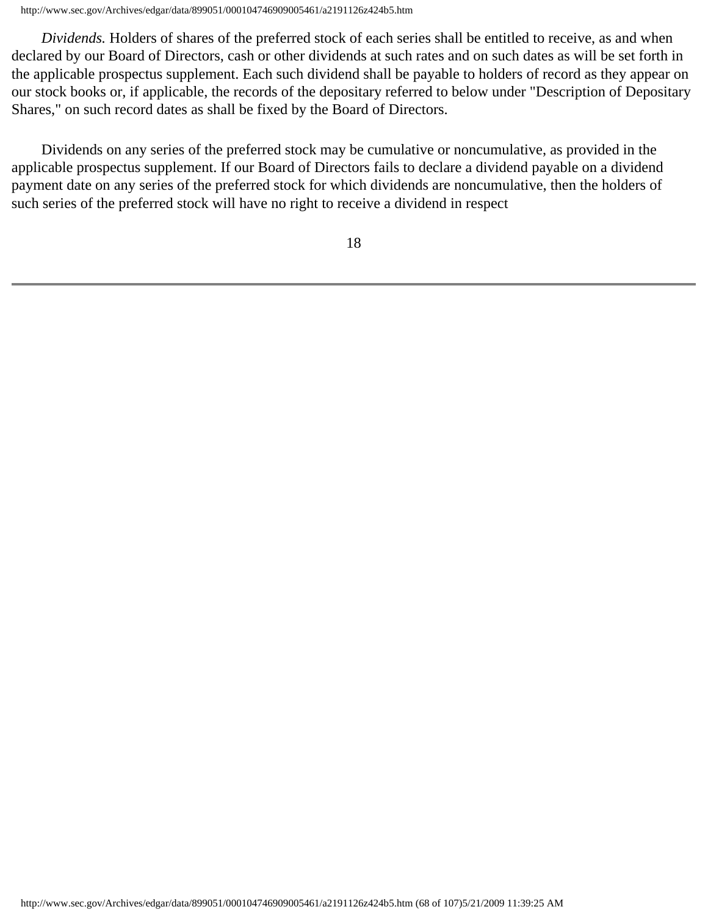*Dividends.* Holders of shares of the preferred stock of each series shall be entitled to receive, as and when declared by our Board of Directors, cash or other dividends at such rates and on such dates as will be set forth in the applicable prospectus supplement. Each such dividend shall be payable to holders of record as they appear on our stock books or, if applicable, the records of the depositary referred to below under "Description of Depositary Shares," on such record dates as shall be fixed by the Board of Directors.

Dividends on any series of the preferred stock may be cumulative or noncumulative, as provided in the applicable prospectus supplement. If our Board of Directors fails to declare a dividend payable on a dividend payment date on any series of the preferred stock for which dividends are noncumulative, then the holders of such series of the preferred stock will have no right to receive a dividend in respect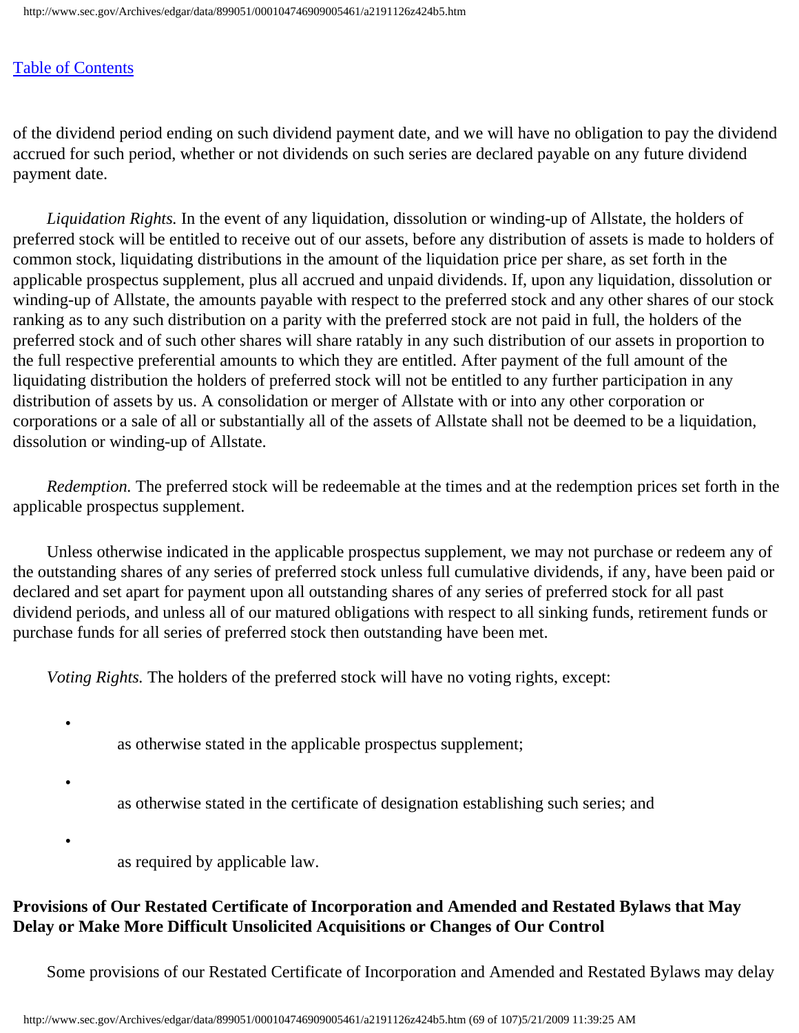[Table of Contents](#)

of the dividend period ending on such dividend payment date, and we will have no obligation to pay the dividend accrued for such period, whether or not dividends on such series are declared payable on any future dividend payment date.

*Liquidation Rights.* In the event of any liquidation, dissolution or winding-up of Allstate, the holders of preferred stock will be entitled to receive out of our assets, before any distribution of assets is made to holders of common stock, liquidating distributions in the amount of the liquidation price per share, as set forth in the applicable prospectus supplement, plus all accrued and unpaid dividends. If, upon any liquidation, dissolution or winding-up of Allstate, the amounts payable with respect to the preferred stock and any other shares of our stock ranking as to any such distribution on a parity with the preferred stock are not paid in full, the holders of the preferred stock and of such other shares will share ratably in any such distribution of our assets in proportion to the full respective preferential amounts to which they are entitled. After payment of the full amount of the liquidating distribution the holders of preferred stock will not be entitled to any further participation in any distribution of assets by us. A consolidation or merger of Allstate with or into any other corporation or corporations or a sale of all or substantially all of the assets of Allstate shall not be deemed to be a liquidation, dissolution or winding-up of Allstate.

*Redemption.* The preferred stock will be redeemable at the times and at the redemption prices set forth in the applicable prospectus supplement.

Unless otherwise indicated in the applicable prospectus supplement, we may not purchase or redeem any of the outstanding shares of any series of preferred stock unless full cumulative dividends, if any, have been paid or declared and set apart for payment upon all outstanding shares of any series of preferred stock for all past dividend periods, and unless all of our matured obligations with respect to all sinking funds, retirement funds or purchase funds for all series of preferred stock then outstanding have been met.

*Voting Rights.* The holders of the preferred stock will have no voting rights, except:

- as otherwise stated in the applicable prospectus supplement;
- as otherwise stated in the certificate of designation establishing such series; and
- as required by applicable law.

**Provisions of Our Restated Certificate of Incorporation and Amended and Restated Bylaws that May Delay or Make More Difficult Unsolicited Acquisitions or Changes of Our Control**

Some provisions of our Restated Certificate of Incorporation and Amended and Restated Bylaws may delay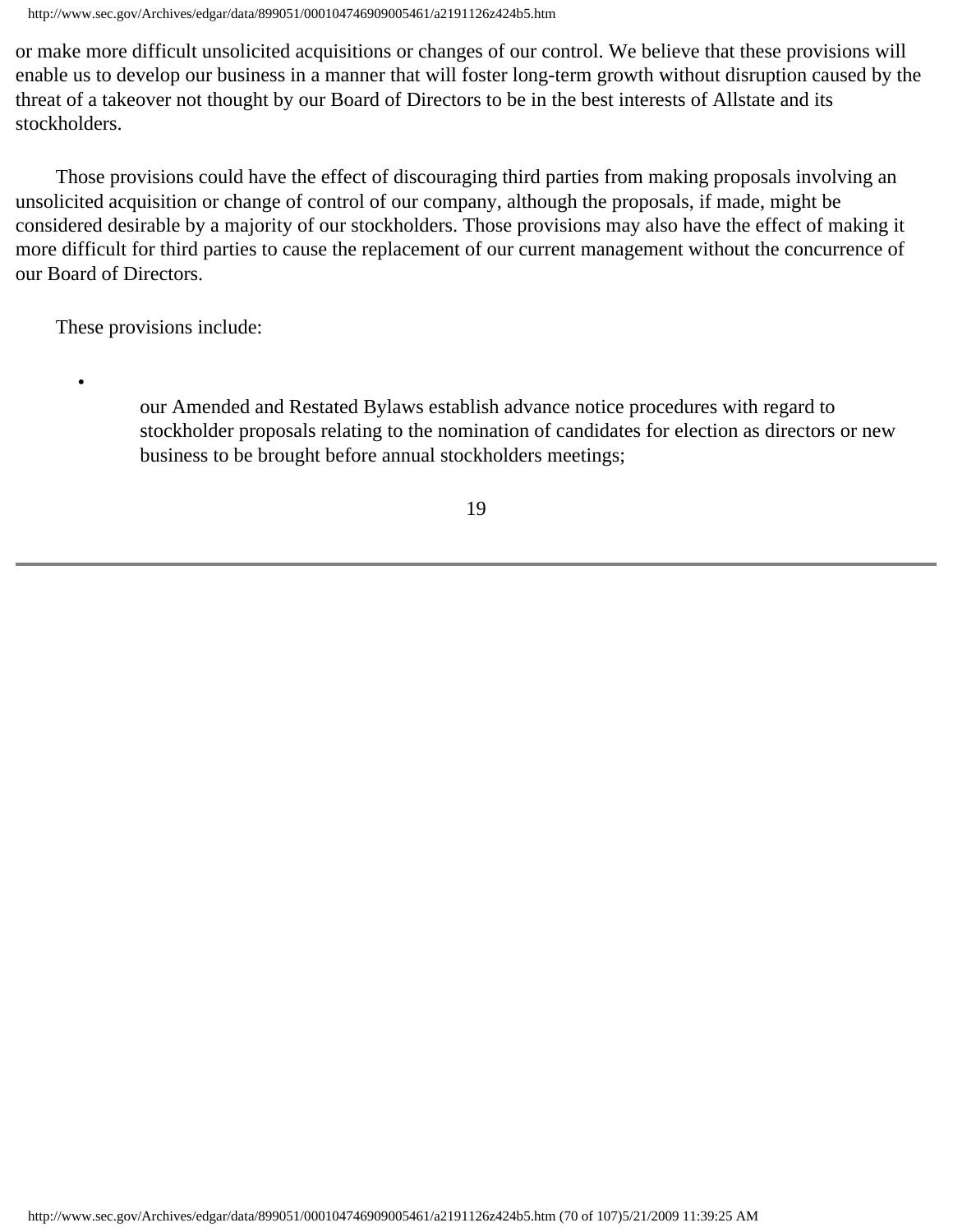or make more difficult unsolicited acquisitions or changes of our control. We believe that these provisions will enable us to develop our business in a manner that will foster long-term growth without disruption caused by the threat of a takeover not thought by our Board of Directors to be in the best interests of Allstate and its stockholders.

Those provisions could have the effect of discouraging third parties from making proposals involving an unsolicited acquisition or change of control of our company, although the proposals, if made, might be considered desirable by a majority of our stockholders. Those provisions may also have the effect of making it more difficult for third parties to cause the replacement of our current management without the concurrence of our Board of Directors.

These provisions include:

- our Amended and Restated Bylaws establish advance notice procedures with regard to stockholder proposals relating to the nomination of candidates for election as directors or new business to be brought before annual stockholders meetings;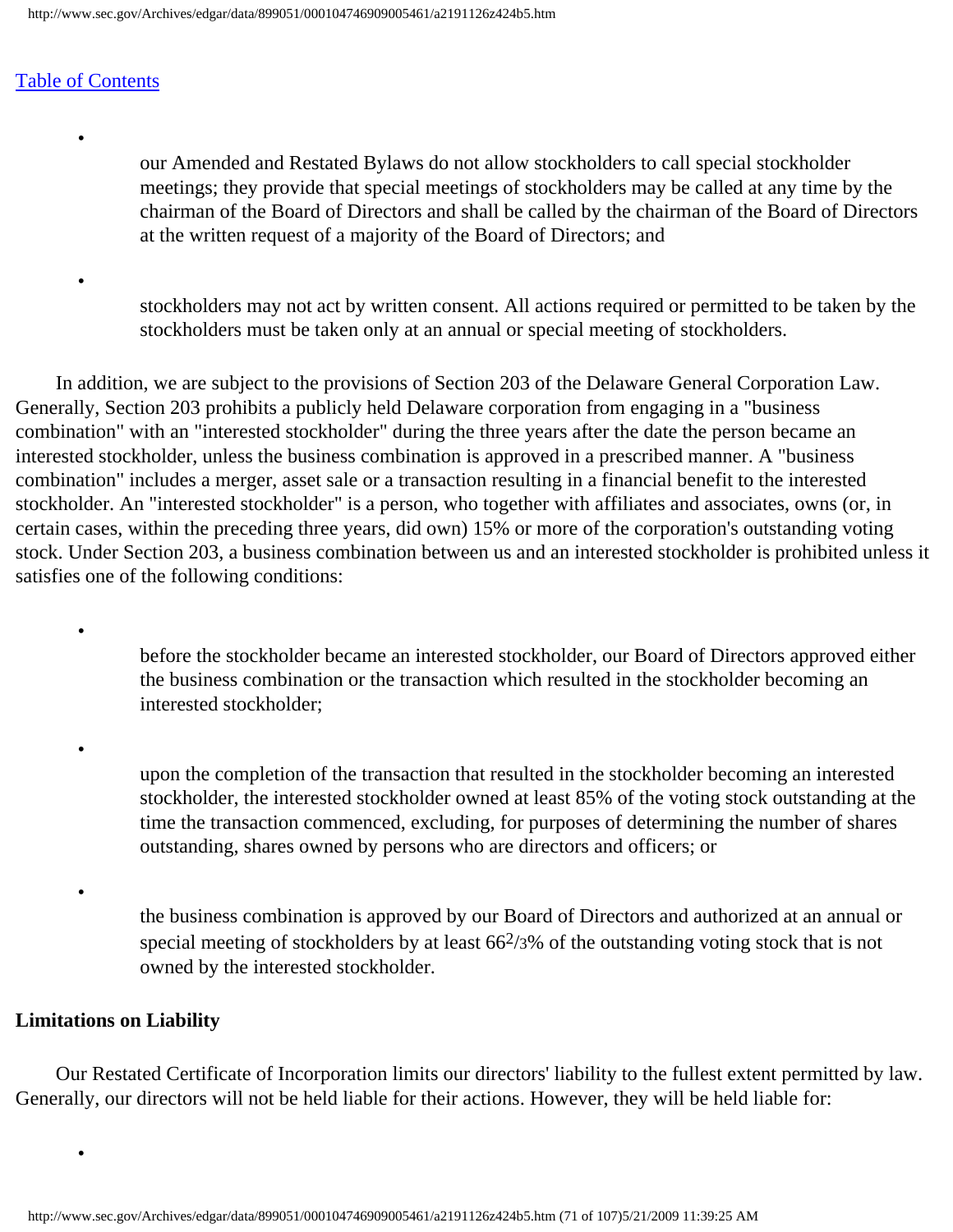- our Amended and Restated Bylaws do not allow stockholders to call special stockholder meetings; they provide that special meetings of stockholders may be called at any time by the chairman of the Board of Directors and shall be called by the chairman of the Board of Directors at the written request of a majority of the Board of Directors; and

- stockholders may not act by written consent. All actions required or permitted to be taken by the stockholders must be taken only at an annual or special meeting of stockholders.

In addition, we are subject to the provisions of Section 203 of the Delaware General Corporation Law. Generally, Section 203 prohibits a publicly held Delaware corporation from engaging in a "business combination" with an "interested stockholder" during the three years after the date the person became an interested stockholder, unless the business combination is approved in a prescribed manner. A "business combination" includes a merger, asset sale or a transaction resulting in a financial benefit to the interested stockholder. An "interested stockholder" is a person, who together with affiliates and associates, owns (or, in certain cases, within the preceding three years, did own) 15% or more of the corporation's outstanding voting stock. Under Section 203, a business combination between us and an interested stockholder is prohibited unless it satisfies one of the following conditions:

- before the stockholder became an interested stockholder, our Board of Directors approved either the business combination or the transaction which resulted in the stockholder becoming an interested stockholder;

- upon the completion of the transaction that resulted in the stockholder becoming an interested stockholder, the interested stockholder owned at least 85% of the voting stock outstanding at the time the transaction commenced, excluding, for purposes of determining the number of shares outstanding, shares owned by persons who are directors and officers; or

- the business combination is approved by our Board of Directors and authorized at an annual or special meeting of stockholders by at least $66^2/_3$% of the outstanding voting stock that is not owned by the interested stockholder.

**Limitations on Liability**

Our Restated Certificate of Incorporation limits our directors' liability to the fullest extent permitted by law. Generally, our directors will not be held liable for their actions. However, they will be held liable for:

-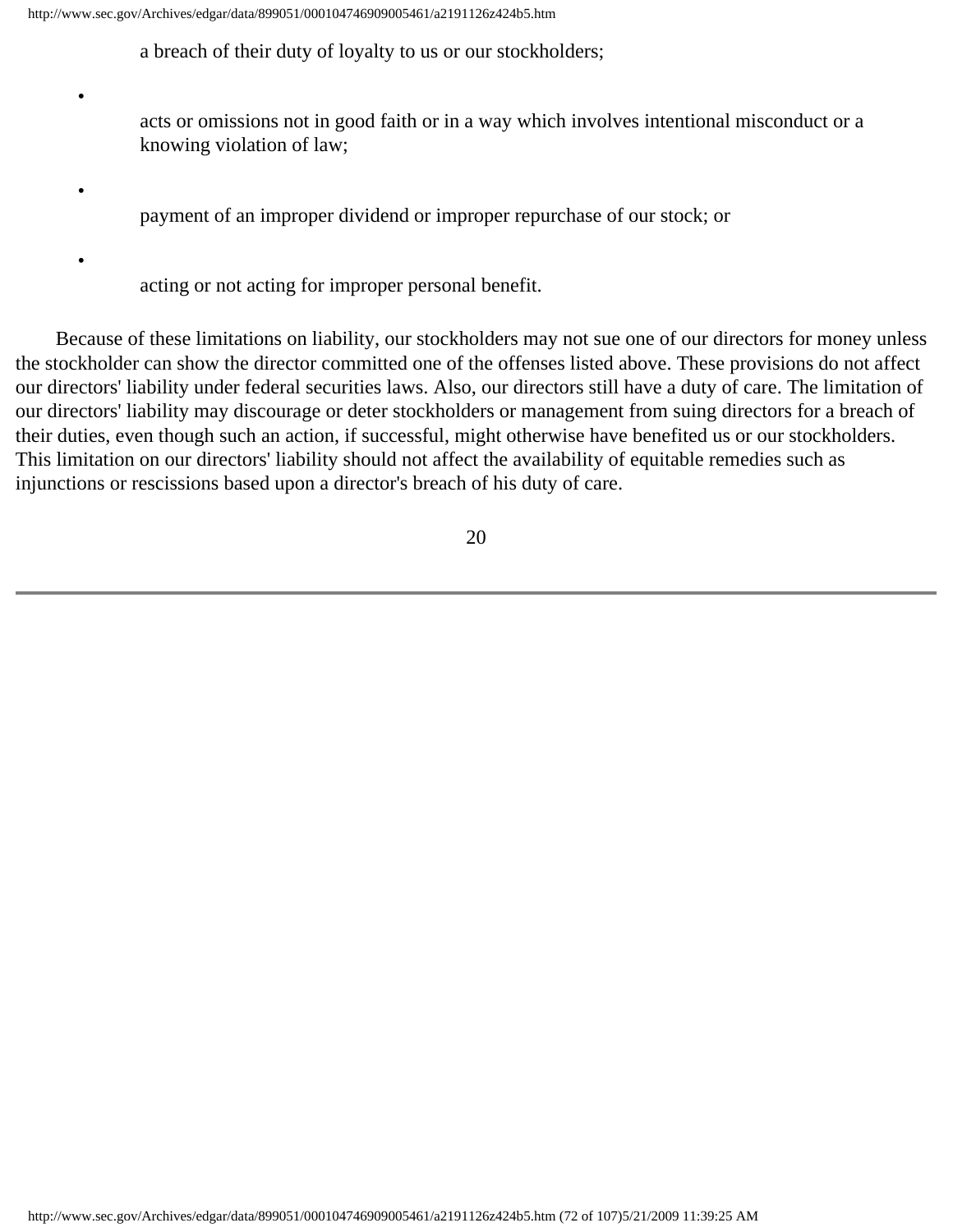- a breach of their duty of loyalty to us or our stockholders;
- acts or omissions not in good faith or in a way which involves intentional misconduct or a knowing violation of law;
- payment of an improper dividend or improper repurchase of our stock; or
- acting or not acting for improper personal benefit.

Because of these limitations on liability, our stockholders may not sue one of our directors for money unless the stockholder can show the director committed one of the offenses listed above. These provisions do not affect our directors' liability under federal securities laws. Also, our directors still have a duty of care. The limitation of our directors' liability may discourage or deter stockholders or management from suing directors for a breach of their duties, even though such an action, if successful, might otherwise have benefited us or our stockholders. This limitation on our directors' liability should not affect the availability of equitable remedies such as injunctions or rescissions based upon a director's breach of his duty of care.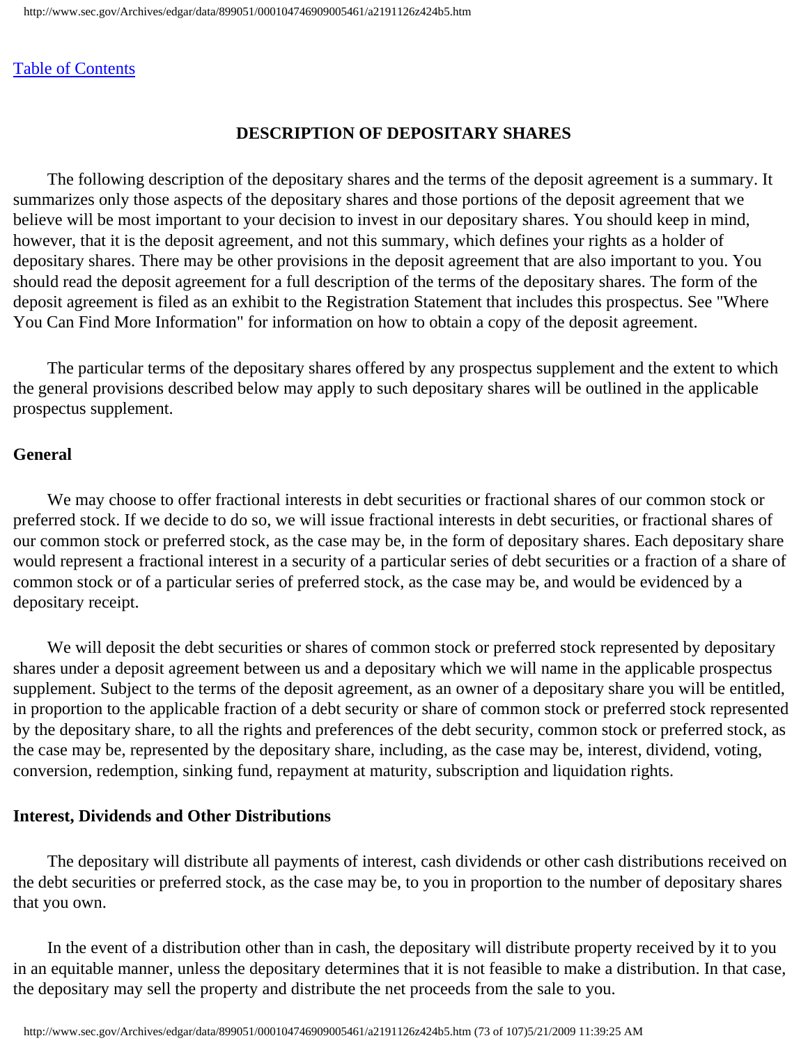[Table of Contents](#)

## DESCRIPTION OF DEPOSITARY SHARES

The following description of the depositary shares and the terms of the deposit agreement is a summary. It summarizes only those aspects of the depositary shares and those portions of the deposit agreement that we believe will be most important to your decision to invest in our depositary shares. You should keep in mind, however, that it is the deposit agreement, and not this summary, which defines your rights as a holder of depositary shares. There may be other provisions in the deposit agreement that are also important to you. You should read the deposit agreement for a full description of the terms of the depositary shares. The form of the deposit agreement is filed as an exhibit to the Registration Statement that includes this prospectus. See "Where You Can Find More Information" for information on how to obtain a copy of the deposit agreement.

The particular terms of the depositary shares offered by any prospectus supplement and the extent to which the general provisions described below may apply to such depositary shares will be outlined in the applicable prospectus supplement.

### General

We may choose to offer fractional interests in debt securities or fractional shares of our common stock or preferred stock. If we decide to do so, we will issue fractional interests in debt securities, or fractional shares of our common stock or preferred stock, as the case may be, in the form of depositary shares. Each depositary share would represent a fractional interest in a security of a particular series of debt securities or a fraction of a share of common stock or of a particular series of preferred stock, as the case may be, and would be evidenced by a depositary receipt.

We will deposit the debt securities or shares of common stock or preferred stock represented by depositary shares under a deposit agreement between us and a depositary which we will name in the applicable prospectus supplement. Subject to the terms of the deposit agreement, as an owner of a depositary share you will be entitled, in proportion to the applicable fraction of a debt security or share of common stock or preferred stock represented by the depositary share, to all the rights and preferences of the debt security, common stock or preferred stock, as the case may be, represented by the depositary share, including, as the case may be, interest, dividend, voting, conversion, redemption, sinking fund, repayment at maturity, subscription and liquidation rights.

### Interest, Dividends and Other Distributions

The depositary will distribute all payments of interest, cash dividends or other cash distributions received on the debt securities or preferred stock, as the case may be, to you in proportion to the number of depositary shares that you own.

In the event of a distribution other than in cash, the depositary will distribute property received by it to you in an equitable manner, unless the depositary determines that it is not feasible to make a distribution. In that case, the depositary may sell the property and distribute the net proceeds from the sale to you.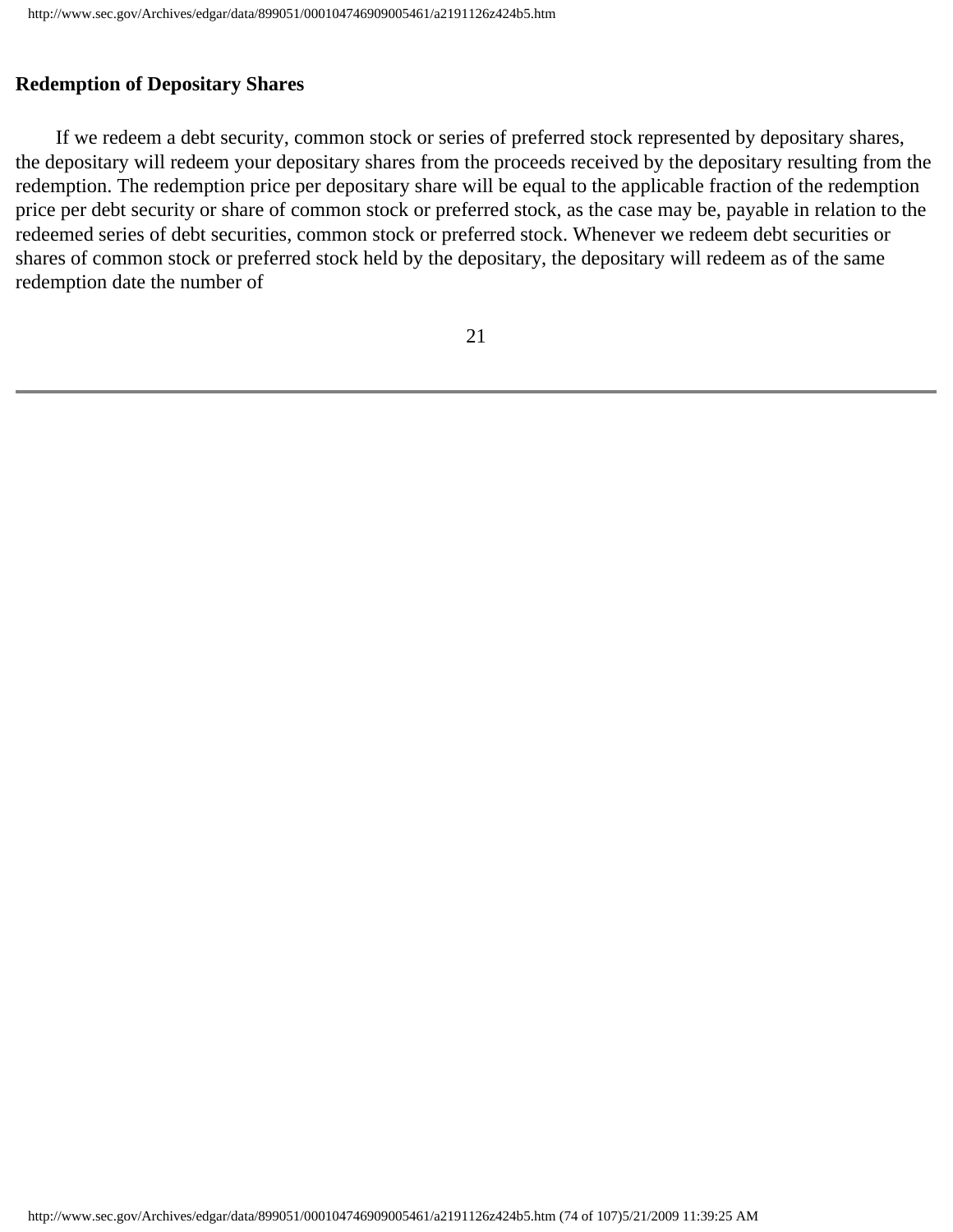**Redemption of Depositary Shares**

If we redeem a debt security, common stock or series of preferred stock represented by depositary shares, the depositary will redeem your depositary shares from the proceeds received by the depositary resulting from the redemption. The redemption price per depositary share will be equal to the applicable fraction of the redemption price per debt security or share of common stock or preferred stock, as the case may be, payable in relation to the redeemed series of debt securities, common stock or preferred stock. Whenever we redeem debt securities or shares of common stock or preferred stock held by the depositary, the depositary will redeem as of the same redemption date the number of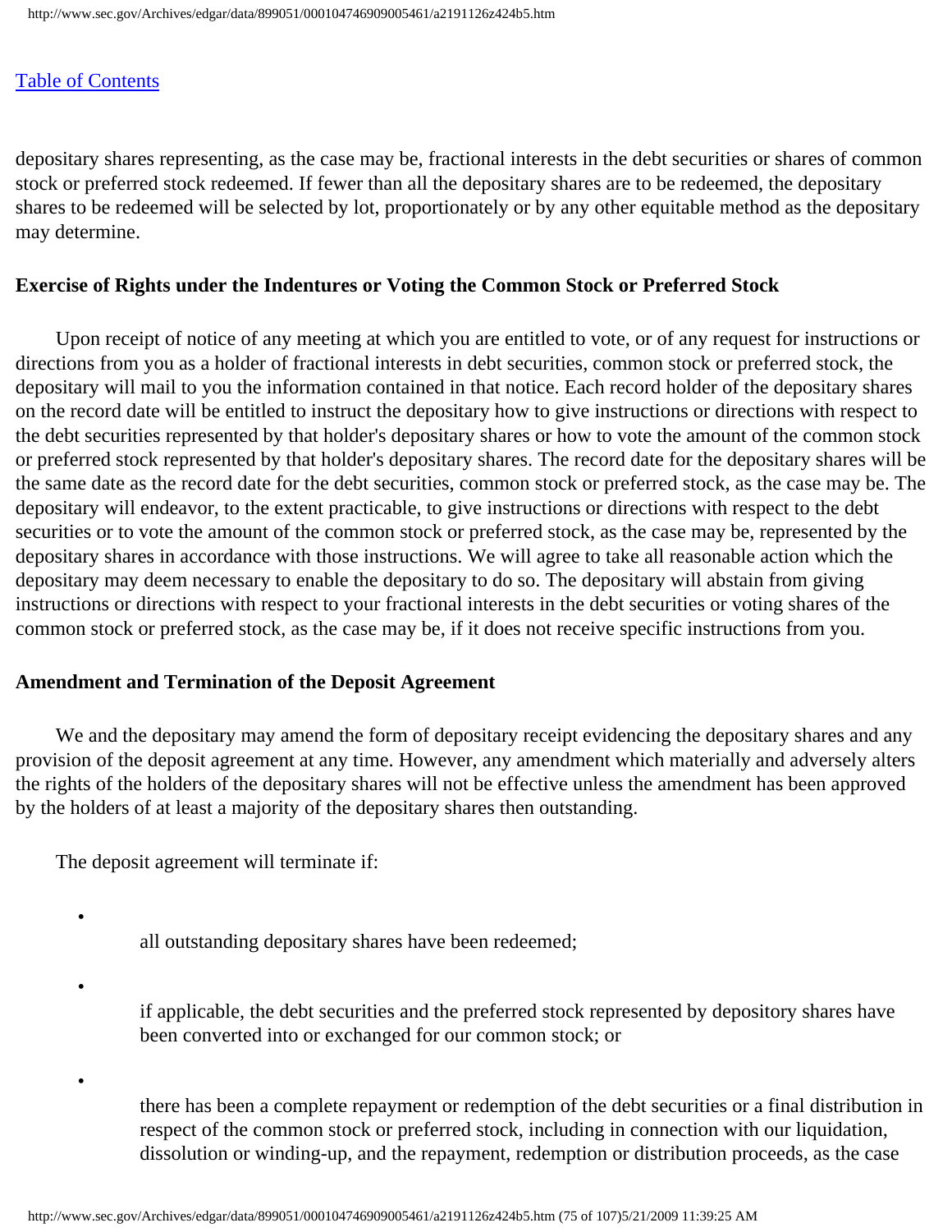depositary shares representing, as the case may be, fractional interests in the debt securities or shares of common stock or preferred stock redeemed. If fewer than all the depositary shares are to be redeemed, the depositary shares to be redeemed will be selected by lot, proportionately or by any other equitable method as the depositary may determine.

**Exercise of Rights under the Indentures or Voting the Common Stock or Preferred Stock**

Upon receipt of notice of any meeting at which you are entitled to vote, or of any request for instructions or directions from you as a holder of fractional interests in debt securities, common stock or preferred stock, the depositary will mail to you the information contained in that notice. Each record holder of the depositary shares on the record date will be entitled to instruct the depositary how to give instructions or directions with respect to the debt securities represented by that holder's depositary shares or how to vote the amount of the common stock or preferred stock represented by that holder's depositary shares. The record date for the depositary shares will be the same date as the record date for the debt securities, common stock or preferred stock, as the case may be. The depositary will endeavor, to the extent practicable, to give instructions or directions with respect to the debt securities or to vote the amount of the common stock or preferred stock, as the case may be, represented by the depositary shares in accordance with those instructions. We will agree to take all reasonable action which the depositary may deem necessary to enable the depositary to do so. The depositary will abstain from giving instructions or directions with respect to your fractional interests in the debt securities or voting shares of the common stock or preferred stock, as the case may be, if it does not receive specific instructions from you.

**Amendment and Termination of the Deposit Agreement**

We and the depositary may amend the form of depositary receipt evidencing the depositary shares and any provision of the deposit agreement at any time. However, any amendment which materially and adversely alters the rights of the holders of the depositary shares will not be effective unless the amendment has been approved by the holders of at least a majority of the depositary shares then outstanding.

The deposit agreement will terminate if:

- all outstanding depositary shares have been redeemed;
- if applicable, the debt securities and the preferred stock represented by depository shares have been converted into or exchanged for our common stock; or
- there has been a complete repayment or redemption of the debt securities or a final distribution in respect of the common stock or preferred stock, including in connection with our liquidation, dissolution or winding-up, and the repayment, redemption or distribution proceeds, as the case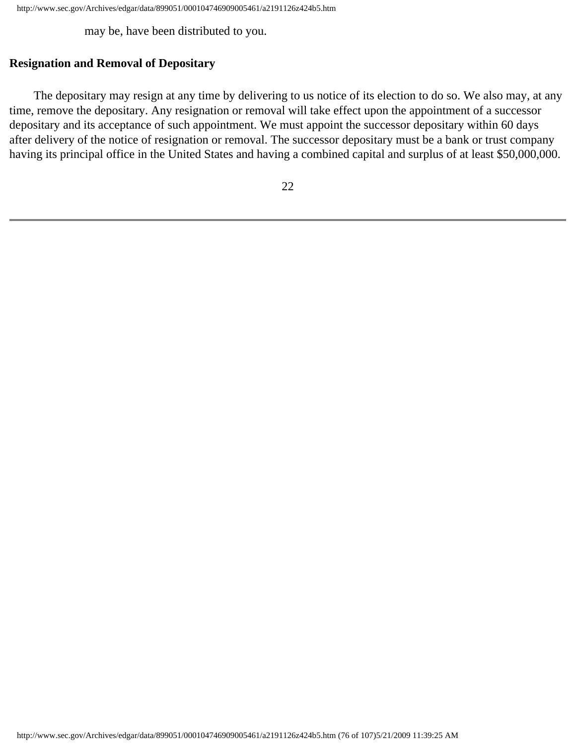may be, have been distributed to you.

**Resignation and Removal of Depositary**

The depositary may resign at any time by delivering to us notice of its election to do so. We also may, at any time, remove the depositary. Any resignation or removal will take effect upon the appointment of a successor depositary and its acceptance of such appointment. We must appoint the successor depositary within 60 days after delivery of the notice of resignation or removal. The successor depositary must be a bank or trust company having its principal office in the United States and having a combined capital and surplus of at least $50,000,000.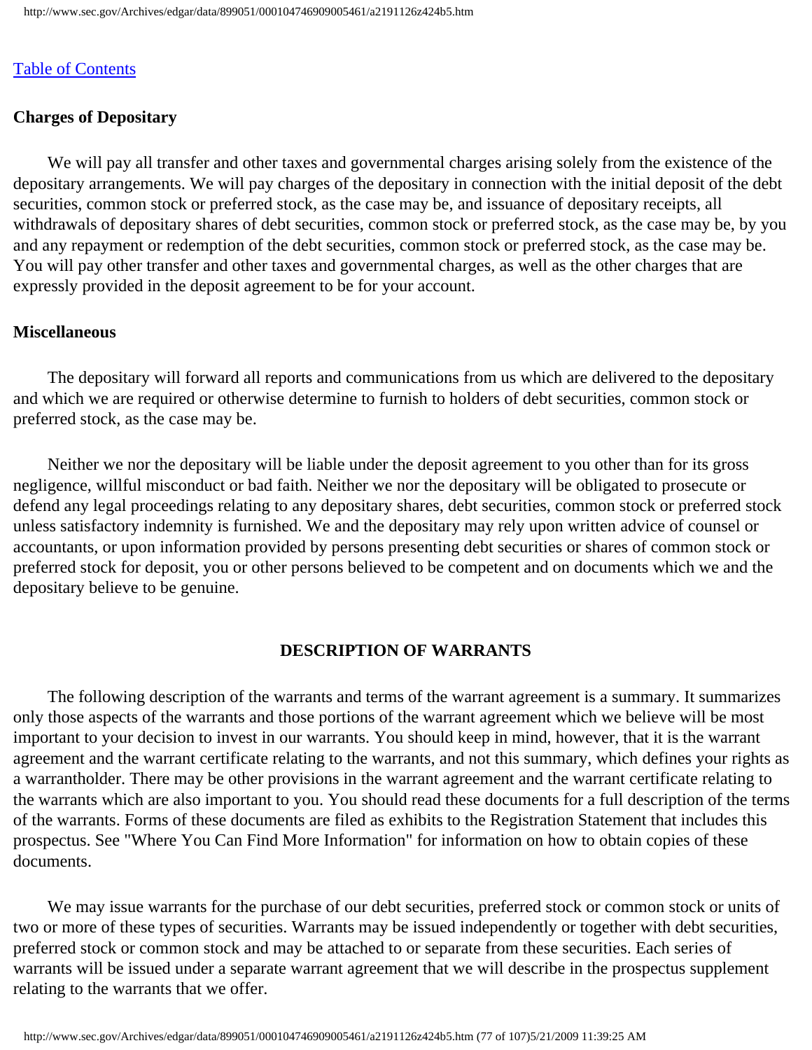[Table of Contents](#)

**Charges of Depositary**

We will pay all transfer and other taxes and governmental charges arising solely from the existence of the depositary arrangements. We will pay charges of the depositary in connection with the initial deposit of the debt securities, common stock or preferred stock, as the case may be, and issuance of depositary receipts, all withdrawals of depositary shares of debt securities, common stock or preferred stock, as the case may be, by you and any repayment or redemption of the debt securities, common stock or preferred stock, as the case may be. You will pay other transfer and other taxes and governmental charges, as well as the other charges that are expressly provided in the deposit agreement to be for your account.

**Miscellaneous**

The depositary will forward all reports and communications from us which are delivered to the depositary and which we are required or otherwise determine to furnish to holders of debt securities, common stock or preferred stock, as the case may be.

Neither we nor the depositary will be liable under the deposit agreement to you other than for its gross negligence, willful misconduct or bad faith. Neither we nor the depositary will be obligated to prosecute or defend any legal proceedings relating to any depositary shares, debt securities, common stock or preferred stock unless satisfactory indemnity is furnished. We and the depositary may rely upon written advice of counsel or accountants, or upon information provided by persons presenting debt securities or shares of common stock or preferred stock for deposit, you or other persons believed to be competent and on documents which we and the depositary believe to be genuine.

## DESCRIPTION OF WARRANTS

The following description of the warrants and terms of the warrant agreement is a summary. It summarizes only those aspects of the warrants and those portions of the warrant agreement which we believe will be most important to your decision to invest in our warrants. You should keep in mind, however, that it is the warrant agreement and the warrant certificate relating to the warrants, and not this summary, which defines your rights as a warrantholder. There may be other provisions in the warrant agreement and the warrant certificate relating to the warrants which are also important to you. You should read these documents for a full description of the terms of the warrants. Forms of these documents are filed as exhibits to the Registration Statement that includes this prospectus. See "Where You Can Find More Information" for information on how to obtain copies of these documents.

We may issue warrants for the purchase of our debt securities, preferred stock or common stock or units of two or more of these types of securities. Warrants may be issued independently or together with debt securities, preferred stock or common stock and may be attached to or separate from these securities. Each series of warrants will be issued under a separate warrant agreement that we will describe in the prospectus supplement relating to the warrants that we offer.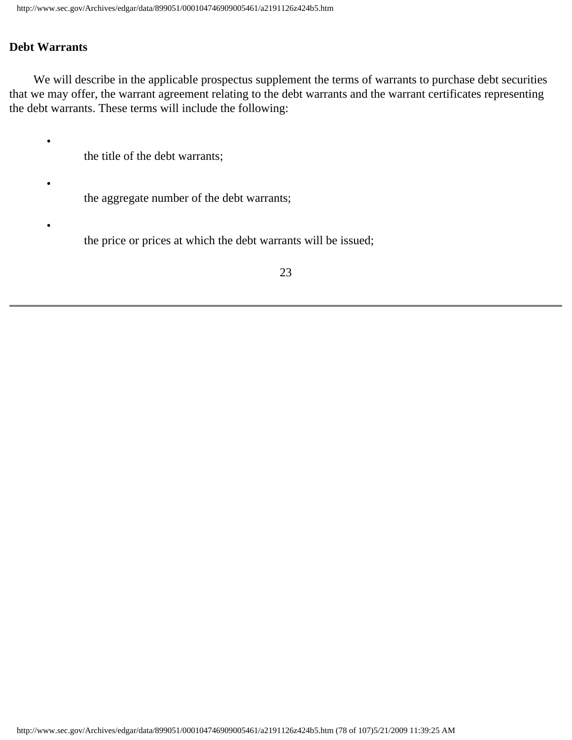**Debt Warrants**

We will describe in the applicable prospectus supplement the terms of warrants to purchase debt securities that we may offer, the warrant agreement relating to the debt warrants and the warrant certificates representing the debt warrants. These terms will include the following:

- the title of the debt warrants;
- the aggregate number of the debt warrants;
- the price or prices at which the debt warrants will be issued;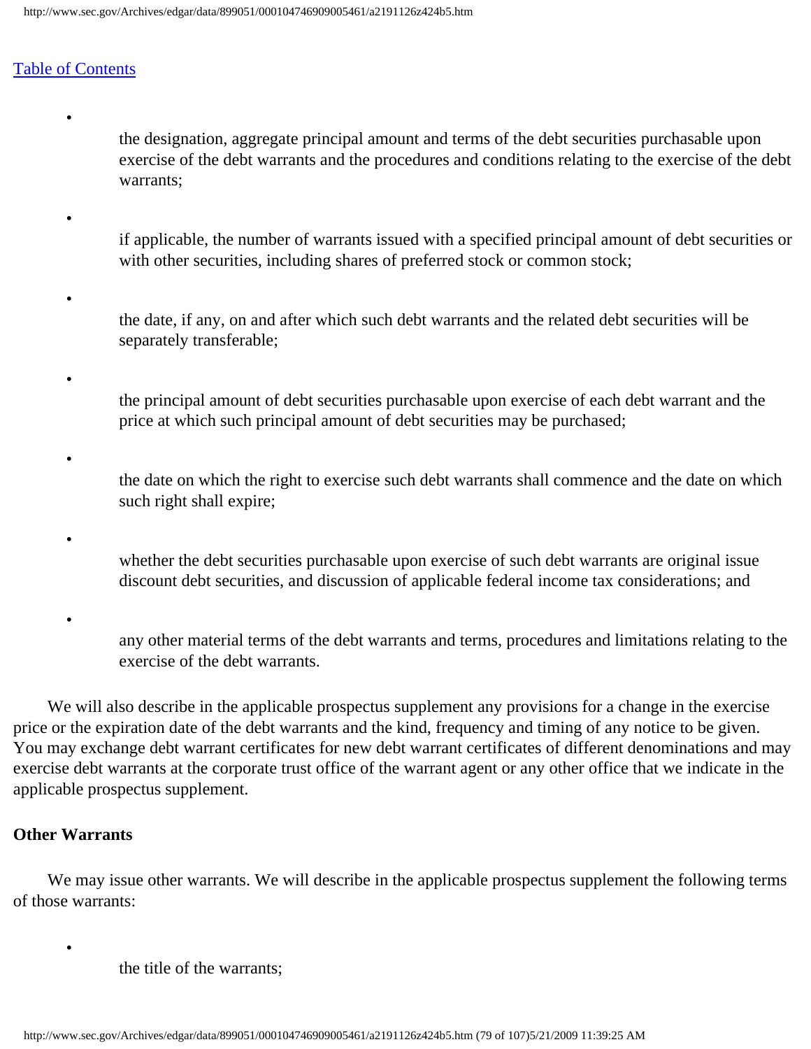- the designation, aggregate principal amount and terms of the debt securities purchasable upon exercise of the debt warrants and the procedures and conditions relating to the exercise of the debt warrants;
- if applicable, the number of warrants issued with a specified principal amount of debt securities or with other securities, including shares of preferred stock or common stock;
- the date, if any, on and after which such debt warrants and the related debt securities will be separately transferable;
- the principal amount of debt securities purchasable upon exercise of each debt warrant and the price at which such principal amount of debt securities may be purchased;
- the date on which the right to exercise such debt warrants shall commence and the date on which such right shall expire;
- whether the debt securities purchasable upon exercise of such debt warrants are original issue discount debt securities, and discussion of applicable federal income tax considerations; and
- any other material terms of the debt warrants and terms, procedures and limitations relating to the exercise of the debt warrants.

We will also describe in the applicable prospectus supplement any provisions for a change in the exercise price or the expiration date of the debt warrants and the kind, frequency and timing of any notice to be given. You may exchange debt warrant certificates for new debt warrant certificates of different denominations and may exercise debt warrants at the corporate trust office of the warrant agent or any other office that we indicate in the applicable prospectus supplement.

**Other Warrants**

We may issue other warrants. We will describe in the applicable prospectus supplement the following terms of those warrants:

- the title of the warrants;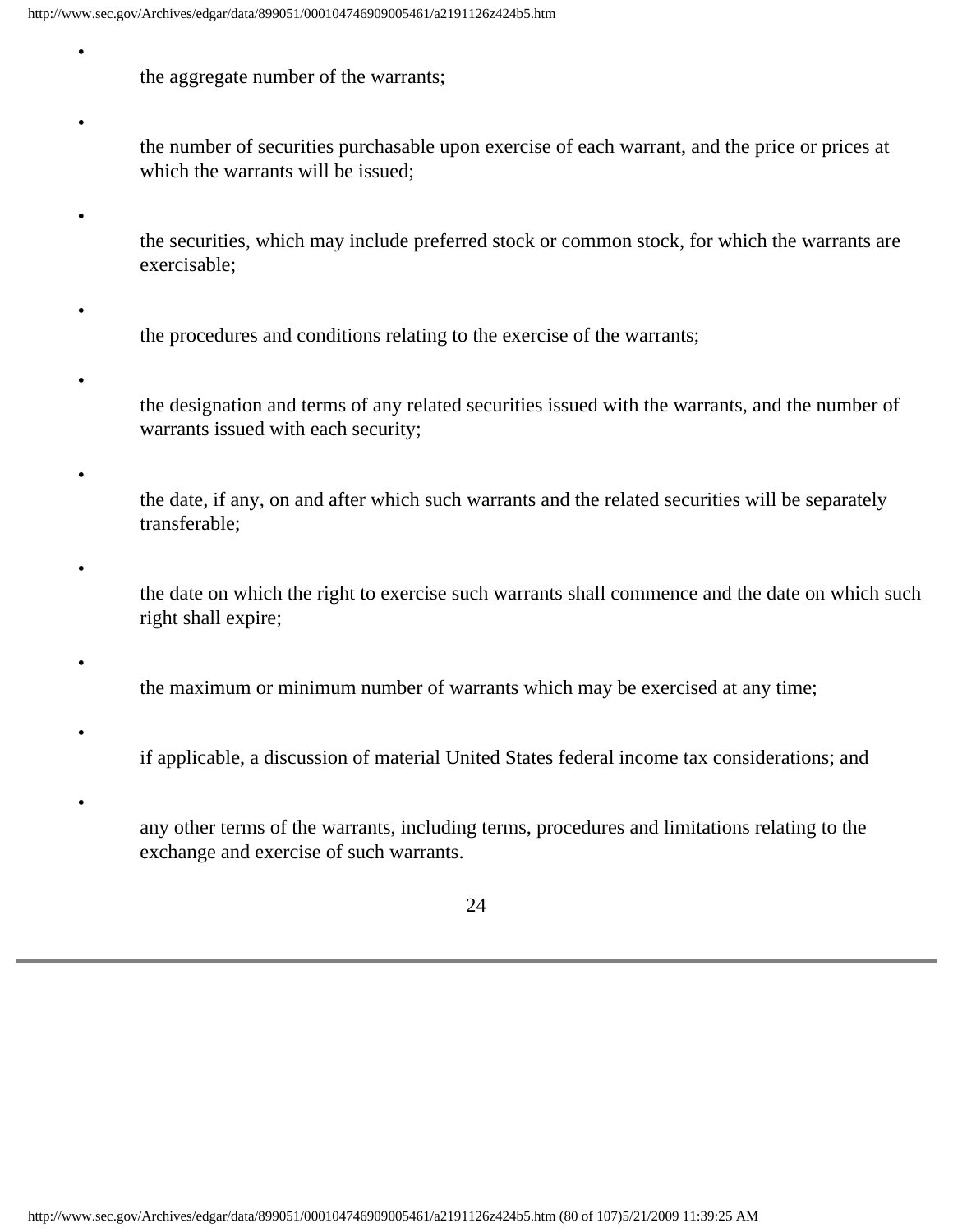- the aggregate number of the warrants;
- the number of securities purchasable upon exercise of each warrant, and the price or prices at which the warrants will be issued;
- the securities, which may include preferred stock or common stock, for which the warrants are exercisable;
- the procedures and conditions relating to the exercise of the warrants;
- the designation and terms of any related securities issued with the warrants, and the number of warrants issued with each security;
- the date, if any, on and after which such warrants and the related securities will be separately transferable;
- the date on which the right to exercise such warrants shall commence and the date on which such right shall expire;
- the maximum or minimum number of warrants which may be exercised at any time;
- if applicable, a discussion of material United States federal income tax considerations; and
- any other terms of the warrants, including terms, procedures and limitations relating to the exchange and exercise of such warrants.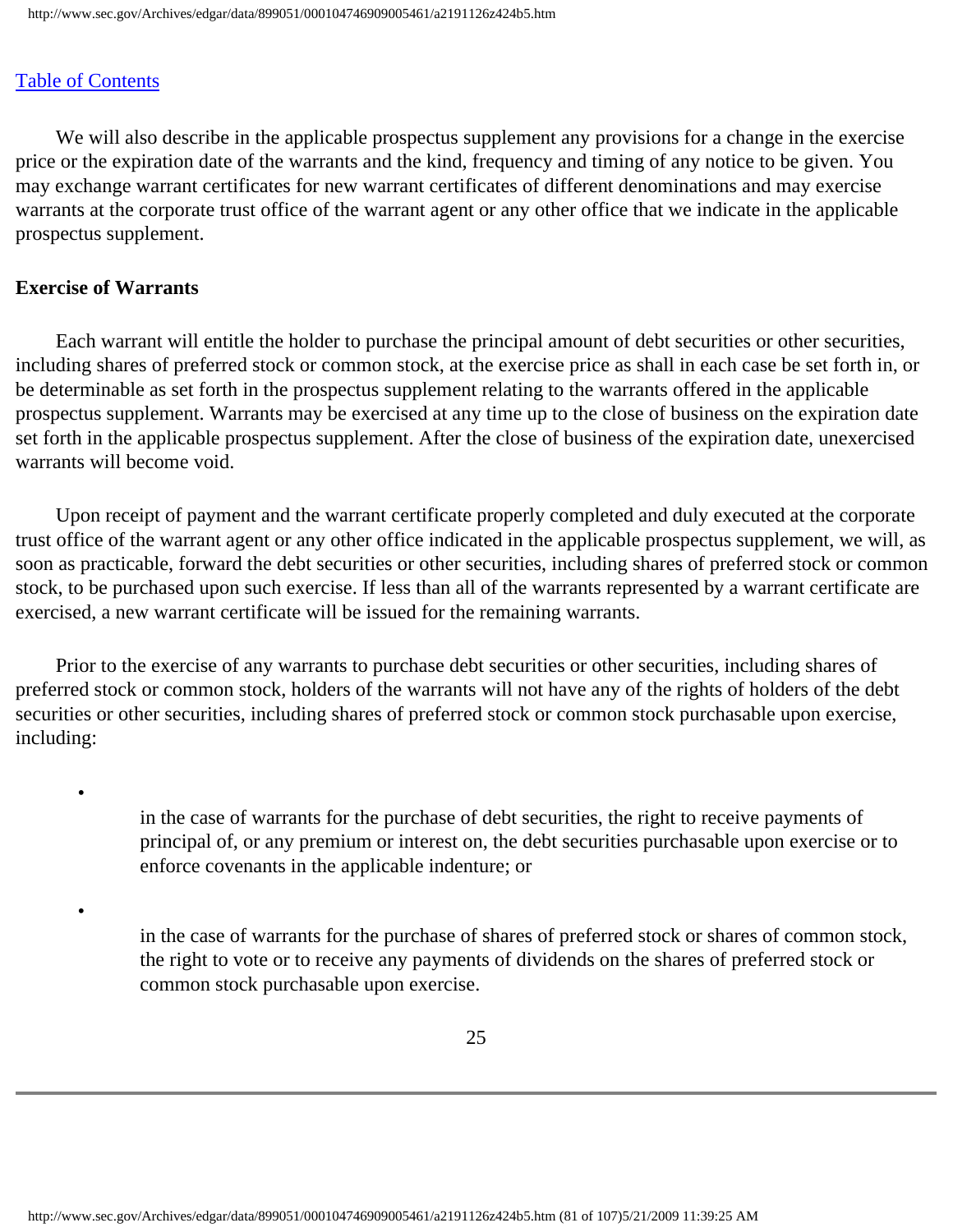Table of Contents

We will also describe in the applicable prospectus supplement any provisions for a change in the exercise price or the expiration date of the warrants and the kind, frequency and timing of any notice to be given. You may exchange warrant certificates for new warrant certificates of different denominations and may exercise warrants at the corporate trust office of the warrant agent or any other office that we indicate in the applicable prospectus supplement.

**Exercise of Warrants**

Each warrant will entitle the holder to purchase the principal amount of debt securities or other securities, including shares of preferred stock or common stock, at the exercise price as shall in each case be set forth in, or be determinable as set forth in the prospectus supplement relating to the warrants offered in the applicable prospectus supplement. Warrants may be exercised at any time up to the close of business on the expiration date set forth in the applicable prospectus supplement. After the close of business of the expiration date, unexercised warrants will become void.

Upon receipt of payment and the warrant certificate properly completed and duly executed at the corporate trust office of the warrant agent or any other office indicated in the applicable prospectus supplement, we will, as soon as practicable, forward the debt securities or other securities, including shares of preferred stock or common stock, to be purchased upon such exercise. If less than all of the warrants represented by a warrant certificate are exercised, a new warrant certificate will be issued for the remaining warrants.

Prior to the exercise of any warrants to purchase debt securities or other securities, including shares of preferred stock or common stock, holders of the warrants will not have any of the rights of holders of the debt securities or other securities, including shares of preferred stock or common stock purchasable upon exercise, including:

- in the case of warrants for the purchase of debt securities, the right to receive payments of principal of, or any premium or interest on, the debt securities purchasable upon exercise or to enforce covenants in the applicable indenture; or

- in the case of warrants for the purchase of shares of preferred stock or shares of common stock, the right to vote or to receive any payments of dividends on the shares of preferred stock or common stock purchasable upon exercise.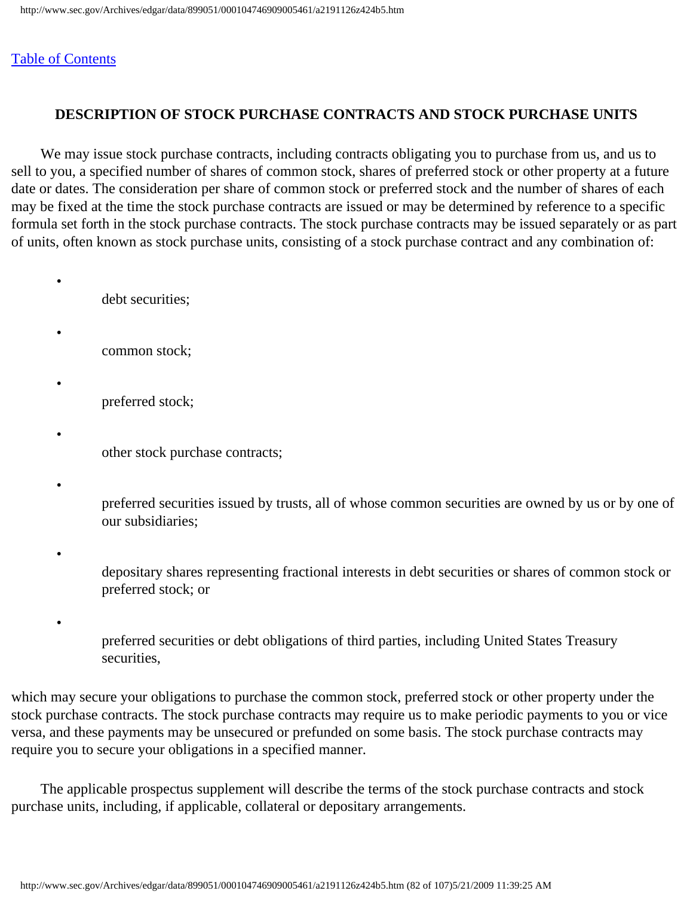[Table of Contents]

## DESCRIPTION OF STOCK PURCHASE CONTRACTS AND STOCK PURCHASE UNITS

We may issue stock purchase contracts, including contracts obligating you to purchase from us, and us to sell to you, a specified number of shares of common stock, shares of preferred stock or other property at a future date or dates. The consideration per share of common stock or preferred stock and the number of shares of each may be fixed at the time the stock purchase contracts are issued or may be determined by reference to a specific formula set forth in the stock purchase contracts. The stock purchase contracts may be issued separately or as part of units, often known as stock purchase units, consisting of a stock purchase contract and any combination of:

- debt securities;
- common stock;
- preferred stock;
- other stock purchase contracts;
- preferred securities issued by trusts, all of whose common securities are owned by us or by one of our subsidiaries;
- depositary shares representing fractional interests in debt securities or shares of common stock or preferred stock; or
- preferred securities or debt obligations of third parties, including United States Treasury securities,

which may secure your obligations to purchase the common stock, preferred stock or other property under the stock purchase contracts. The stock purchase contracts may require us to make periodic payments to you or vice versa, and these payments may be unsecured or prefunded on some basis. The stock purchase contracts may require you to secure your obligations in a specified manner.

The applicable prospectus supplement will describe the terms of the stock purchase contracts and stock purchase units, including, if applicable, collateral or depositary arrangements.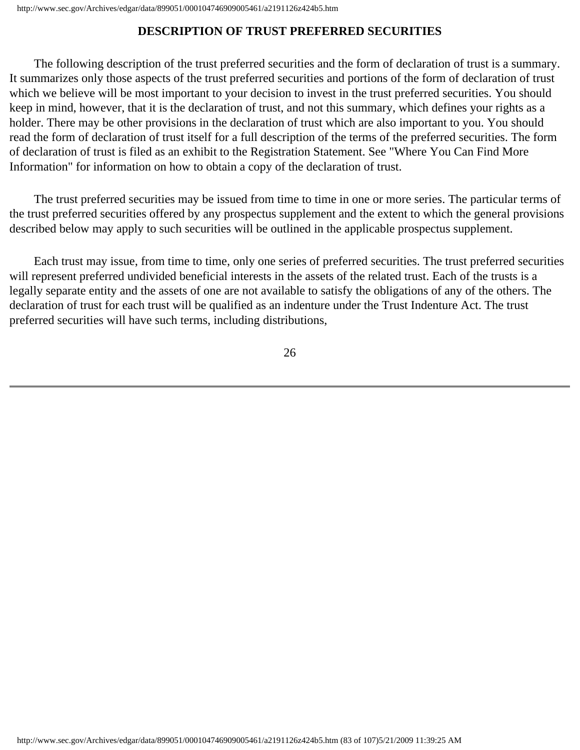## DESCRIPTION OF TRUST PREFERRED SECURITIES

The following description of the trust preferred securities and the form of declaration of trust is a summary. It summarizes only those aspects of the trust preferred securities and portions of the form of declaration of trust which we believe will be most important to your decision to invest in the trust preferred securities. You should keep in mind, however, that it is the declaration of trust, and not this summary, which defines your rights as a holder. There may be other provisions in the declaration of trust which are also important to you. You should read the form of declaration of trust itself for a full description of the terms of the preferred securities. The form of declaration of trust is filed as an exhibit to the Registration Statement. See "Where You Can Find More Information" for information on how to obtain a copy of the declaration of trust.

The trust preferred securities may be issued from time to time in one or more series. The particular terms of the trust preferred securities offered by any prospectus supplement and the extent to which the general provisions described below may apply to such securities will be outlined in the applicable prospectus supplement.

Each trust may issue, from time to time, only one series of preferred securities. The trust preferred securities will represent preferred undivided beneficial interests in the assets of the related trust. Each of the trusts is a legally separate entity and the assets of one are not available to satisfy the obligations of any of the others. The declaration of trust for each trust will be qualified as an indenture under the Trust Indenture Act. The trust preferred securities will have such terms, including distributions,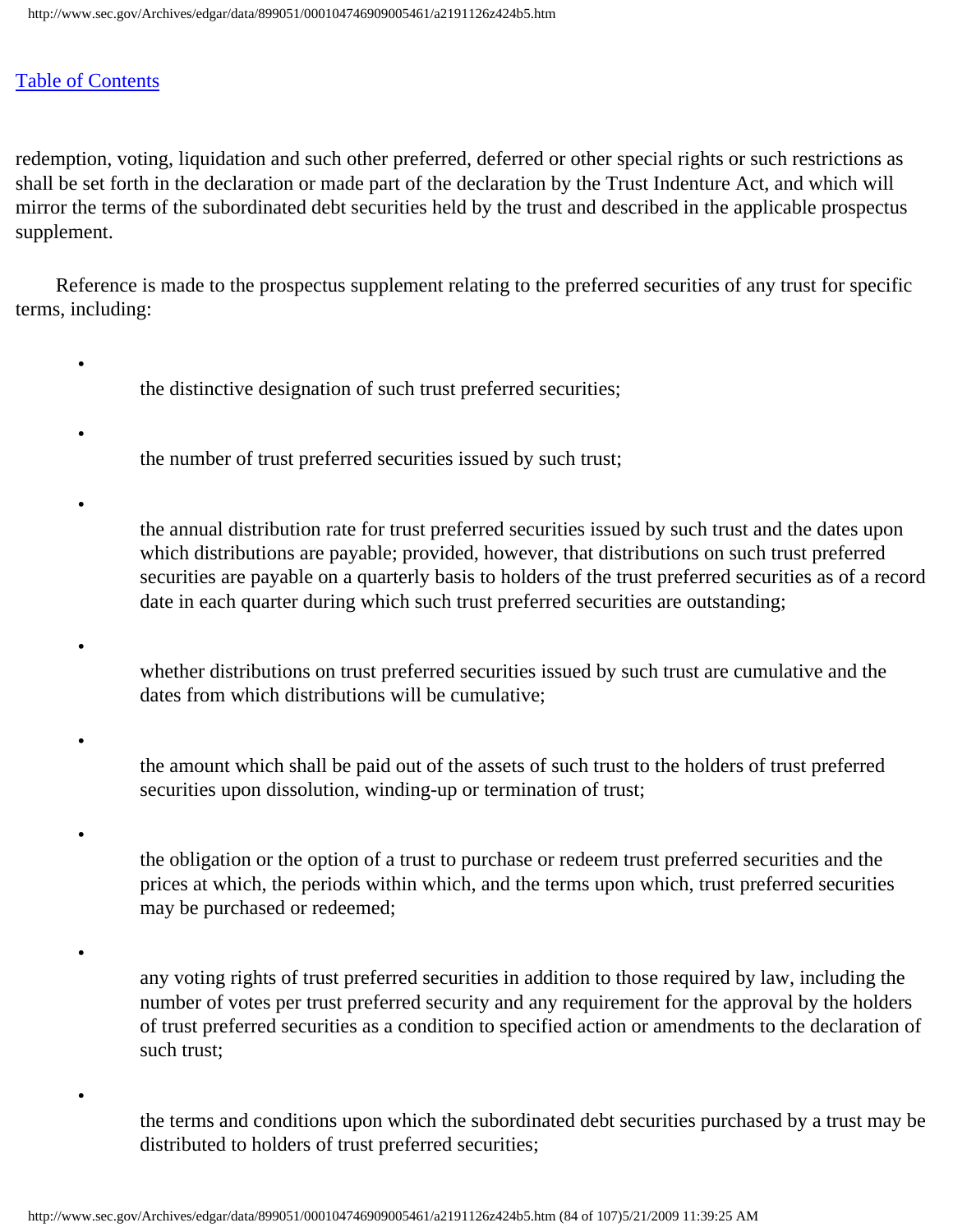redemption, voting, liquidation and such other preferred, deferred or other special rights or such restrictions as shall be set forth in the declaration or made part of the declaration by the Trust Indenture Act, and which will mirror the terms of the subordinated debt securities held by the trust and described in the applicable prospectus supplement.

Reference is made to the prospectus supplement relating to the preferred securities of any trust for specific terms, including:

- the distinctive designation of such trust preferred securities;
- the number of trust preferred securities issued by such trust;
- the annual distribution rate for trust preferred securities issued by such trust and the dates upon which distributions are payable; provided, however, that distributions on such trust preferred securities are payable on a quarterly basis to holders of the trust preferred securities as of a record date in each quarter during which such trust preferred securities are outstanding;
- whether distributions on trust preferred securities issued by such trust are cumulative and the dates from which distributions will be cumulative;
- the amount which shall be paid out of the assets of such trust to the holders of trust preferred securities upon dissolution, winding-up or termination of trust;
- the obligation or the option of a trust to purchase or redeem trust preferred securities and the prices at which, the periods within which, and the terms upon which, trust preferred securities may be purchased or redeemed;
- any voting rights of trust preferred securities in addition to those required by law, including the number of votes per trust preferred security and any requirement for the approval by the holders of trust preferred securities as a condition to specified action or amendments to the declaration of such trust;
- the terms and conditions upon which the subordinated debt securities purchased by a trust may be distributed to holders of trust preferred securities;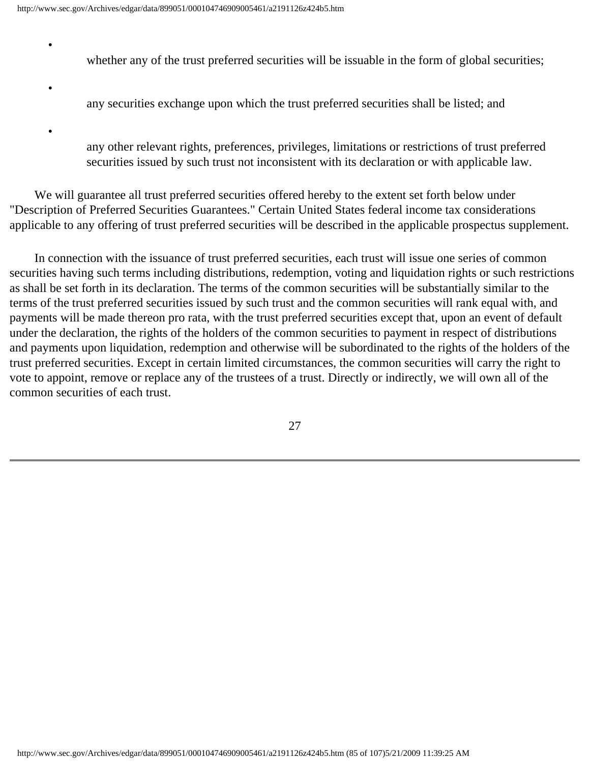- whether any of the trust preferred securities will be issuable in the form of global securities;
- any securities exchange upon which the trust preferred securities shall be listed; and
- any other relevant rights, preferences, privileges, limitations or restrictions of trust preferred securities issued by such trust not inconsistent with its declaration or with applicable law.

We will guarantee all trust preferred securities offered hereby to the extent set forth below under "Description of Preferred Securities Guarantees." Certain United States federal income tax considerations applicable to any offering of trust preferred securities will be described in the applicable prospectus supplement.

In connection with the issuance of trust preferred securities, each trust will issue one series of common securities having such terms including distributions, redemption, voting and liquidation rights or such restrictions as shall be set forth in its declaration. The terms of the common securities will be substantially similar to the terms of the trust preferred securities issued by such trust and the common securities will rank equal with, and payments will be made thereon pro rata, with the trust preferred securities except that, upon an event of default under the declaration, the rights of the holders of the common securities to payment in respect of distributions and payments upon liquidation, redemption and otherwise will be subordinated to the rights of the holders of the trust preferred securities. Except in certain limited circumstances, the common securities will carry the right to vote to appoint, remove or replace any of the trustees of a trust. Directly or indirectly, we will own all of the common securities of each trust.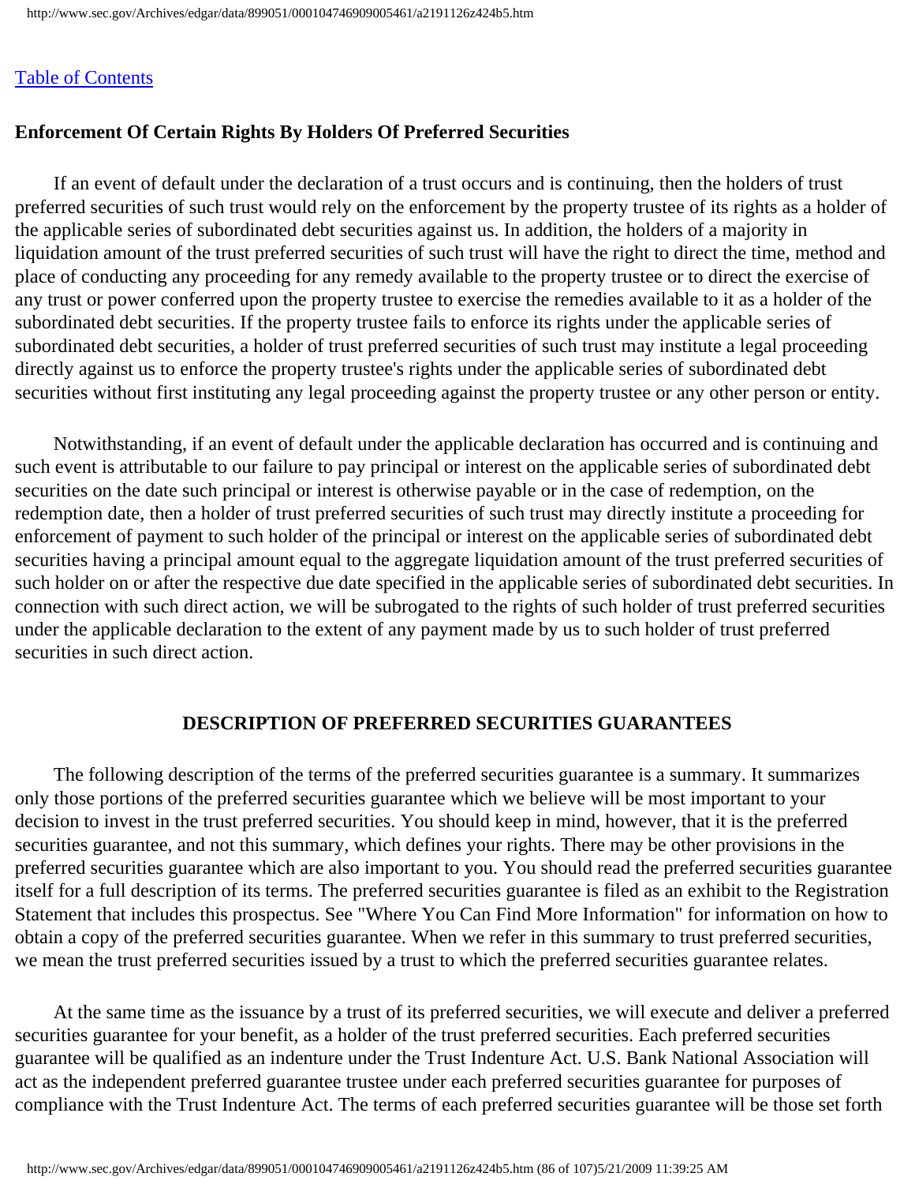[Table of Contents](#)

### Enforcement Of Certain Rights By Holders Of Preferred Securities

If an event of default under the declaration of a trust occurs and is continuing, then the holders of trust preferred securities of such trust would rely on the enforcement by the property trustee of its rights as a holder of the applicable series of subordinated debt securities against us. In addition, the holders of a majority in liquidation amount of the trust preferred securities of such trust will have the right to direct the time, method and place of conducting any proceeding for any remedy available to the property trustee or to direct the exercise of any trust or power conferred upon the property trustee to exercise the remedies available to it as a holder of the subordinated debt securities. If the property trustee fails to enforce its rights under the applicable series of subordinated debt securities, a holder of trust preferred securities of such trust may institute a legal proceeding directly against us to enforce the property trustee's rights under the applicable series of subordinated debt securities without first instituting any legal proceeding against the property trustee or any other person or entity.

Notwithstanding, if an event of default under the applicable declaration has occurred and is continuing and such event is attributable to our failure to pay principal or interest on the applicable series of subordinated debt securities on the date such principal or interest is otherwise payable or in the case of redemption, on the redemption date, then a holder of trust preferred securities of such trust may directly institute a proceeding for enforcement of payment to such holder of the principal or interest on the applicable series of subordinated debt securities having a principal amount equal to the aggregate liquidation amount of the trust preferred securities of such holder on or after the respective due date specified in the applicable series of subordinated debt securities. In connection with such direct action, we will be subrogated to the rights of such holder of trust preferred securities under the applicable declaration to the extent of any payment made by us to such holder of trust preferred securities in such direct action.

## DESCRIPTION OF PREFERRED SECURITIES GUARANTEES

The following description of the terms of the preferred securities guarantee is a summary. It summarizes only those portions of the preferred securities guarantee which we believe will be most important to your decision to invest in the trust preferred securities. You should keep in mind, however, that it is the preferred securities guarantee, and not this summary, which defines your rights. There may be other provisions in the preferred securities guarantee which are also important to you. You should read the preferred securities guarantee itself for a full description of its terms. The preferred securities guarantee is filed as an exhibit to the Registration Statement that includes this prospectus. See "Where You Can Find More Information" for information on how to obtain a copy of the preferred securities guarantee. When we refer in this summary to trust preferred securities, we mean the trust preferred securities issued by a trust to which the preferred securities guarantee relates.

At the same time as the issuance by a trust of its preferred securities, we will execute and deliver a preferred securities guarantee for your benefit, as a holder of the trust preferred securities. Each preferred securities guarantee will be qualified as an indenture under the Trust Indenture Act. U.S. Bank National Association will act as the independent preferred guarantee trustee under each preferred securities guarantee for purposes of compliance with the Trust Indenture Act. The terms of each preferred securities guarantee will be those set forth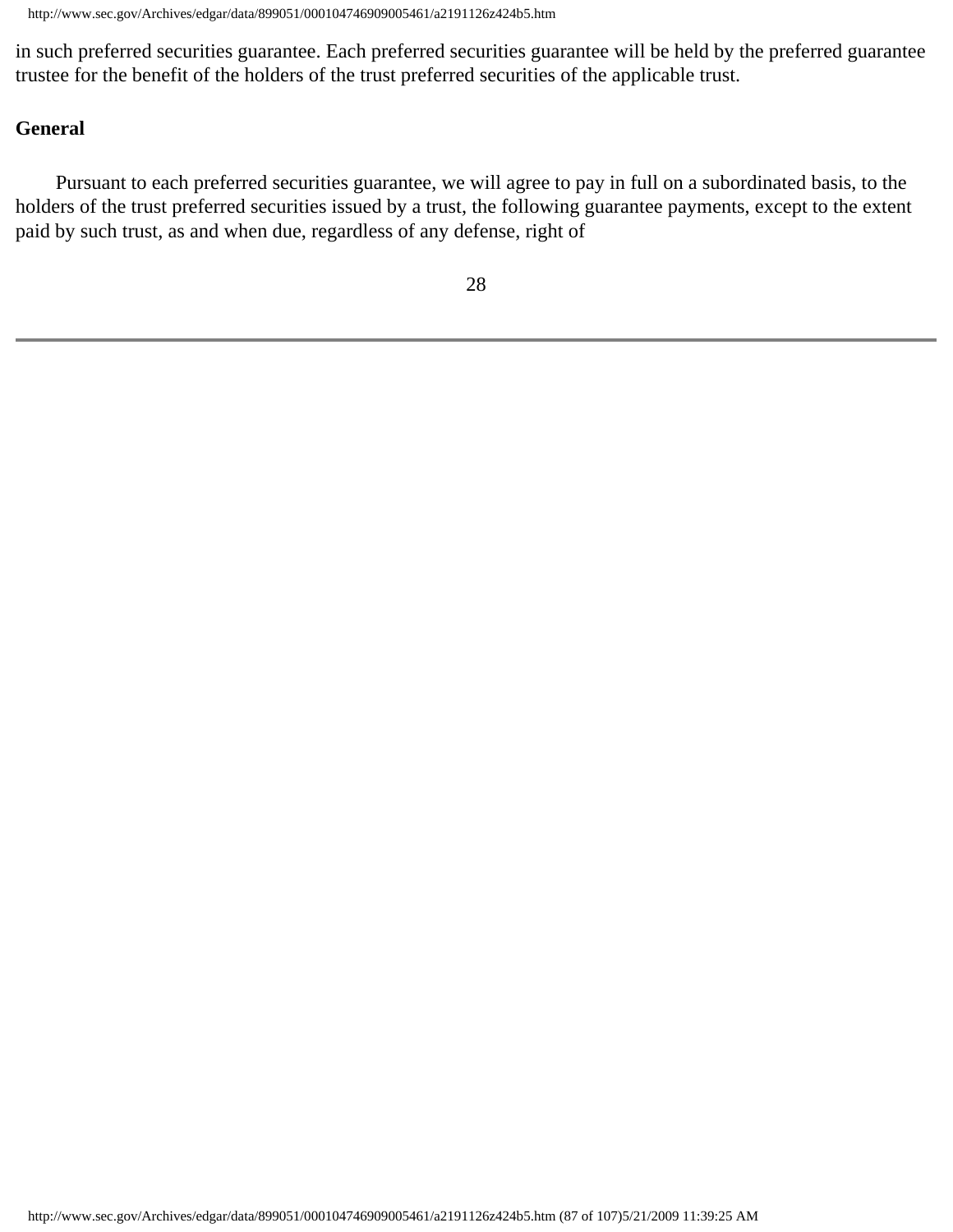in such preferred securities guarantee. Each preferred securities guarantee will be held by the preferred guarantee trustee for the benefit of the holders of the trust preferred securities of the applicable trust.

**General**

Pursuant to each preferred securities guarantee, we will agree to pay in full on a subordinated basis, to the holders of the trust preferred securities issued by a trust, the following guarantee payments, except to the extent paid by such trust, as and when due, regardless of any defense, right of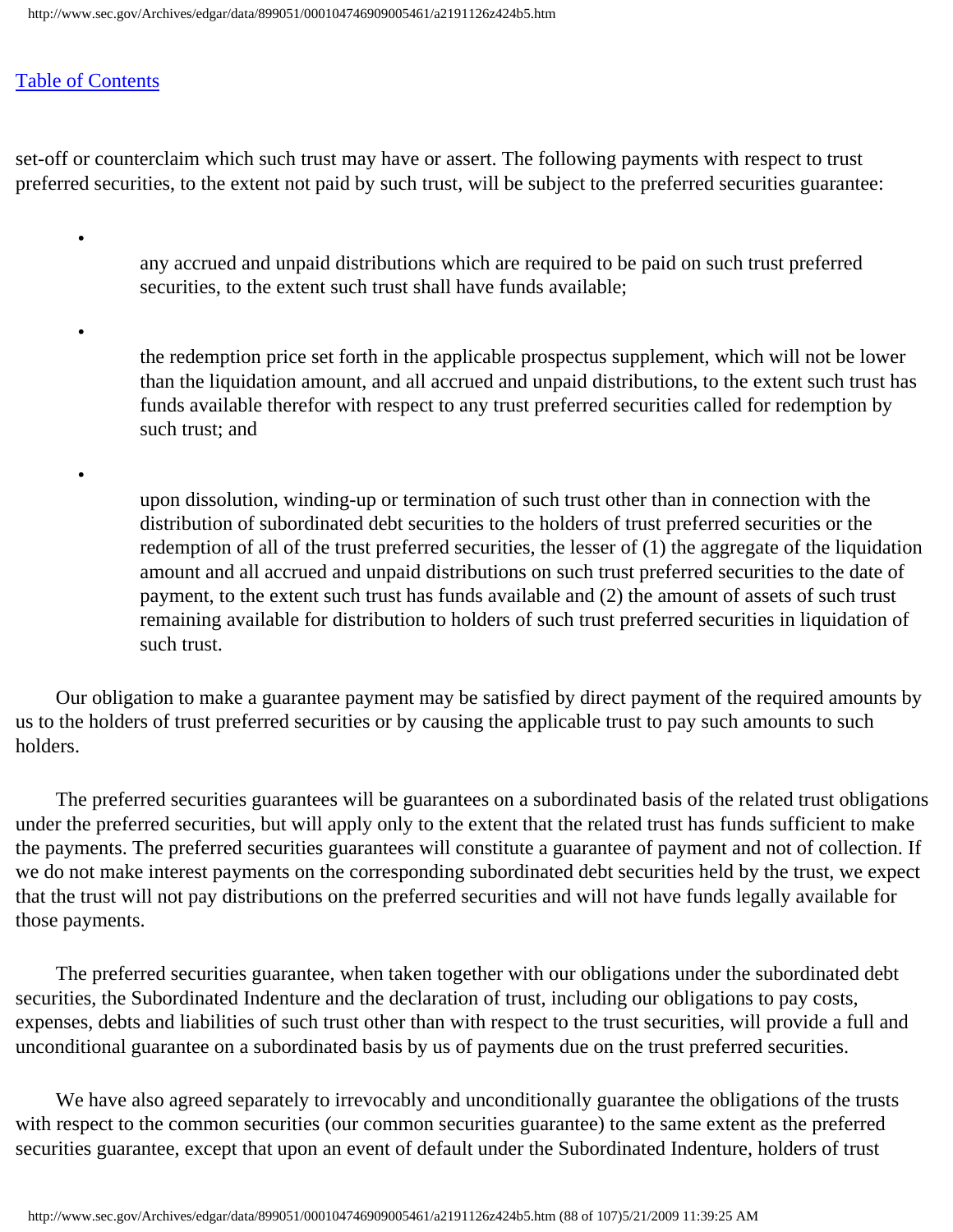set-off or counterclaim which such trust may have or assert. The following payments with respect to trust preferred securities, to the extent not paid by such trust, will be subject to the preferred securities guarantee:

- any accrued and unpaid distributions which are required to be paid on such trust preferred securities, to the extent such trust shall have funds available;
- the redemption price set forth in the applicable prospectus supplement, which will not be lower than the liquidation amount, and all accrued and unpaid distributions, to the extent such trust has funds available therefor with respect to any trust preferred securities called for redemption by such trust; and
- upon dissolution, winding-up or termination of such trust other than in connection with the distribution of subordinated debt securities to the holders of trust preferred securities or the redemption of all of the trust preferred securities, the lesser of (1) the aggregate of the liquidation amount and all accrued and unpaid distributions on such trust preferred securities to the date of payment, to the extent such trust has funds available and (2) the amount of assets of such trust remaining available for distribution to holders of such trust preferred securities in liquidation of such trust.

Our obligation to make a guarantee payment may be satisfied by direct payment of the required amounts by us to the holders of trust preferred securities or by causing the applicable trust to pay such amounts to such holders.

The preferred securities guarantees will be guarantees on a subordinated basis of the related trust obligations under the preferred securities, but will apply only to the extent that the related trust has funds sufficient to make the payments. The preferred securities guarantees will constitute a guarantee of payment and not of collection. If we do not make interest payments on the corresponding subordinated debt securities held by the trust, we expect that the trust will not pay distributions on the preferred securities and will not have funds legally available for those payments.

The preferred securities guarantee, when taken together with our obligations under the subordinated debt securities, the Subordinated Indenture and the declaration of trust, including our obligations to pay costs, expenses, debts and liabilities of such trust other than with respect to the trust securities, will provide a full and unconditional guarantee on a subordinated basis by us of payments due on the trust preferred securities.

We have also agreed separately to irrevocably and unconditionally guarantee the obligations of the trusts with respect to the common securities (our common securities guarantee) to the same extent as the preferred securities guarantee, except that upon an event of default under the Subordinated Indenture, holders of trust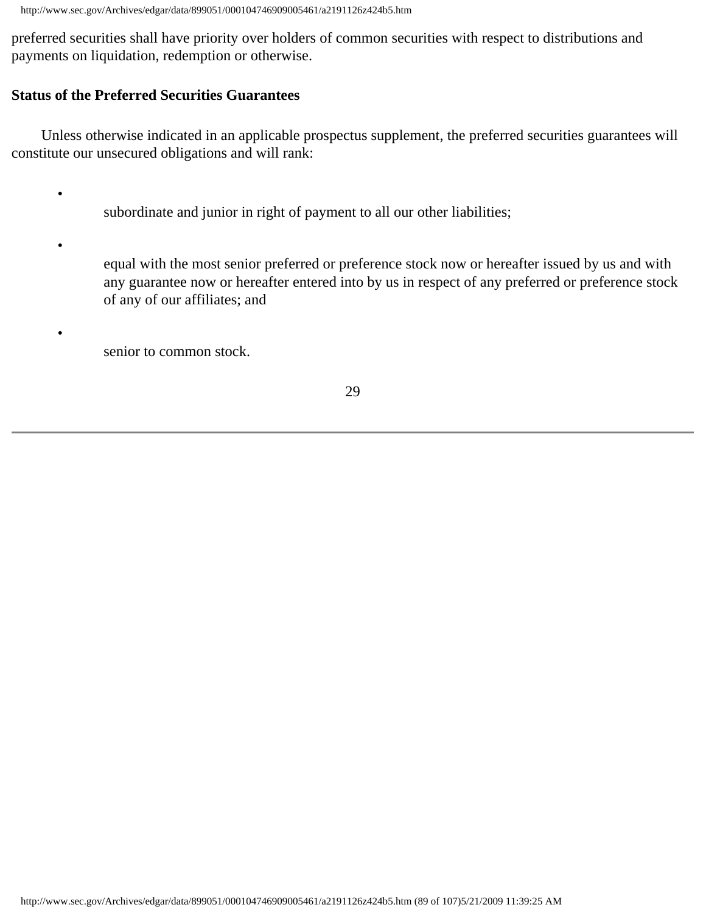preferred securities shall have priority over holders of common securities with respect to distributions and payments on liquidation, redemption or otherwise.

**Status of the Preferred Securities Guarantees**

Unless otherwise indicated in an applicable prospectus supplement, the preferred securities guarantees will constitute our unsecured obligations and will rank:

- subordinate and junior in right of payment to all our other liabilities;
- equal with the most senior preferred or preference stock now or hereafter issued by us and with any guarantee now or hereafter entered into by us in respect of any preferred or preference stock of any of our affiliates; and
- senior to common stock.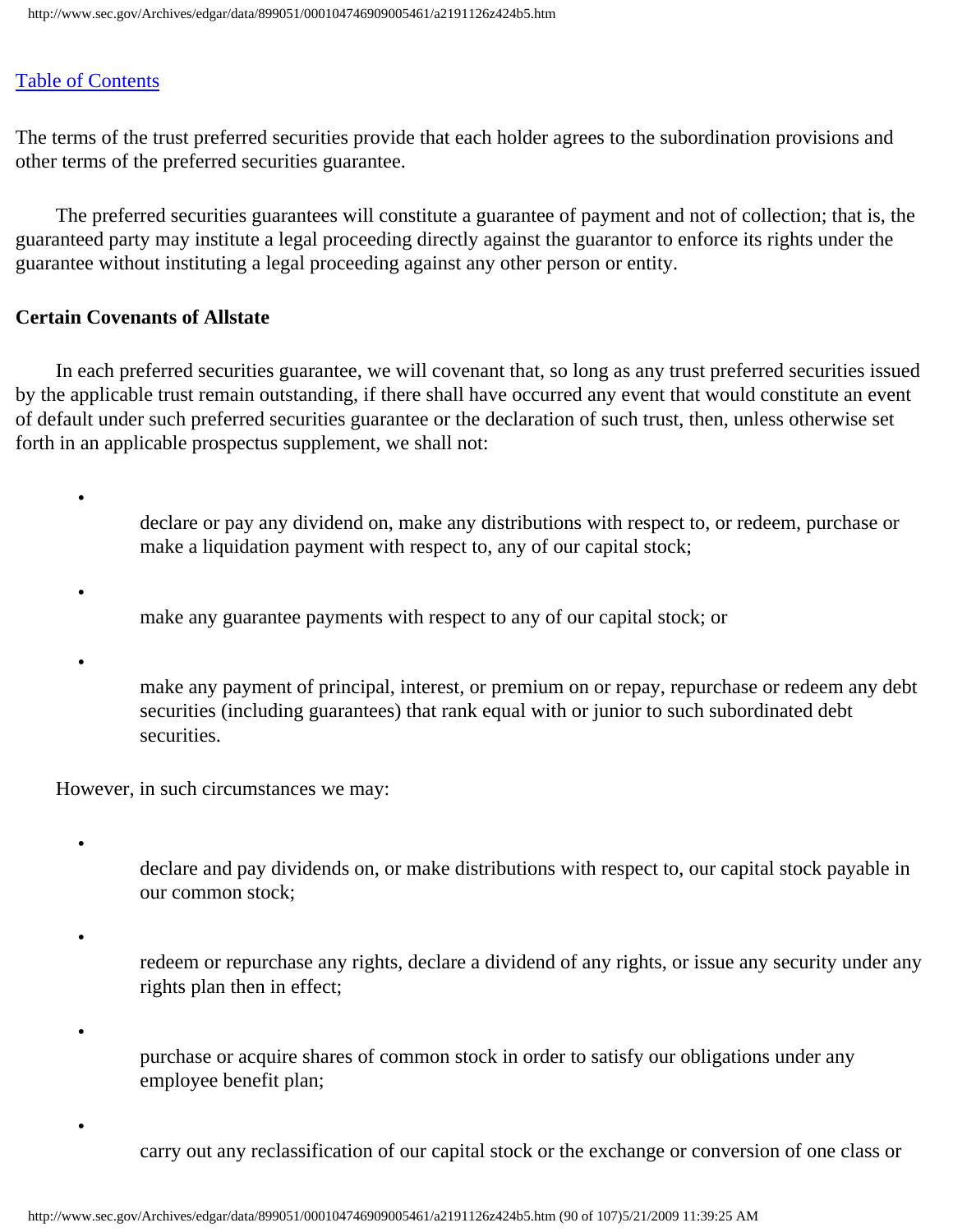The terms of the trust preferred securities provide that each holder agrees to the subordination provisions and other terms of the preferred securities guarantee.

The preferred securities guarantees will constitute a guarantee of payment and not of collection; that is, the guaranteed party may institute a legal proceeding directly against the guarantor to enforce its rights under the guarantee without instituting a legal proceeding against any other person or entity.

**Certain Covenants of Allstate**

In each preferred securities guarantee, we will covenant that, so long as any trust preferred securities issued by the applicable trust remain outstanding, if there shall have occurred any event that would constitute an event of default under such preferred securities guarantee or the declaration of such trust, then, unless otherwise set forth in an applicable prospectus supplement, we shall not:

- declare or pay any dividend on, make any distributions with respect to, or redeem, purchase or make a liquidation payment with respect to, any of our capital stock;
- make any guarantee payments with respect to any of our capital stock; or
- make any payment of principal, interest, or premium on or repay, repurchase or redeem any debt securities (including guarantees) that rank equal with or junior to such subordinated debt securities.

However, in such circumstances we may:

- declare and pay dividends on, or make distributions with respect to, our capital stock payable in our common stock;
- redeem or repurchase any rights, declare a dividend of any rights, or issue any security under any rights plan then in effect;
- purchase or acquire shares of common stock in order to satisfy our obligations under any employee benefit plan;
- carry out any reclassification of our capital stock or the exchange or conversion of one class or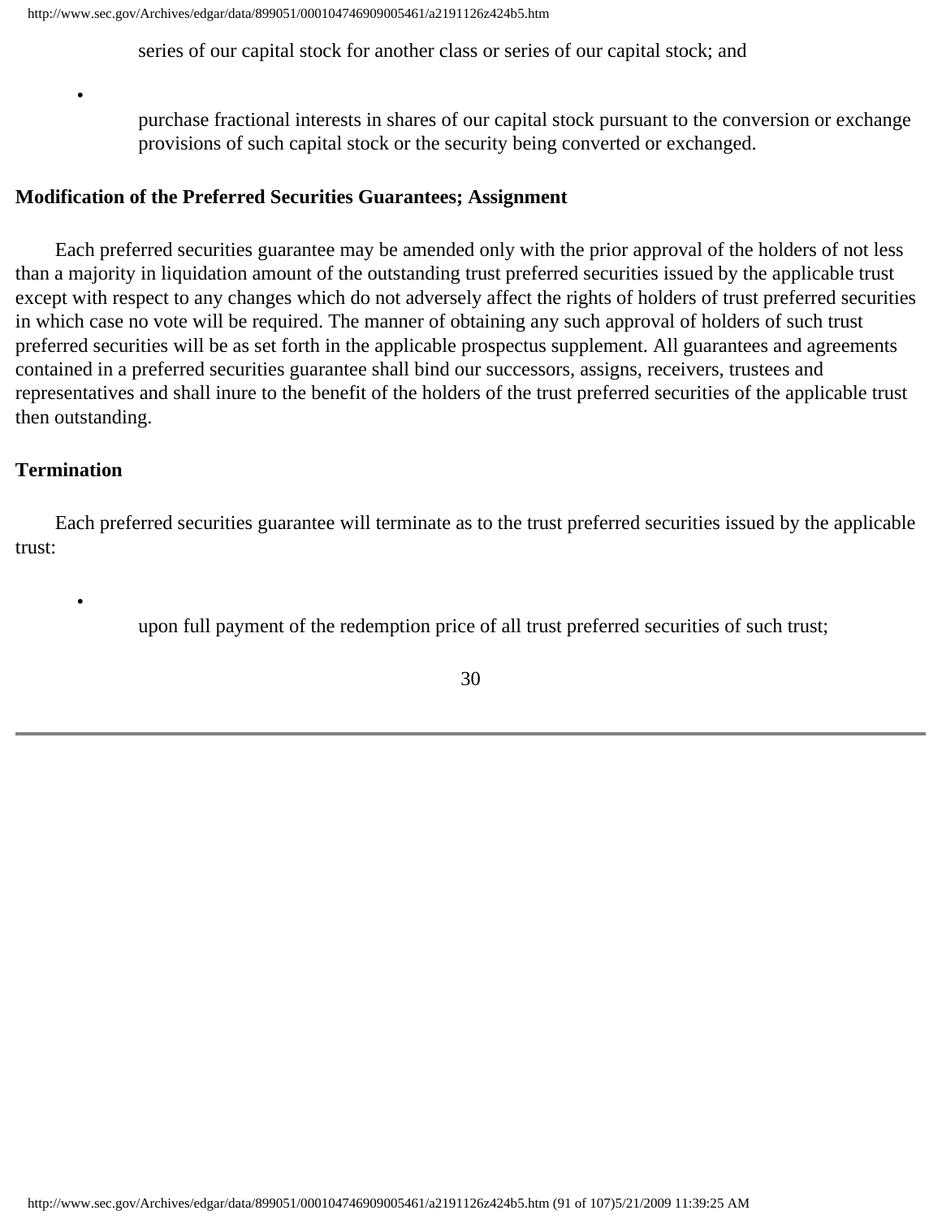series of our capital stock for another class or series of our capital stock; and

- purchase fractional interests in shares of our capital stock pursuant to the conversion or exchange provisions of such capital stock or the security being converted or exchanged.

**Modification of the Preferred Securities Guarantees; Assignment**

Each preferred securities guarantee may be amended only with the prior approval of the holders of not less than a majority in liquidation amount of the outstanding trust preferred securities issued by the applicable trust except with respect to any changes which do not adversely affect the rights of holders of trust preferred securities in which case no vote will be required. The manner of obtaining any such approval of holders of such trust preferred securities will be as set forth in the applicable prospectus supplement. All guarantees and agreements contained in a preferred securities guarantee shall bind our successors, assigns, receivers, trustees and representatives and shall inure to the benefit of the holders of the trust preferred securities of the applicable trust then outstanding.

**Termination**

Each preferred securities guarantee will terminate as to the trust preferred securities issued by the applicable trust:

- upon full payment of the redemption price of all trust preferred securities of such trust;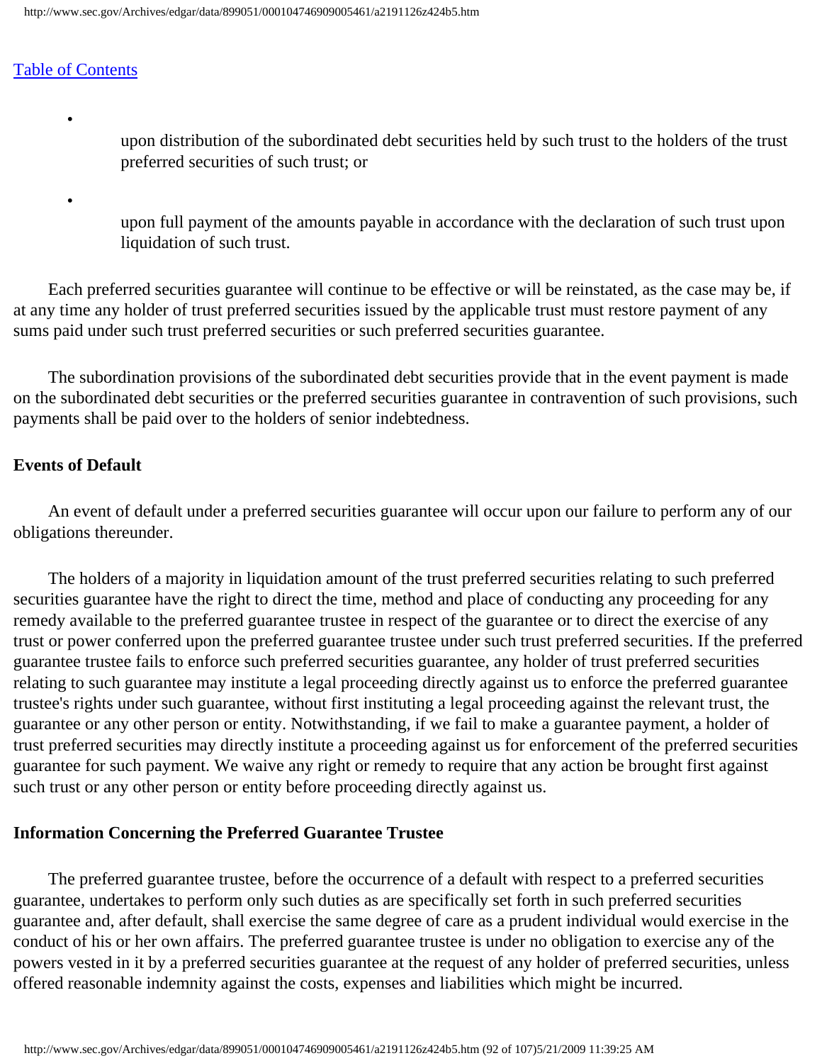- upon distribution of the subordinated debt securities held by such trust to the holders of the trust preferred securities of such trust; or
- upon full payment of the amounts payable in accordance with the declaration of such trust upon liquidation of such trust.

Each preferred securities guarantee will continue to be effective or will be reinstated, as the case may be, if at any time any holder of trust preferred securities issued by the applicable trust must restore payment of any sums paid under such trust preferred securities or such preferred securities guarantee.

The subordination provisions of the subordinated debt securities provide that in the event payment is made on the subordinated debt securities or the preferred securities guarantee in contravention of such provisions, such payments shall be paid over to the holders of senior indebtedness.

**Events of Default**

An event of default under a preferred securities guarantee will occur upon our failure to perform any of our obligations thereunder.

The holders of a majority in liquidation amount of the trust preferred securities relating to such preferred securities guarantee have the right to direct the time, method and place of conducting any proceeding for any remedy available to the preferred guarantee trustee in respect of the guarantee or to direct the exercise of any trust or power conferred upon the preferred guarantee trustee under such trust preferred securities. If the preferred guarantee trustee fails to enforce such preferred securities guarantee, any holder of trust preferred securities relating to such guarantee may institute a legal proceeding directly against us to enforce the preferred guarantee trustee's rights under such guarantee, without first instituting a legal proceeding against the relevant trust, the guarantee or any other person or entity. Notwithstanding, if we fail to make a guarantee payment, a holder of trust preferred securities may directly institute a proceeding against us for enforcement of the preferred securities guarantee for such payment. We waive any right or remedy to require that any action be brought first against such trust or any other person or entity before proceeding directly against us.

**Information Concerning the Preferred Guarantee Trustee**

The preferred guarantee trustee, before the occurrence of a default with respect to a preferred securities guarantee, undertakes to perform only such duties as are specifically set forth in such preferred securities guarantee and, after default, shall exercise the same degree of care as a prudent individual would exercise in the conduct of his or her own affairs. The preferred guarantee trustee is under no obligation to exercise any of the powers vested in it by a preferred securities guarantee at the request of any holder of preferred securities, unless offered reasonable indemnity against the costs, expenses and liabilities which might be incurred.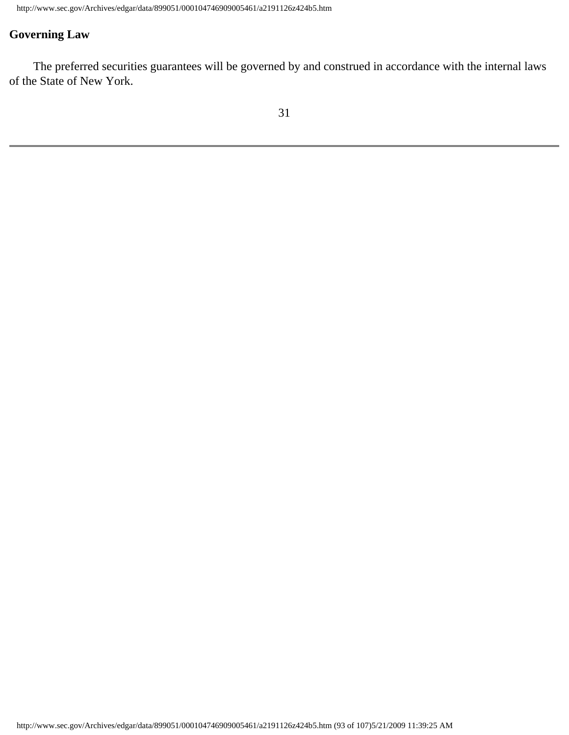**Governing Law**

The preferred securities guarantees will be governed by and construed in accordance with the internal laws of the State of New York.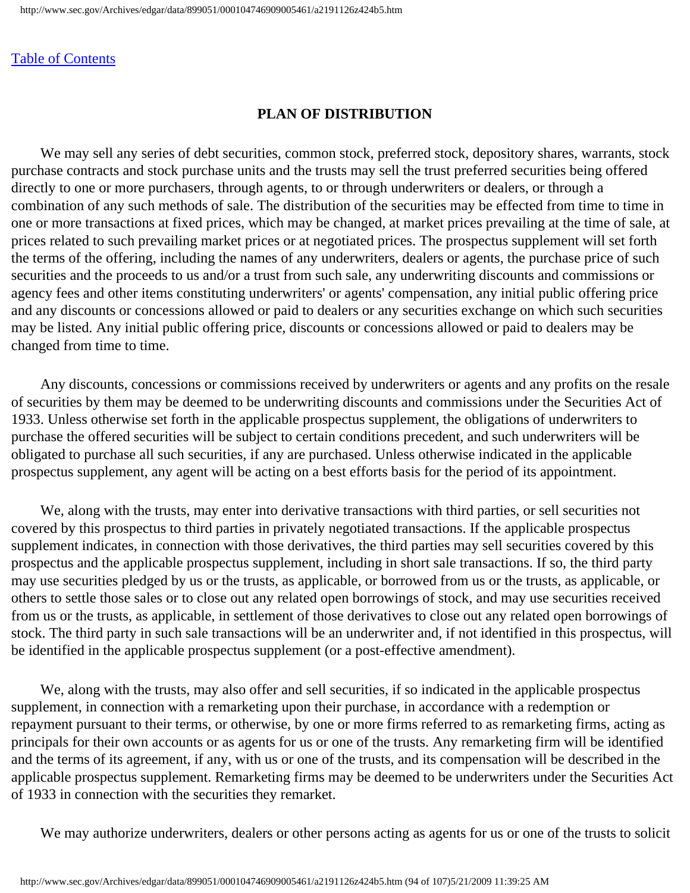[Table of Contents](#)

## PLAN OF DISTRIBUTION

We may sell any series of debt securities, common stock, preferred stock, depository shares, warrants, stock purchase contracts and stock purchase units and the trusts may sell the trust preferred securities being offered directly to one or more purchasers, through agents, to or through underwriters or dealers, or through a combination of any such methods of sale. The distribution of the securities may be effected from time to time in one or more transactions at fixed prices, which may be changed, at market prices prevailing at the time of sale, at prices related to such prevailing market prices or at negotiated prices. The prospectus supplement will set forth the terms of the offering, including the names of any underwriters, dealers or agents, the purchase price of such securities and the proceeds to us and/or a trust from such sale, any underwriting discounts and commissions or agency fees and other items constituting underwriters' or agents' compensation, any initial public offering price and any discounts or concessions allowed or paid to dealers or any securities exchange on which such securities may be listed. Any initial public offering price, discounts or concessions allowed or paid to dealers may be changed from time to time.

Any discounts, concessions or commissions received by underwriters or agents and any profits on the resale of securities by them may be deemed to be underwriting discounts and commissions under the Securities Act of 1933. Unless otherwise set forth in the applicable prospectus supplement, the obligations of underwriters to purchase the offered securities will be subject to certain conditions precedent, and such underwriters will be obligated to purchase all such securities, if any are purchased. Unless otherwise indicated in the applicable prospectus supplement, any agent will be acting on a best efforts basis for the period of its appointment.

We, along with the trusts, may enter into derivative transactions with third parties, or sell securities not covered by this prospectus to third parties in privately negotiated transactions. If the applicable prospectus supplement indicates, in connection with those derivatives, the third parties may sell securities covered by this prospectus and the applicable prospectus supplement, including in short sale transactions. If so, the third party may use securities pledged by us or the trusts, as applicable, or borrowed from us or the trusts, as applicable, or others to settle those sales or to close out any related open borrowings of stock, and may use securities received from us or the trusts, as applicable, in settlement of those derivatives to close out any related open borrowings of stock. The third party in such sale transactions will be an underwriter and, if not identified in this prospectus, will be identified in the applicable prospectus supplement (or a post-effective amendment).

We, along with the trusts, may also offer and sell securities, if so indicated in the applicable prospectus supplement, in connection with a remarketing upon their purchase, in accordance with a redemption or repayment pursuant to their terms, or otherwise, by one or more firms referred to as remarketing firms, acting as principals for their own accounts or as agents for us or one of the trusts. Any remarketing firm will be identified and the terms of its agreement, if any, with us or one of the trusts, and its compensation will be described in the applicable prospectus supplement. Remarketing firms may be deemed to be underwriters under the Securities Act of 1933 in connection with the securities they remarket.

We may authorize underwriters, dealers or other persons acting as agents for us or one of the trusts to solicit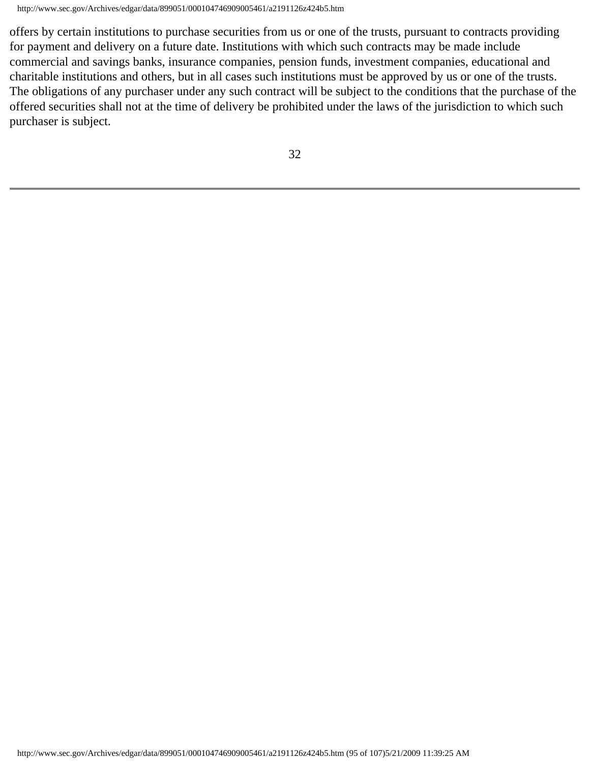offers by certain institutions to purchase securities from us or one of the trusts, pursuant to contracts providing for payment and delivery on a future date. Institutions with which such contracts may be made include commercial and savings banks, insurance companies, pension funds, investment companies, educational and charitable institutions and others, but in all cases such institutions must be approved by us or one of the trusts. The obligations of any purchaser under any such contract will be subject to the conditions that the purchase of the offered securities shall not at the time of delivery be prohibited under the laws of the jurisdiction to which such purchaser is subject.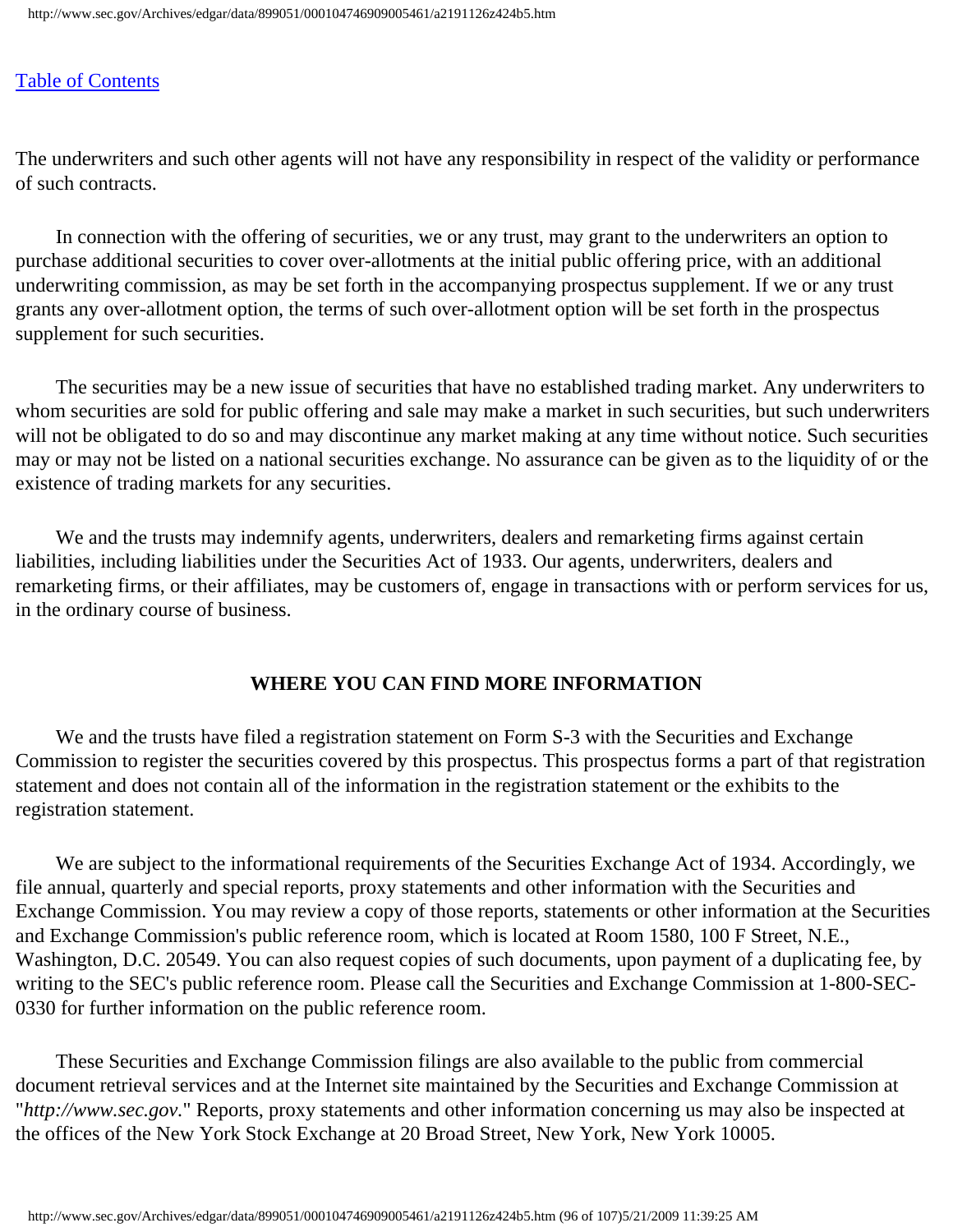The underwriters and such other agents will not have any responsibility in respect of the validity or performance of such contracts.

In connection with the offering of securities, we or any trust, may grant to the underwriters an option to purchase additional securities to cover over-allotments at the initial public offering price, with an additional underwriting commission, as may be set forth in the accompanying prospectus supplement. If we or any trust grants any over-allotment option, the terms of such over-allotment option will be set forth in the prospectus supplement for such securities.

The securities may be a new issue of securities that have no established trading market. Any underwriters to whom securities are sold for public offering and sale may make a market in such securities, but such underwriters will not be obligated to do so and may discontinue any market making at any time without notice. Such securities may or may not be listed on a national securities exchange. No assurance can be given as to the liquidity of or the existence of trading markets for any securities.

We and the trusts may indemnify agents, underwriters, dealers and remarketing firms against certain liabilities, including liabilities under the Securities Act of 1933. Our agents, underwriters, dealers and remarketing firms, or their affiliates, may be customers of, engage in transactions with or perform services for us, in the ordinary course of business.

## WHERE YOU CAN FIND MORE INFORMATION

We and the trusts have filed a registration statement on Form S-3 with the Securities and Exchange Commission to register the securities covered by this prospectus. This prospectus forms a part of that registration statement and does not contain all of the information in the registration statement or the exhibits to the registration statement.

We are subject to the informational requirements of the Securities Exchange Act of 1934. Accordingly, we file annual, quarterly and special reports, proxy statements and other information with the Securities and Exchange Commission. You may review a copy of those reports, statements or other information at the Securities and Exchange Commission's public reference room, which is located at Room 1580, 100 F Street, N.E., Washington, D.C. 20549. You can also request copies of such documents, upon payment of a duplicating fee, by writing to the SEC's public reference room. Please call the Securities and Exchange Commission at 1-800-SEC-0330 for further information on the public reference room.

These Securities and Exchange Commission filings are also available to the public from commercial document retrieval services and at the Internet site maintained by the Securities and Exchange Commission at "*http://www.sec.gov*." Reports, proxy statements and other information concerning us may also be inspected at the offices of the New York Stock Exchange at 20 Broad Street, New York, New York 10005.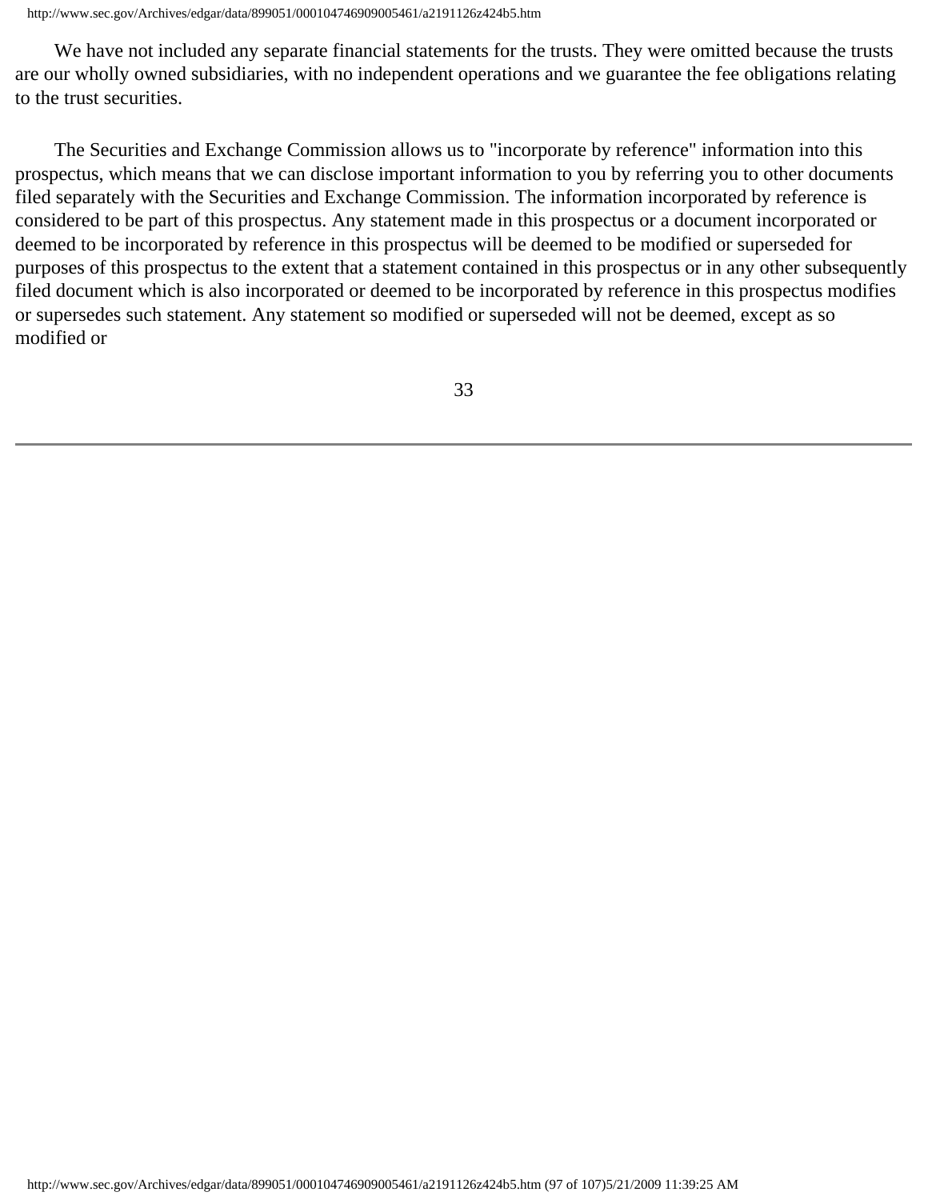We have not included any separate financial statements for the trusts. They were omitted because the trusts are our wholly owned subsidiaries, with no independent operations and we guarantee the fee obligations relating to the trust securities.

The Securities and Exchange Commission allows us to "incorporate by reference" information into this prospectus, which means that we can disclose important information to you by referring you to other documents filed separately with the Securities and Exchange Commission. The information incorporated by reference is considered to be part of this prospectus. Any statement made in this prospectus or a document incorporated or deemed to be incorporated by reference in this prospectus will be deemed to be modified or superseded for purposes of this prospectus to the extent that a statement contained in this prospectus or in any other subsequently filed document which is also incorporated or deemed to be incorporated by reference in this prospectus modifies or supersedes such statement. Any statement so modified or superseded will not be deemed, except as so modified or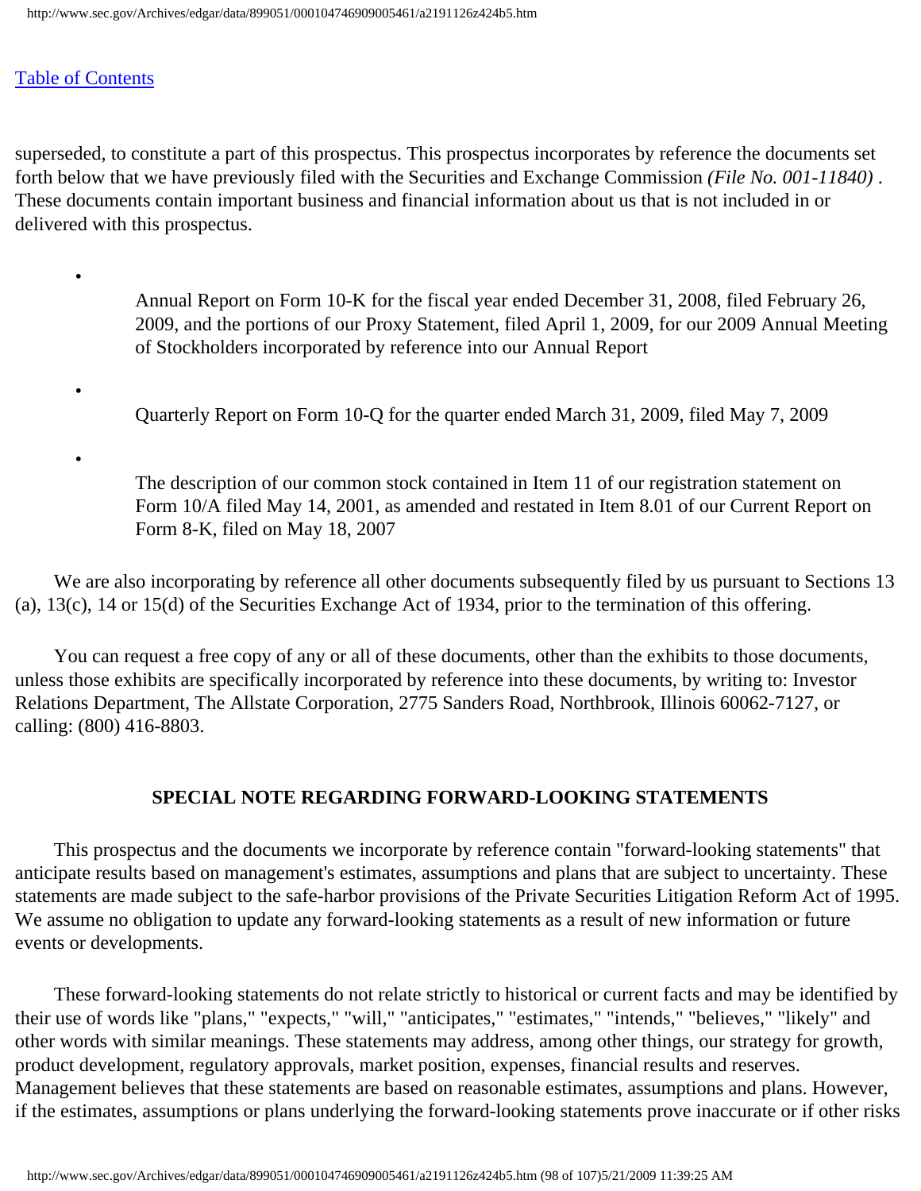[Table of Contents](#)

superseded, to constitute a part of this prospectus. This prospectus incorporates by reference the documents set forth below that we have previously filed with the Securities and Exchange Commission *(File No. 001-11840)* . These documents contain important business and financial information about us that is not included in or delivered with this prospectus.

- Annual Report on Form 10-K for the fiscal year ended December 31, 2008, filed February 26, 2009, and the portions of our Proxy Statement, filed April 1, 2009, for our 2009 Annual Meeting of Stockholders incorporated by reference into our Annual Report
- Quarterly Report on Form 10-Q for the quarter ended March 31, 2009, filed May 7, 2009
- The description of our common stock contained in Item 11 of our registration statement on Form 10/A filed May 14, 2001, as amended and restated in Item 8.01 of our Current Report on Form 8-K, filed on May 18, 2007

We are also incorporating by reference all other documents subsequently filed by us pursuant to Sections 13 (a), 13(c), 14 or 15(d) of the Securities Exchange Act of 1934, prior to the termination of this offering.

You can request a free copy of any or all of these documents, other than the exhibits to those documents, unless those exhibits are specifically incorporated by reference into these documents, by writing to: Investor Relations Department, The Allstate Corporation, 2775 Sanders Road, Northbrook, Illinois 60062-7127, or calling: (800) 416-8803.

## SPECIAL NOTE REGARDING FORWARD-LOOKING STATEMENTS

This prospectus and the documents we incorporate by reference contain "forward-looking statements" that anticipate results based on management's estimates, assumptions and plans that are subject to uncertainty. These statements are made subject to the safe-harbor provisions of the Private Securities Litigation Reform Act of 1995. We assume no obligation to update any forward-looking statements as a result of new information or future events or developments.

These forward-looking statements do not relate strictly to historical or current facts and may be identified by their use of words like "plans," "expects," "will," "anticipates," "estimates," "intends," "believes," "likely" and other words with similar meanings. These statements may address, among other things, our strategy for growth, product development, regulatory approvals, market position, expenses, financial results and reserves. Management believes that these statements are based on reasonable estimates, assumptions and plans. However, if the estimates, assumptions or plans underlying the forward-looking statements prove inaccurate or if other risks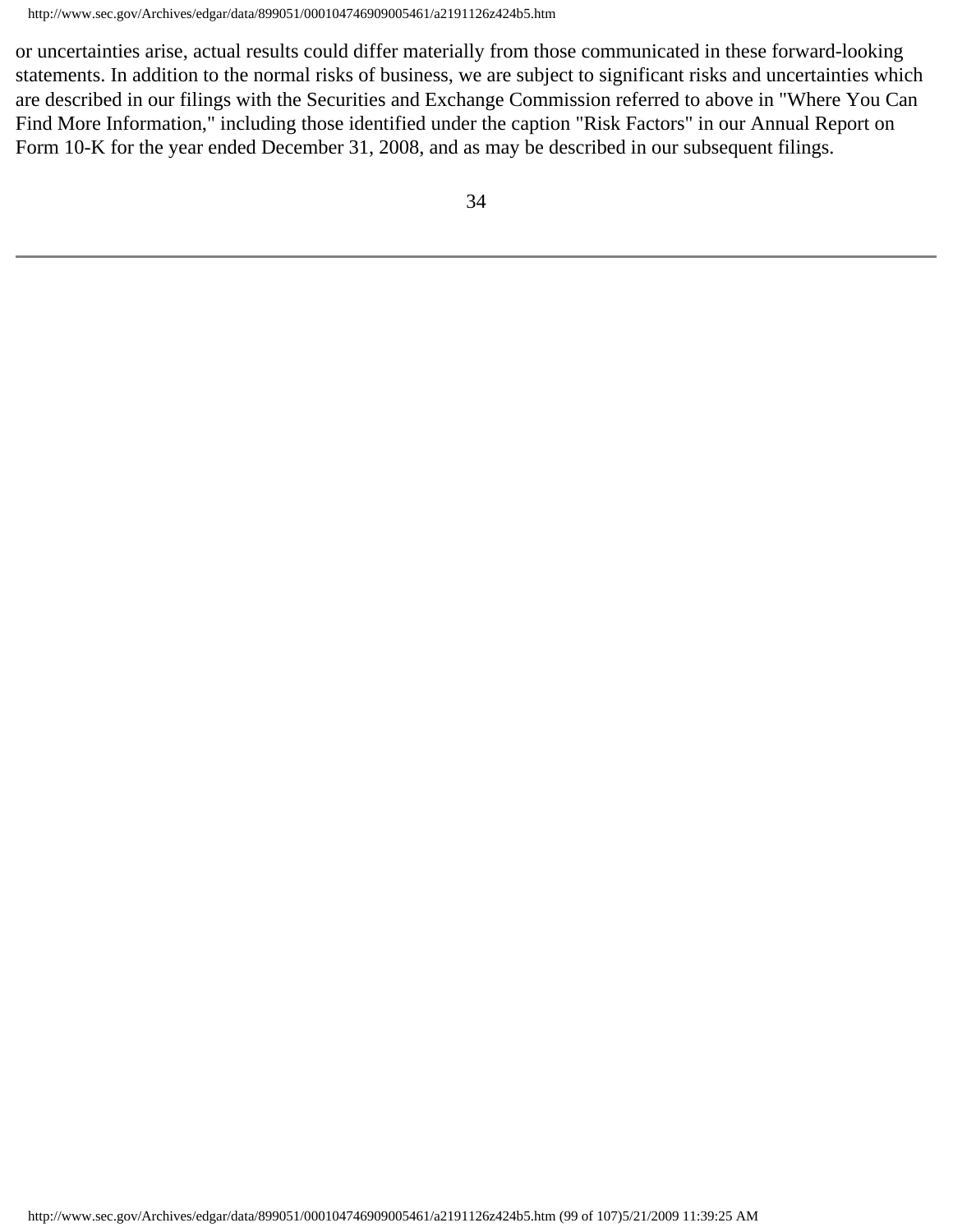or uncertainties arise, actual results could differ materially from those communicated in these forward-looking statements. In addition to the normal risks of business, we are subject to significant risks and uncertainties which are described in our filings with the Securities and Exchange Commission referred to above in "Where You Can Find More Information," including those identified under the caption "Risk Factors" in our Annual Report on Form 10-K for the year ended December 31, 2008, and as may be described in our subsequent filings.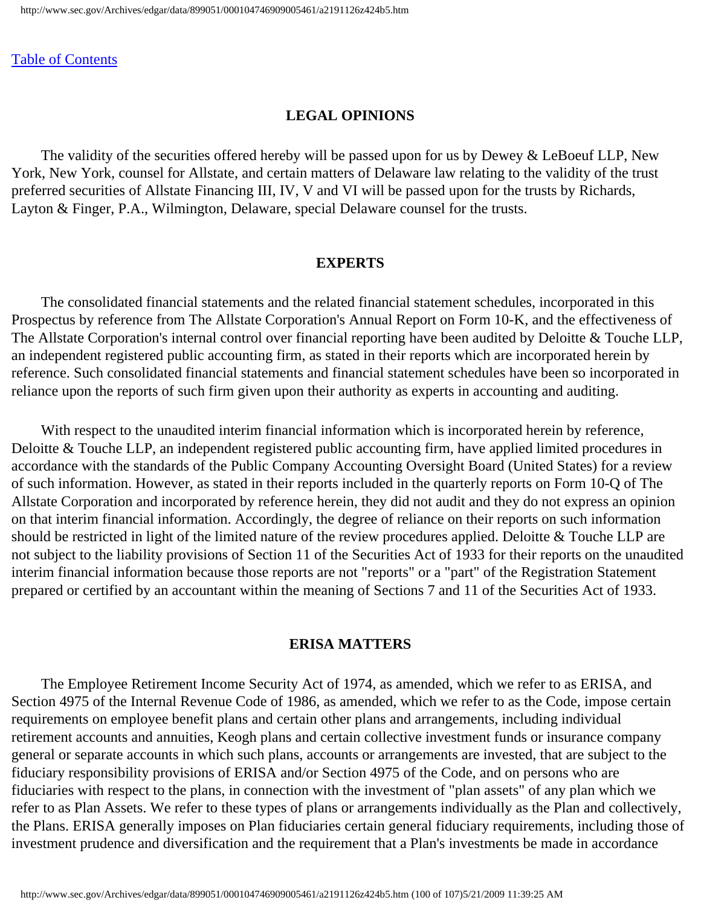[Table of Contents](#)

## LEGAL OPINIONS

The validity of the securities offered hereby will be passed upon for us by Dewey & LeBoeuf LLP, New York, New York, counsel for Allstate, and certain matters of Delaware law relating to the validity of the trust preferred securities of Allstate Financing III, IV, V and VI will be passed upon for the trusts by Richards, Layton & Finger, P.A., Wilmington, Delaware, special Delaware counsel for the trusts.

## EXPERTS

The consolidated financial statements and the related financial statement schedules, incorporated in this Prospectus by reference from The Allstate Corporation's Annual Report on Form 10-K, and the effectiveness of The Allstate Corporation's internal control over financial reporting have been audited by Deloitte & Touche LLP, an independent registered public accounting firm, as stated in their reports which are incorporated herein by reference. Such consolidated financial statements and financial statement schedules have been so incorporated in reliance upon the reports of such firm given upon their authority as experts in accounting and auditing.

With respect to the unaudited interim financial information which is incorporated herein by reference, Deloitte & Touche LLP, an independent registered public accounting firm, have applied limited procedures in accordance with the standards of the Public Company Accounting Oversight Board (United States) for a review of such information. However, as stated in their reports included in the quarterly reports on Form 10-Q of The Allstate Corporation and incorporated by reference herein, they did not audit and they do not express an opinion on that interim financial information. Accordingly, the degree of reliance on their reports on such information should be restricted in light of the limited nature of the review procedures applied. Deloitte & Touche LLP are not subject to the liability provisions of Section 11 of the Securities Act of 1933 for their reports on the unaudited interim financial information because those reports are not "reports" or a "part" of the Registration Statement prepared or certified by an accountant within the meaning of Sections 7 and 11 of the Securities Act of 1933.

## ERISA MATTERS

The Employee Retirement Income Security Act of 1974, as amended, which we refer to as ERISA, and Section 4975 of the Internal Revenue Code of 1986, as amended, which we refer to as the Code, impose certain requirements on employee benefit plans and certain other plans and arrangements, including individual retirement accounts and annuities, Keogh plans and certain collective investment funds or insurance company general or separate accounts in which such plans, accounts or arrangements are invested, that are subject to the fiduciary responsibility provisions of ERISA and/or Section 4975 of the Code, and on persons who are fiduciaries with respect to the plans, in connection with the investment of "plan assets" of any plan which we refer to as Plan Assets. We refer to these types of plans or arrangements individually as the Plan and collectively, the Plans. ERISA generally imposes on Plan fiduciaries certain general fiduciary requirements, including those of investment prudence and diversification and the requirement that a Plan's investments be made in accordance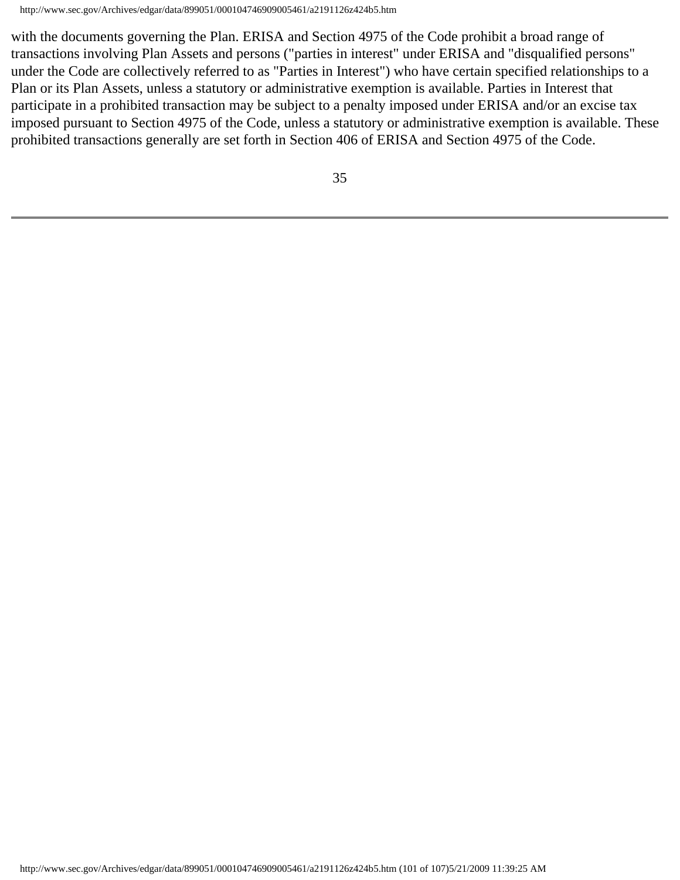with the documents governing the Plan. ERISA and Section 4975 of the Code prohibit a broad range of transactions involving Plan Assets and persons ("parties in interest" under ERISA and "disqualified persons" under the Code are collectively referred to as "Parties in Interest") who have certain specified relationships to a Plan or its Plan Assets, unless a statutory or administrative exemption is available. Parties in Interest that participate in a prohibited transaction may be subject to a penalty imposed under ERISA and/or an excise tax imposed pursuant to Section 4975 of the Code, unless a statutory or administrative exemption is available. These prohibited transactions generally are set forth in Section 406 of ERISA and Section 4975 of the Code.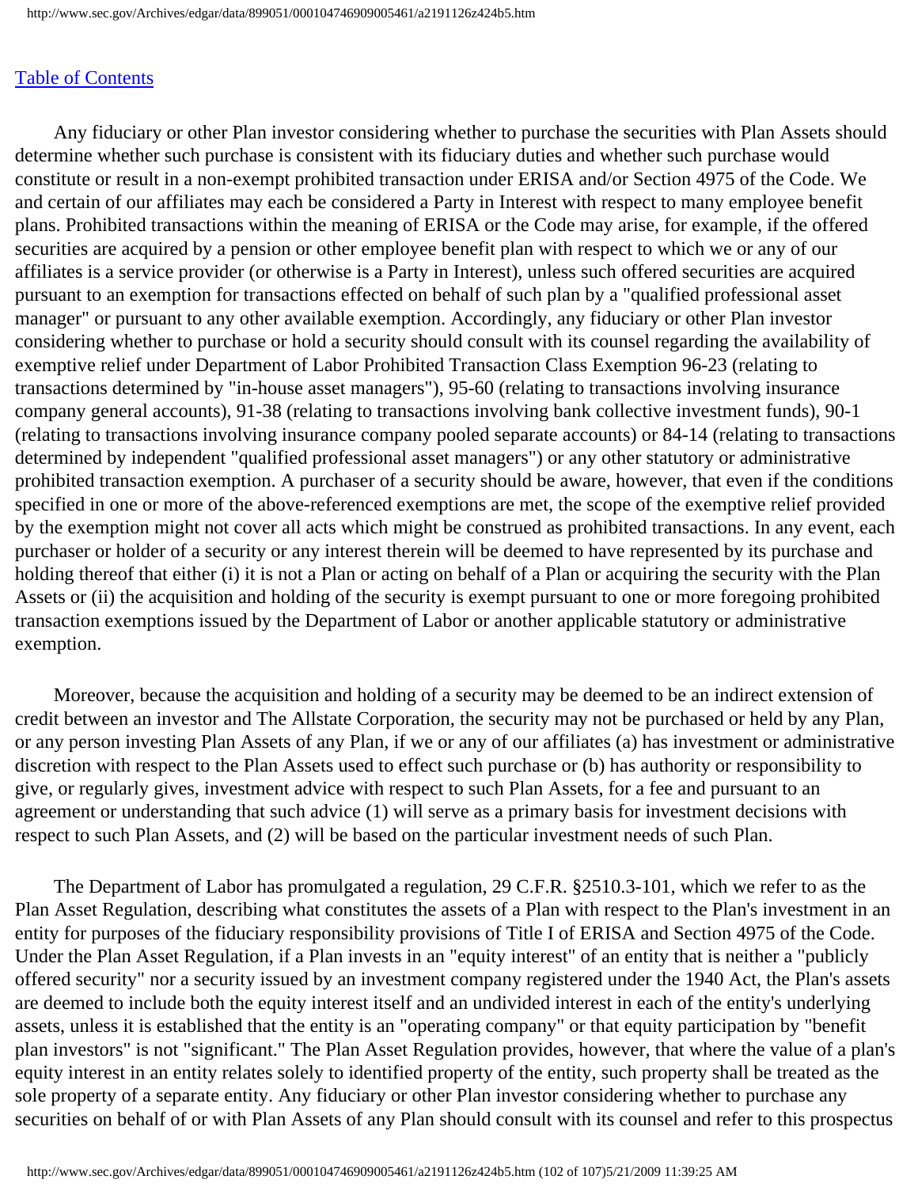[Table of Contents](#)

Any fiduciary or other Plan investor considering whether to purchase the securities with Plan Assets should determine whether such purchase is consistent with its fiduciary duties and whether such purchase would constitute or result in a non-exempt prohibited transaction under ERISA and/or Section 4975 of the Code. We and certain of our affiliates may each be considered a Party in Interest with respect to many employee benefit plans. Prohibited transactions within the meaning of ERISA or the Code may arise, for example, if the offered securities are acquired by a pension or other employee benefit plan with respect to which we or any of our affiliates is a service provider (or otherwise is a Party in Interest), unless such offered securities are acquired pursuant to an exemption for transactions effected on behalf of such plan by a "qualified professional asset manager" or pursuant to any other available exemption. Accordingly, any fiduciary or other Plan investor considering whether to purchase or hold a security should consult with its counsel regarding the availability of exemptive relief under Department of Labor Prohibited Transaction Class Exemption 96-23 (relating to transactions determined by "in-house asset managers"), 95-60 (relating to transactions involving insurance company general accounts), 91-38 (relating to transactions involving bank collective investment funds), 90-1 (relating to transactions involving insurance company pooled separate accounts) or 84-14 (relating to transactions determined by independent "qualified professional asset managers") or any other statutory or administrative prohibited transaction exemption. A purchaser of a security should be aware, however, that even if the conditions specified in one or more of the above-referenced exemptions are met, the scope of the exemptive relief provided by the exemption might not cover all acts which might be construed as prohibited transactions. In any event, each purchaser or holder of a security or any interest therein will be deemed to have represented by its purchase and holding thereof that either (i) it is not a Plan or acting on behalf of a Plan or acquiring the security with the Plan Assets or (ii) the acquisition and holding of the security is exempt pursuant to one or more foregoing prohibited transaction exemptions issued by the Department of Labor or another applicable statutory or administrative exemption.

Moreover, because the acquisition and holding of a security may be deemed to be an indirect extension of credit between an investor and The Allstate Corporation, the security may not be purchased or held by any Plan, or any person investing Plan Assets of any Plan, if we or any of our affiliates (a) has investment or administrative discretion with respect to the Plan Assets used to effect such purchase or (b) has authority or responsibility to give, or regularly gives, investment advice with respect to such Plan Assets, for a fee and pursuant to an agreement or understanding that such advice (1) will serve as a primary basis for investment decisions with respect to such Plan Assets, and (2) will be based on the particular investment needs of such Plan.

The Department of Labor has promulgated a regulation, 29 C.F.R. §2510.3-101, which we refer to as the Plan Asset Regulation, describing what constitutes the assets of a Plan with respect to the Plan's investment in an entity for purposes of the fiduciary responsibility provisions of Title I of ERISA and Section 4975 of the Code. Under the Plan Asset Regulation, if a Plan invests in an "equity interest" of an entity that is neither a "publicly offered security" nor a security issued by an investment company registered under the 1940 Act, the Plan's assets are deemed to include both the equity interest itself and an undivided interest in each of the entity's underlying assets, unless it is established that the entity is an "operating company" or that equity participation by "benefit plan investors" is not "significant." The Plan Asset Regulation provides, however, that where the value of a plan's equity interest in an entity relates solely to identified property of the entity, such property shall be treated as the sole property of a separate entity. Any fiduciary or other Plan investor considering whether to purchase any securities on behalf of or with Plan Assets of any Plan should consult with its counsel and refer to this prospectus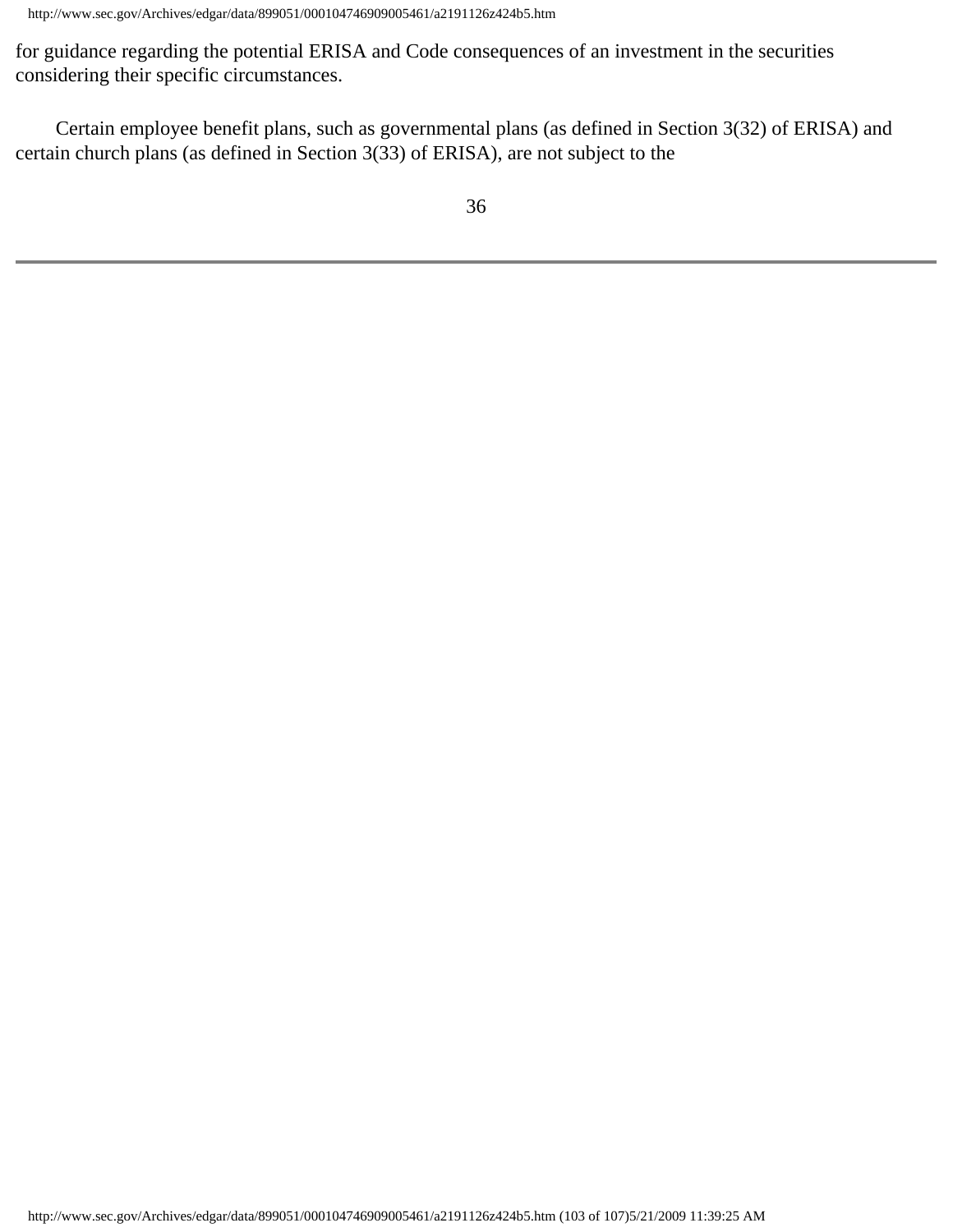for guidance regarding the potential ERISA and Code consequences of an investment in the securities considering their specific circumstances.

Certain employee benefit plans, such as governmental plans (as defined in Section 3(32) of ERISA) and certain church plans (as defined in Section 3(33) of ERISA), are not subject to the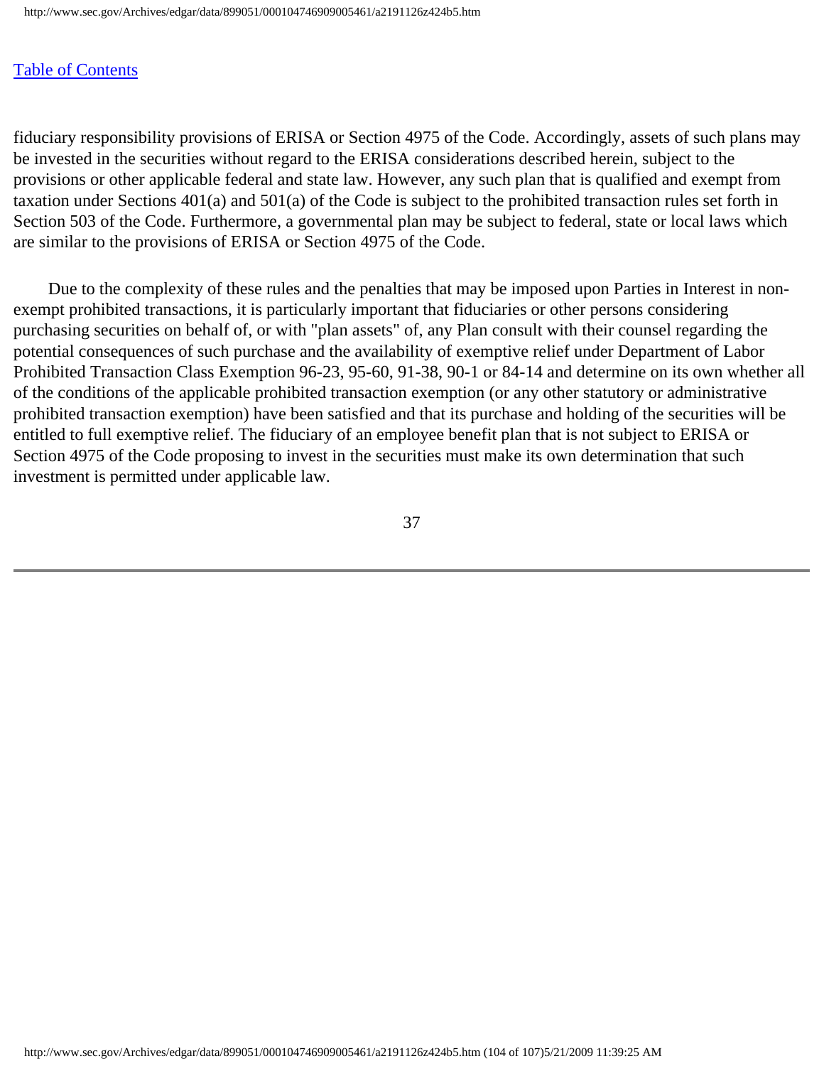fiduciary responsibility provisions of ERISA or Section 4975 of the Code. Accordingly, assets of such plans may be invested in the securities without regard to the ERISA considerations described herein, subject to the provisions or other applicable federal and state law. However, any such plan that is qualified and exempt from taxation under Sections 401(a) and 501(a) of the Code is subject to the prohibited transaction rules set forth in Section 503 of the Code. Furthermore, a governmental plan may be subject to federal, state or local laws which are similar to the provisions of ERISA or Section 4975 of the Code.

Due to the complexity of these rules and the penalties that may be imposed upon Parties in Interest in non-exempt prohibited transactions, it is particularly important that fiduciaries or other persons considering purchasing securities on behalf of, or with "plan assets" of, any Plan consult with their counsel regarding the potential consequences of such purchase and the availability of exemptive relief under Department of Labor Prohibited Transaction Class Exemption 96-23, 95-60, 91-38, 90-1 or 84-14 and determine on its own whether all of the conditions of the applicable prohibited transaction exemption (or any other statutory or administrative prohibited transaction exemption) have been satisfied and that its purchase and holding of the securities will be entitled to full exemptive relief. The fiduciary of an employee benefit plan that is not subject to ERISA or Section 4975 of the Code proposing to invest in the securities must make its own determination that such investment is permitted under applicable law.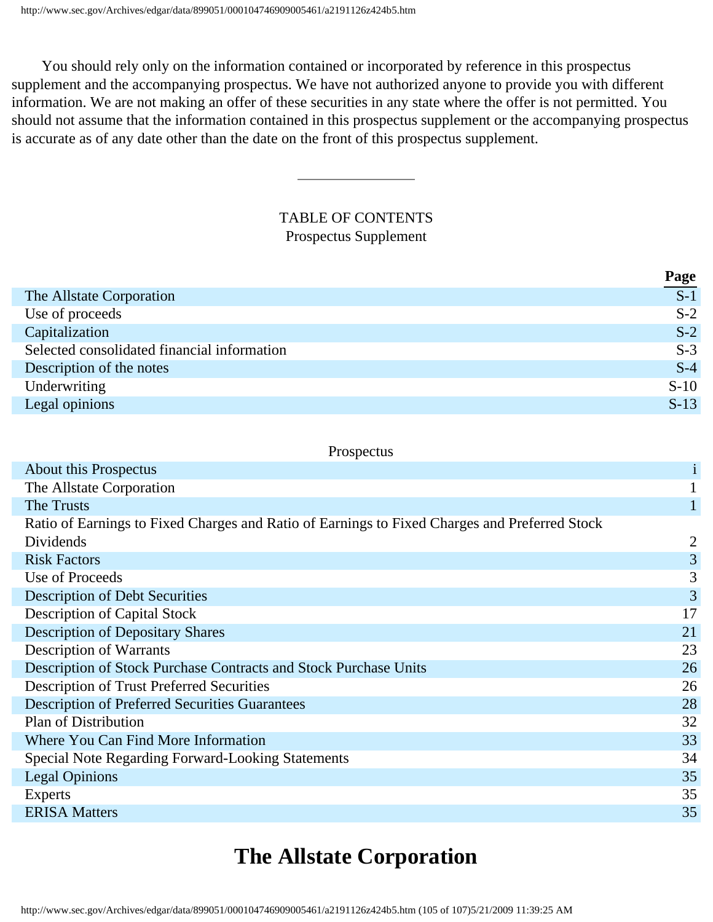You should rely only on the information contained or incorporated by reference in this prospectus supplement and the accompanying prospectus. We have not authorized anyone to provide you with different information. We are not making an offer of these securities in any state where the offer is not permitted. You should not assume that the information contained in this prospectus supplement or the accompanying prospectus is accurate as of any date other than the date on the front of this prospectus supplement.

---

TABLE OF CONTENTS
Prospectus Supplement

| | Page |
|---|---|
| The Allstate Corporation | S-1 |
| Use of proceeds | S-2 |
| Capitalization | S-2 |
| Selected consolidated financial information | S-3 |
| Description of the notes | S-4 |
| Underwriting | S-10 |
| Legal opinions | S-13 |

Prospectus

| | |
|---|---|
| About this Prospectus | i |
| The Allstate Corporation | 1 |
| The Trusts | 1 |
| Ratio of Earnings to Fixed Charges and Ratio of Earnings to Fixed Charges and Preferred Stock Dividends | 2 |
| Risk Factors | 3 |
| Use of Proceeds | 3 |
| Description of Debt Securities | 3 |
| Description of Capital Stock | 17 |
| Description of Depositary Shares | 21 |
| Description of Warrants | 23 |
| Description of Stock Purchase Contracts and Stock Purchase Units | 26 |
| Description of Trust Preferred Securities | 26 |
| Description of Preferred Securities Guarantees | 28 |
| Plan of Distribution | 32 |
| Where You Can Find More Information | 33 |
| Special Note Regarding Forward-Looking Statements | 34 |
| Legal Opinions | 35 |
| Experts | 35 |
| ERISA Matters | 35 |

# The Allstate Corporation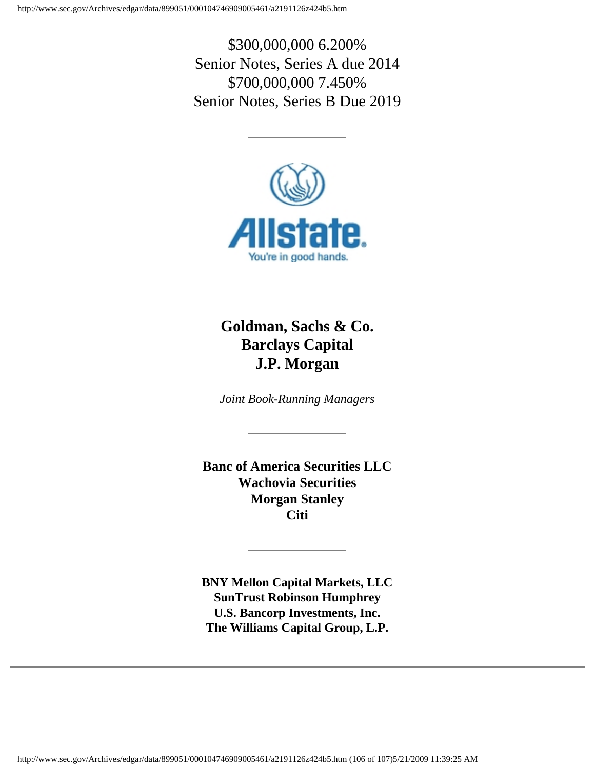$300,000,000 6.200%
Senior Notes, Series A due 2014
$700,000,000 7.450%
Senior Notes, Series B Due 2019

---

Allstate.
You're in good hands.

---

**Goldman, Sachs & Co.**
**Barclays Capital**
**J.P. Morgan**

*Joint Book-Running Managers*

---

**Banc of America Securities LLC**
**Wachovia Securities**
**Morgan Stanley**
**Citi**

---

**BNY Mellon Capital Markets, LLC**
**SunTrust Robinson Humphrey**
**U.S. Bancorp Investments, Inc.**
**The Williams Capital Group, L.P.**